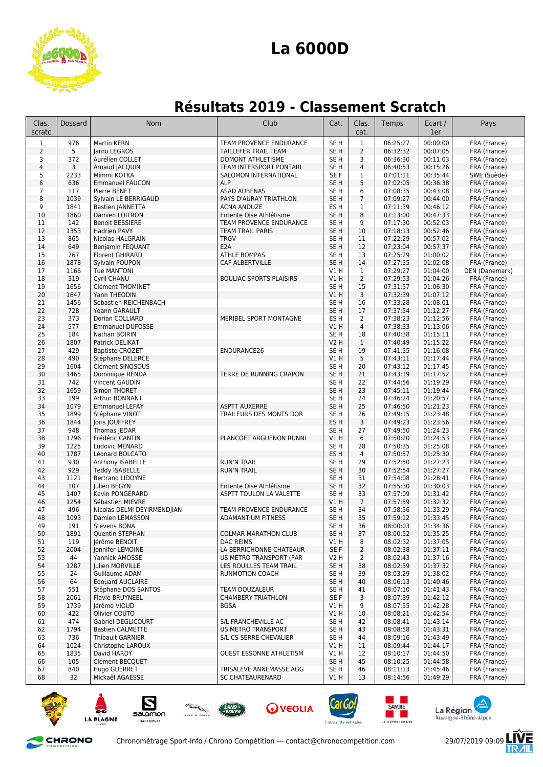# La 6000D

## Résultats 2019 - Classement Scratch

| Clas. scratc | Dossard | Nom | Club | Cat. | Clas. cat. | Temps | Ecart / 1er | Pays |
|---|---|---|---|---|---|---|---|---|
| 1 | 976 | Martin KERN | TEAM PROVENCE ENDURANCE | SE H | 1 | 06:25:27 | 00:00:00 | FRA (France) |
| 2 | 5 | Jarno LEGROS | TAILLEFER TRAIL TEAM | SE H | 2 | 06:32:32 | 00:07:05 | FRA (France) |
| 3 | 372 | Aurélien COLLET | DOMONT ATHLETISME | SE H | 3 | 06:36:30 | 00:11:03 | FRA (France) |
| 4 | 3 | Arnaud JACQUIN | TEAM INTERSPORT PONTARL | SE H | 4 | 06:40:53 | 00:15:26 | FRA (France) |
| 5 | 2233 | Mimmi KOTKA | SALOMON INTERNATIONAL | SE F | 1 | 07:01:11 | 00:35:44 | SWE (Suède) |
| 6 | 636 | Emmanuel FAUCON | ALP | SE H | 5 | 07:02:05 | 00:36:38 | FRA (France) |
| 7 | 117 | Pierre BENET | ASAD AUBENAS | SE H | 6 | 07:08:35 | 00:43:08 | FRA (France) |
| 8 | 1039 | Sylvain LE BERRIGAUD | PAYS D'AURAY TRIATHLON | SE H | 7 | 07:09:27 | 00:44:00 | FRA (France) |
| 9 | 1841 | Bastien JANNETTA | ACNA ANDUZE | ES H | 1 | 07:11:39 | 00:46:12 | FRA (France) |
| 10 | 1860 | Damien LOITRON | Entente Oise Athlétisme | SE H | 8 | 07:13:00 | 00:47:33 | FRA (France) |
| 11 | 142 | Benoit BESSIERE | TEAM PROVENCE ENDURANCE | SE H | 9 | 07:17:30 | 00:52:03 | FRA (France) |
| 12 | 1353 | Hadrien PAVY | TEAM TRAIL PARIS | SE H | 10 | 07:18:13 | 00:52:46 | FRA (France) |
| 13 | 865 | Nicolas HALGRAIN | TRGV | SE H | 11 | 07:22:29 | 00:57:02 | FRA (France) |
| 14 | 649 | Benjamin FEQUANT | E2A | SE H | 12 | 07:23:04 | 00:57:37 | FRA (France) |
| 15 | 767 | Florent GHIRARD | ATHLE BOMPAS | SE H | 13 | 07:25:29 | 01:00:02 | FRA (France) |
| 16 | 1878 | Sylvain POUPON | CAF ALBERTVILLE | SE H | 14 | 07:27:35 | 01:02:08 | FRA (France) |
| 17 | 1166 | Tue MANTONI | | V1 H | 1 | 07:29:27 | 01:04:00 | DEN (Danemark) |
| 18 | 319 | Cyril CHANU | BOULIAC SPORTS PLAISIRS | V1 H | 2 | 07:29:53 | 01:04:26 | FRA (France) |
| 19 | 1656 | Clément THOMINET | | SE H | 15 | 07:31:57 | 01:06:30 | FRA (France) |
| 20 | 1647 | Yann THEODIN | | V1 H | 3 | 07:32:39 | 01:07:12 | FRA (France) |
| 21 | 1456 | Sebastien REICHENBACH | | SE H | 16 | 07:33:28 | 01:08:01 | FRA (France) |
| 22 | 728 | Yoann GARAULT | | SE H | 17 | 07:37:54 | 01:12:27 | FRA (France) |
| 23 | 373 | Dorian COLLIARD | MERIBEL SPORT MONTAGNE | ES H | 2 | 07:38:23 | 01:12:56 | FRA (France) |
| 24 | 577 | Emmanuel DUFOSSE | | V1 H | 4 | 07:38:33 | 01:13:06 | FRA (France) |
| 25 | 184 | Nathan BOIRIN | | SE H | 18 | 07:40:38 | 01:15:11 | FRA (France) |
| 26 | 1807 | Patrick DELIKAT | | V2 H | 1 | 07:40:49 | 01:15:22 | FRA (France) |
| 27 | 429 | Baptiste CROZET | ENDURANCE26 | SE H | 19 | 07:41:35 | 01:16:08 | FRA (France) |
| 28 | 490 | Stéphane DELERCE | | V1 H | 5 | 07:43:11 | 01:17:44 | FRA (France) |
| 29 | 1604 | Clément SINQSOUS | | SE H | 20 | 07:43:12 | 01:17:45 | FRA (France) |
| 30 | 1465 | Dominique RENDA | TERRE DE RUNNING CRAPON | SE H | 21 | 07:43:19 | 01:17:52 | FRA (France) |
| 31 | 742 | Vincent GAUDIN | | SE H | 22 | 07:44:56 | 01:19:29 | FRA (France) |
| 32 | 1659 | Simon THORET | | SE H | 23 | 07:45:11 | 01:19:44 | FRA (France) |
| 33 | 199 | Arthur BONNANT | | SE H | 24 | 07:46:24 | 01:20:57 | FRA (France) |
| 34 | 1079 | Emmanuel LEFAY | ASPTT AUXERRE | SE H | 25 | 07:46:50 | 01:21:23 | FRA (France) |
| 35 | 1899 | Stéphane VINOT | TRAILEURS DES MONTS DOR | SE H | 26 | 07:49:15 | 01:23:48 | FRA (France) |
| 36 | 1844 | Joris JOUFFREY | | ES H | 3 | 07:49:23 | 01:23:56 | FRA (France) |
| 37 | 948 | Thomas JEDAR | | SE H | 27 | 07:49:50 | 01:24:23 | FRA (France) |
| 38 | 1796 | Frédéric CANTIN | PLANCOET ARGUENON RUNNI | V1 H | 6 | 07:50:20 | 01:24:53 | FRA (France) |
| 39 | 1225 | Ludovic MENARD | | SE H | 28 | 07:50:35 | 01:25:08 | FRA (France) |
| 40 | 1787 | Léonard BOLCATO | | ES H | 4 | 07:50:57 | 01:25:30 | FRA (France) |
| 41 | 930 | Anthony ISABELLE | RUN'N TRAIL | SE H | 29 | 07:52:50 | 01:27:23 | FRA (France) |
| 42 | 929 | Teddy ISABELLE | RUN'N TRAIL | SE H | 30 | 07:52:54 | 01:27:27 | FRA (France) |
| 43 | 1121 | Bertrand LIDOYNE | | SE H | 31 | 07:54:08 | 01:28:41 | FRA (France) |
| 44 | 107 | Julien BEGYN | Entente Oise Athlétisme | SE H | 32 | 07:55:30 | 01:30:03 | FRA (France) |
| 45 | 1407 | Kevin PONGERARD | ASPTT TOULON LA VALETTE | SE H | 33 | 07:57:09 | 01:31:42 | FRA (France) |
| 46 | 1254 | Sébastien MIEVRE | | V1 H | 7 | 07:57:59 | 01:32:32 | FRA (France) |
| 47 | 496 | Nicolas DELMI DEYIRMENDJIAN | TEAM PROVENCE ENDURANCE | SE H | 34 | 07:58:56 | 01:33:29 | FRA (France) |
| 48 | 1093 | Damien LEMASSON | ADAMANTIUM FITNESS | SE H | 35 | 07:59:12 | 01:33:45 | FRA (France) |
| 49 | 191 | Stevens BONA | | SE H | 36 | 08:00:03 | 01:34:36 | FRA (France) |
| 50 | 1891 | Quentin STEPHAN | COLMAR MARATHON CLUB | SE H | 37 | 08:00:52 | 01:35:25 | FRA (France) |
| 51 | 119 | Jérôme BENOIT | DAC REIMS | V1 H | 8 | 08:02:32 | 01:37:05 | FRA (France) |
| 52 | 2004 | Jennifer LEMOINE | LA BERRICHONNE CHATEAUR | SE F | 2 | 08:02:38 | 01:37:11 | FRA (France) |
| 53 | 44 | Yannick AMOSSE | US METRO TRANSPORT (PAR | V2 H | 2 | 08:02:43 | 01:37:16 | FRA (France) |
| 54 | 1287 | Julien MORVILLE | LES ROUILLES TEAM TRAIL | SE H | 38 | 08:02:59 | 01:37:32 | FRA (France) |
| 55 | 24 | Guillaume ADAM | RUNMOTION COACH | SE H | 39 | 08:03:29 | 01:38:02 | FRA (France) |
| 56 | 64 | Edouard AUCLAIRE | | SE H | 40 | 08:06:13 | 01:40:46 | FRA (France) |
| 57 | 551 | Stéphane DOS SANTOS | TEAM DOUZALEUR | SE H | 41 | 08:07:10 | 01:41:43 | FRA (France) |
| 58 | 2061 | Flavie BRUYNEEL | CHAMBERY TRIATHLON | SE F | 3 | 08:07:39 | 01:42:12 | FRA (France) |
| 59 | 1739 | Jérôme VIOUD | BGSA | V1 H | 9 | 08:07:55 | 01:42:28 | FRA (France) |
| 60 | 422 | Olivier COUTO | | V1 H | 10 | 08:08:21 | 01:42:54 | FRA (France) |
| 61 | 474 | Gabriel DEGLICOURT | S/L FRANCHEVILLE AC | SE H | 42 | 08:08:41 | 01:43:14 | FRA (France) |
| 62 | 1794 | Bastien CALMETTE | US METRO TRANSPORT | SE H | 43 | 08:08:58 | 01:43:31 | FRA (France) |
| 63 | 736 | Thibault GARNIER | S/L CS SERRE-CHEVALIER | SE H | 44 | 08:09:16 | 01:43:49 | FRA (France) |
| 64 | 1024 | Christophe LAROUX | | V1 H | 11 | 08:09:44 | 01:44:17 | FRA (France) |
| 65 | 1835 | David HARDY | OUEST ESSONNE ATHLETISM | V1 H | 12 | 08:10:17 | 01:44:50 | FRA (France) |
| 66 | 105 | Clément BECQUET | | SE H | 45 | 08:10:25 | 01:44:58 | FRA (France) |
| 67 | 840 | Hugo GUERRET | TRISALEVE ANNEMASSE AGG | SE H | 46 | 08:11:13 | 01:45:46 | FRA (France) |
| 68 | 32 | Mickaël AGAESSE | SC CHATEAURENARD | V1 H | 13 | 08:14:56 | 01:49:29 | FRA (France) |

Chronométrage Sport-Info / Chrono Compétition --- contact@chronocompetition.com

29/07/2019 09:09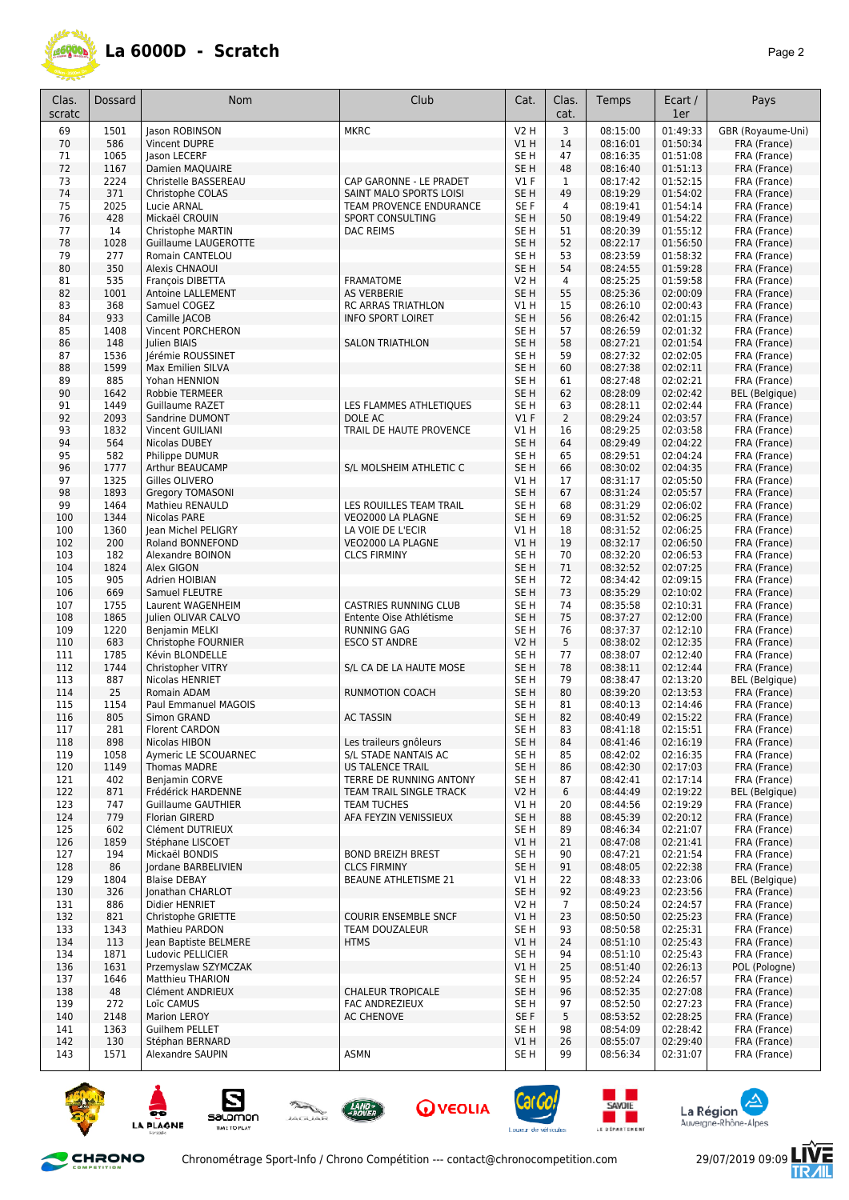# La 6000D - Scratch

| Clas. scratc | Dossard | Nom | Club | Cat. | Clas. cat. | Temps | Ecart / 1er | Pays |
|---|---|---|---|---|---|---|---|---|
| 69 | 1501 | Jason ROBINSON | MKRC | V2 H | 3 | 08:15:00 | 01:49:33 | GBR (Royaume-Uni) |
| 70 | 586 | Vincent DUPRE | | V1 H | 14 | 08:16:01 | 01:50:34 | FRA (France) |
| 71 | 1065 | Jason LECERF | | SE H | 47 | 08:16:35 | 01:51:08 | FRA (France) |
| 72 | 1167 | Damien MAQUAIRE | | SE H | 48 | 08:16:40 | 01:51:13 | FRA (France) |
| 73 | 2224 | Christelle BASSEREAU | CAP GARONNE - LE PRADET | V1 F | 1 | 08:17:42 | 01:52:15 | FRA (France) |
| 74 | 371 | Christophe COLAS | SAINT MALO SPORTS LOISI | SE H | 49 | 08:19:29 | 01:54:02 | FRA (France) |
| 75 | 2025 | Lucie ARNAL | TEAM PROVENCE ENDURANCE | SE F | 4 | 08:19:41 | 01:54:14 | FRA (France) |
| 76 | 428 | Mickaël CROUIN | SPORT CONSULTING | SE H | 50 | 08:19:49 | 01:54:22 | FRA (France) |
| 77 | 14 | Christophe MARTIN | DAC REIMS | SE H | 51 | 08:20:39 | 01:55:12 | FRA (France) |
| 78 | 1028 | Guillaume LAUGEROTTE | | SE H | 52 | 08:22:17 | 01:56:50 | FRA (France) |
| 79 | 277 | Romain CANTELOU | | SE H | 53 | 08:23:59 | 01:58:32 | FRA (France) |
| 80 | 350 | Alexis CHNAOUI | | SE H | 54 | 08:24:55 | 01:59:28 | FRA (France) |
| 81 | 535 | François DIBETTA | FRAMATOME | V2 H | 4 | 08:25:25 | 01:59:58 | FRA (France) |
| 82 | 1001 | Antoine LALLEMENT | AS VERBERIE | SE H | 55 | 08:25:36 | 02:00:09 | FRA (France) |
| 83 | 368 | Samuel COGEZ | RC ARRAS TRIATHLON | V1 H | 15 | 08:26:10 | 02:00:43 | FRA (France) |
| 84 | 933 | Camille JACOB | INFO SPORT LOIRET | SE H | 56 | 08:26:42 | 02:01:15 | FRA (France) |
| 85 | 1408 | Vincent PORCHERON | | SE H | 57 | 08:26:59 | 02:01:32 | FRA (France) |
| 86 | 148 | Julien BIAIS | SALON TRIATHLON | SE H | 58 | 08:27:21 | 02:01:54 | FRA (France) |
| 87 | 1536 | Jérémie ROUSSINET | | SE H | 59 | 08:27:32 | 02:02:05 | FRA (France) |
| 88 | 1599 | Max Emilien SILVA | | SE H | 60 | 08:27:38 | 02:02:11 | FRA (France) |
| 89 | 885 | Yohan HENNION | | SE H | 61 | 08:27:48 | 02:02:21 | FRA (France) |
| 90 | 1642 | Robbie TERMEER | | SE H | 62 | 08:28:09 | 02:02:42 | BEL (Belgique) |
| 91 | 1449 | Guillaume RAZET | LES FLAMMES ATHLETIQUES | SE H | 63 | 08:28:11 | 02:02:44 | FRA (France) |
| 92 | 2093 | Sandrine DUMONT | DOLE AC | V1 F | 2 | 08:29:24 | 02:03:57 | FRA (France) |
| 93 | 1832 | Vincent GUILIANI | TRAIL DE HAUTE PROVENCE | V1 H | 16 | 08:29:25 | 02:03:58 | FRA (France) |
| 94 | 564 | Nicolas DUBEY | | SE H | 64 | 08:29:49 | 02:04:22 | FRA (France) |
| 95 | 582 | Philippe DUMUR | | SE H | 65 | 08:29:51 | 02:04:24 | FRA (France) |
| 96 | 1777 | Arthur BEAUCAMP | S/L MOLSHEIM ATHLETIC C | SE H | 66 | 08:30:02 | 02:04:35 | FRA (France) |
| 97 | 1325 | Gilles OLIVERO | | V1 H | 17 | 08:31:17 | 02:05:50 | FRA (France) |
| 98 | 1893 | Gregory TOMASONI | | SE H | 67 | 08:31:24 | 02:05:57 | FRA (France) |
| 99 | 1464 | Mathieu RENAULD | LES ROUILLES TEAM TRAIL | SE H | 68 | 08:31:29 | 02:06:02 | FRA (France) |
| 100 | 1344 | Nicolas PARE | VEO2000 LA PLAGNE | SE H | 69 | 08:31:52 | 02:06:25 | FRA (France) |
| 100 | 1360 | Jean Michel PELIGRY | LA VOIE DE L'ECIR | V1 H | 18 | 08:31:52 | 02:06:25 | FRA (France) |
| 102 | 200 | Roland BONNEFOND | VEO2000 LA PLAGNE | V1 H | 19 | 08:32:17 | 02:06:50 | FRA (France) |
| 103 | 182 | Alexandre BOINON | CLCS FIRMINY | SE H | 70 | 08:32:20 | 02:06:53 | FRA (France) |
| 104 | 1824 | Alex GIGON | | SE H | 71 | 08:32:52 | 02:07:25 | FRA (France) |
| 105 | 905 | Adrien HOIBIAN | | SE H | 72 | 08:34:42 | 02:09:15 | FRA (France) |
| 106 | 669 | Samuel FLEUTRE | | SE H | 73 | 08:35:29 | 02:10:02 | FRA (France) |
| 107 | 1755 | Laurent WAGENHEIM | CASTRIES RUNNING CLUB | SE H | 74 | 08:35:58 | 02:10:31 | FRA (France) |
| 108 | 1865 | Julien OLIVAR CALVO | Entente Oise Athlétisme | SE H | 75 | 08:37:27 | 02:12:00 | FRA (France) |
| 109 | 1220 | Benjamin MELKI | RUNNING GAG | SE H | 76 | 08:37:37 | 02:12:10 | FRA (France) |
| 110 | 683 | Christophe FOURNIER | ESCO ST ANDRE | V2 H | 5 | 08:38:02 | 02:12:35 | FRA (France) |
| 111 | 1785 | Kévin BLONDELLE | | SE H | 77 | 08:38:07 | 02:12:40 | FRA (France) |
| 112 | 1744 | Christopher VITRY | S/L CA DE LA HAUTE MOSE | SE H | 78 | 08:38:11 | 02:12:44 | FRA (France) |
| 113 | 887 | Nicolas HENRIET | | SE H | 79 | 08:38:47 | 02:13:20 | BEL (Belgique) |
| 114 | 25 | Romain ADAM | RUNMOTION COACH | SE H | 80 | 08:39:20 | 02:13:53 | FRA (France) |
| 115 | 1154 | Paul Emmanuel MAGOIS | | SE H | 81 | 08:40:13 | 02:14:46 | FRA (France) |
| 116 | 805 | Simon GRAND | AC TASSIN | SE H | 82 | 08:40:49 | 02:15:22 | FRA (France) |
| 117 | 281 | Florent CARDON | | SE H | 83 | 08:41:18 | 02:15:51 | FRA (France) |
| 118 | 898 | Nicolas HIBON | Les traileurs gnôleurs | SE H | 84 | 08:41:46 | 02:16:19 | FRA (France) |
| 119 | 1058 | Aymeric LE SCOUARNEC | S/L STADE NANTAIS AC | SE H | 85 | 08:42:02 | 02:16:35 | FRA (France) |
| 120 | 1149 | Thomas MADRE | US TALENCE TRAIL | SE H | 86 | 08:42:30 | 02:17:03 | FRA (France) |
| 121 | 402 | Benjamin CORVE | TERRE DE RUNNING ANTONY | SE H | 87 | 08:42:41 | 02:17:14 | FRA (France) |
| 122 | 871 | Frédérick HARDENNE | TEAM TRAIL SINGLE TRACK | V2 H | 6 | 08:44:49 | 02:19:22 | BEL (Belgique) |
| 123 | 747 | Guillaume GAUTHIER | TEAM TUCHES | V1 H | 20 | 08:44:56 | 02:19:29 | FRA (France) |
| 124 | 779 | Florian GIRERD | AFA FEYZIN VENISSIEUX | SE H | 88 | 08:45:39 | 02:20:12 | FRA (France) |
| 125 | 602 | Clément DUTRIEUX | | SE H | 89 | 08:46:34 | 02:21:07 | FRA (France) |
| 126 | 1859 | Stéphane LISCOET | | V1 H | 21 | 08:47:08 | 02:21:41 | FRA (France) |
| 127 | 194 | Mickaël BONDIS | BOND BREIZH BREST | SE H | 90 | 08:47:21 | 02:21:54 | FRA (France) |
| 128 | 86 | Jordane BARBELIVIEN | CLCS FIRMINY | SE H | 91 | 08:48:05 | 02:22:38 | FRA (France) |
| 129 | 1804 | Blaise DEBAY | BEAUNE ATHLETISME 21 | V1 H | 22 | 08:48:33 | 02:23:06 | BEL (Belgique) |
| 130 | 326 | Jonathan CHARLOT | | SE H | 92 | 08:49:23 | 02:23:56 | FRA (France) |
| 131 | 886 | Didier HENRIET | | V2 H | 7 | 08:50:24 | 02:24:57 | FRA (France) |
| 132 | 821 | Christophe GRIETTE | COURIR ENSEMBLE SNCF | V1 H | 23 | 08:50:50 | 02:25:23 | FRA (France) |
| 133 | 1343 | Mathieu PARDON | TEAM DOUZALEUR | SE H | 93 | 08:50:58 | 02:25:31 | FRA (France) |
| 134 | 113 | Jean Baptiste BELMERE | HTMS | V1 H | 24 | 08:51:10 | 02:25:43 | FRA (France) |
| 134 | 1871 | Ludovic PELLICIER | | SE H | 94 | 08:51:10 | 02:25:43 | FRA (France) |
| 136 | 1631 | Przemyslaw SZYMCZAK | | V1 H | 25 | 08:51:40 | 02:26:13 | POL (Pologne) |
| 137 | 1646 | Matthieu THARION | | SE H | 95 | 08:52:24 | 02:26:57 | FRA (France) |
| 138 | 48 | Clément ANDRIEUX | CHALEUR TROPICALE | SE H | 96 | 08:52:35 | 02:27:08 | FRA (France) |
| 139 | 272 | Loïc CAMUS | FAC ANDREZIEUX | SE H | 97 | 08:52:50 | 02:27:23 | FRA (France) |
| 140 | 2148 | Marion LEROY | AC CHENOVE | SE F | 5 | 08:53:52 | 02:28:25 | FRA (France) |
| 141 | 1363 | Guilhem PELLET | | SE H | 98 | 08:54:09 | 02:28:42 | FRA (France) |
| 142 | 130 | Stéphan BERNARD | | V1 H | 26 | 08:55:07 | 02:29:40 | FRA (France) |
| 143 | 1571 | Alexandre SAUPIN | ASMN | SE H | 99 | 08:56:34 | 02:31:07 | FRA (France) |

Chronométrage Sport-Info / Chrono Compétition --- contact@chronocompetition.com 29/07/2019 09:09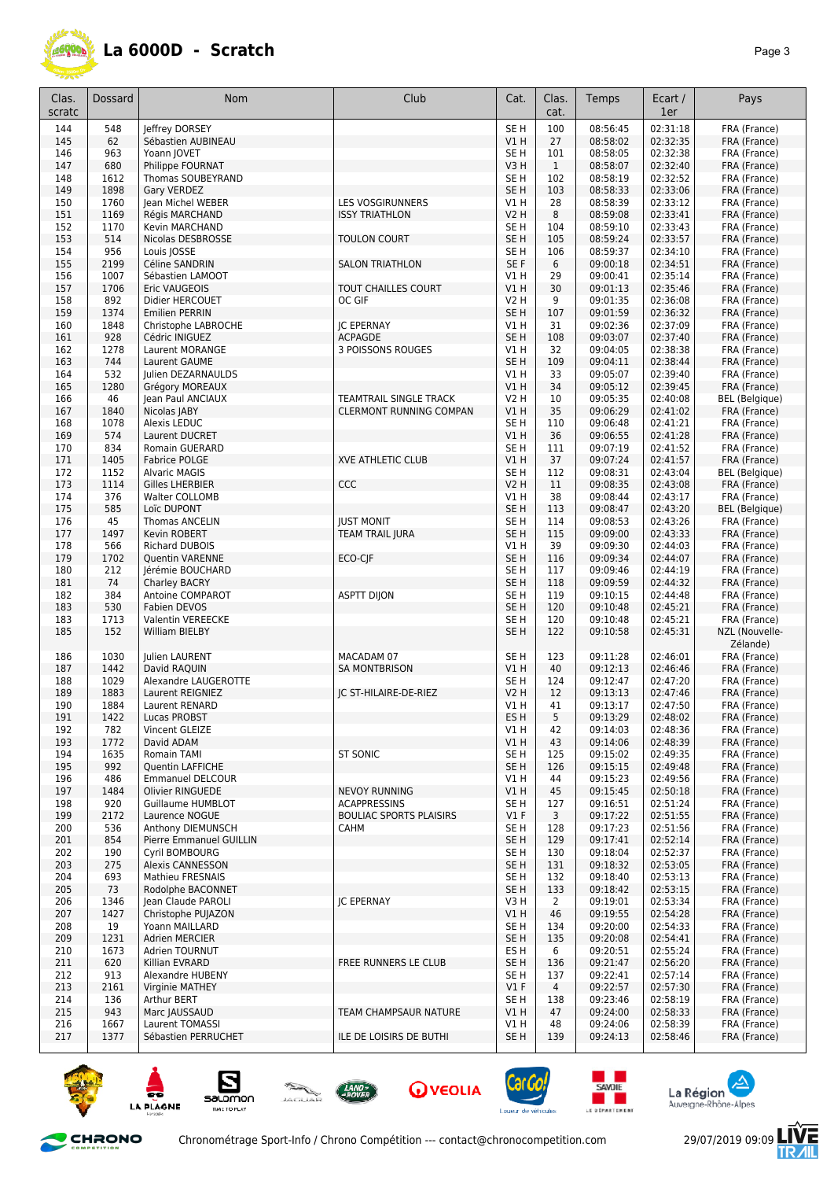# La 6000D - Scratch

| Clas. scratc | Dossard | Nom | Club | Cat. | Clas. cat. | Temps | Ecart / 1er | Pays |
|---|---|---|---|---|---|---|---|---|
| 144 | 548 | Jeffrey DORSEY | | SE H | 100 | 08:56:45 | 02:31:18 | FRA (France) |
| 145 | 62 | Sébastien AUBINEAU | | V1 H | 27 | 08:58:02 | 02:32:35 | FRA (France) |
| 146 | 963 | Yoann JOVET | | SE H | 101 | 08:58:05 | 02:32:38 | FRA (France) |
| 147 | 680 | Philippe FOURNAT | | V3 H | 1 | 08:58:07 | 02:32:40 | FRA (France) |
| 148 | 1612 | Thomas SOUBEYRAND | | SE H | 102 | 08:58:19 | 02:32:52 | FRA (France) |
| 149 | 1898 | Gary VERDEZ | | SE H | 103 | 08:58:33 | 02:33:06 | FRA (France) |
| 150 | 1760 | Jean Michel WEBER | LES VOSGIRUNNERS | V1 H | 28 | 08:58:39 | 02:33:12 | FRA (France) |
| 151 | 1169 | Régis MARCHAND | ISSY TRIATHLON | V2 H | 8 | 08:59:08 | 02:33:41 | FRA (France) |
| 152 | 1170 | Kevin MARCHAND | | SE H | 104 | 08:59:10 | 02:33:43 | FRA (France) |
| 153 | 514 | Nicolas DESBROSSE | TOULON COURT | SE H | 105 | 08:59:24 | 02:33:57 | FRA (France) |
| 154 | 956 | Louis JOSSE | | SE H | 106 | 08:59:37 | 02:34:10 | FRA (France) |
| 155 | 2199 | Céline SANDRIN | SALON TRIATHLON | SE F | 6 | 09:00:18 | 02:34:51 | FRA (France) |
| 156 | 1007 | Sébastien LAMOOT | | V1 H | 29 | 09:00:41 | 02:35:14 | FRA (France) |
| 157 | 1706 | Eric VAUGEOIS | TOUT CHAILLES COURT | V1 H | 30 | 09:01:13 | 02:35:46 | FRA (France) |
| 158 | 892 | Didier HERCOUET | OC GIF | V2 H | 9 | 09:01:35 | 02:36:08 | FRA (France) |
| 159 | 1374 | Emilien PERRIN | | SE H | 107 | 09:01:59 | 02:36:32 | FRA (France) |
| 160 | 1848 | Christophe LABROCHE | JC EPERNAY | V1 H | 31 | 09:02:36 | 02:37:09 | FRA (France) |
| 161 | 928 | Cédric INIGUEZ | ACPAGDE | SE H | 108 | 09:03:07 | 02:37:40 | FRA (France) |
| 162 | 1278 | Laurent MORANGE | 3 POISSONS ROUGES | V1 H | 32 | 09:04:05 | 02:38:38 | FRA (France) |
| 163 | 744 | Laurent GAUME | | SE H | 109 | 09:04:11 | 02:38:44 | FRA (France) |
| 164 | 532 | Julien DEZARNAULDS | | V1 H | 33 | 09:05:07 | 02:39:40 | FRA (France) |
| 165 | 1280 | Grégory MOREAUX | | V1 H | 34 | 09:05:12 | 02:39:45 | FRA (France) |
| 166 | 46 | Jean Paul ANCIAUX | TEAMTRAIL SINGLE TRACK | V2 H | 10 | 09:05:35 | 02:40:08 | BEL (Belgique) |
| 167 | 1840 | Nicolas JABY | CLERMONT RUNNING COMPAN | V1 H | 35 | 09:06:29 | 02:41:02 | FRA (France) |
| 168 | 1078 | Alexis LEDUC | | SE H | 110 | 09:06:48 | 02:41:21 | FRA (France) |
| 169 | 574 | Laurent DUCRET | | V1 H | 36 | 09:06:55 | 02:41:28 | FRA (France) |
| 170 | 834 | Romain GUERARD | | SE H | 111 | 09:07:19 | 02:41:52 | FRA (France) |
| 171 | 1405 | Fabrice POLGE | XVE ATHLETIC CLUB | V1 H | 37 | 09:07:24 | 02:41:57 | FRA (France) |
| 172 | 1152 | Alvaric MAGIS | | SE H | 112 | 09:08:31 | 02:43:04 | BEL (Belgique) |
| 173 | 1114 | Gilles LHERBIER | CCC | V2 H | 11 | 09:08:35 | 02:43:08 | FRA (France) |
| 174 | 376 | Walter COLLOMB | | V1 H | 38 | 09:08:44 | 02:43:17 | FRA (France) |
| 175 | 585 | Loïc DUPONT | | SE H | 113 | 09:08:47 | 02:43:20 | BEL (Belgique) |
| 176 | 45 | Thomas ANCELIN | JUST MONIT | SE H | 114 | 09:08:53 | 02:43:26 | FRA (France) |
| 177 | 1497 | Kevin ROBERT | TEAM TRAIL JURA | SE H | 115 | 09:09:00 | 02:43:33 | FRA (France) |
| 178 | 566 | Richard DUBOIS | | V1 H | 39 | 09:09:30 | 02:44:03 | FRA (France) |
| 179 | 1702 | Quentin VARENNE | ECO-CJF | SE H | 116 | 09:09:34 | 02:44:07 | FRA (France) |
| 180 | 212 | Jérémie BOUCHARD | | SE H | 117 | 09:09:46 | 02:44:19 | FRA (France) |
| 181 | 74 | Charley BACRY | | SE H | 118 | 09:09:59 | 02:44:32 | FRA (France) |
| 182 | 384 | Antoine COMPAROT | ASPTT DIJON | SE H | 119 | 09:10:15 | 02:44:48 | FRA (France) |
| 183 | 530 | Fabien DEVOS | | SE H | 120 | 09:10:48 | 02:45:21 | FRA (France) |
| 183 | 1713 | Valentin VEREECKE | | SE H | 120 | 09:10:48 | 02:45:21 | FRA (France) |
| 185 | 152 | William BIELBY | | SE H | 122 | 09:10:58 | 02:45:31 | NZL (Nouvelle-Zélande) |
| 186 | 1030 | Julien LAURENT | MACADAM 07 | SE H | 123 | 09:11:28 | 02:46:01 | FRA (France) |
| 187 | 1442 | David RAQUIN | SA MONTBRISON | V1 H | 40 | 09:12:13 | 02:46:46 | FRA (France) |
| 188 | 1029 | Alexandre LAUGEROTTE | | SE H | 124 | 09:12:47 | 02:47:20 | FRA (France) |
| 189 | 1883 | Laurent REIGNIEZ | JC ST-HILAIRE-DE-RIEZ | V2 H | 12 | 09:13:13 | 02:47:46 | FRA (France) |
| 190 | 1884 | Laurent RENARD | | V1 H | 41 | 09:13:17 | 02:47:50 | FRA (France) |
| 191 | 1422 | Lucas PROBST | | ES H | 5 | 09:13:29 | 02:48:02 | FRA (France) |
| 192 | 782 | Vincent GLEIZE | | V1 H | 42 | 09:14:03 | 02:48:36 | FRA (France) |
| 193 | 1772 | David ADAM | | V1 H | 43 | 09:14:06 | 02:48:39 | FRA (France) |
| 194 | 1635 | Romain TAMI | ST SONIC | SE H | 125 | 09:15:02 | 02:49:35 | FRA (France) |
| 195 | 992 | Quentin LAFFICHE | | SE H | 126 | 09:15:15 | 02:49:48 | FRA (France) |
| 196 | 486 | Emmanuel DELCOUR | | V1 H | 44 | 09:15:23 | 02:49:56 | FRA (France) |
| 197 | 1484 | Olivier RINGUEDE | NEVOY RUNNING | V1 H | 45 | 09:15:45 | 02:50:18 | FRA (France) |
| 198 | 920 | Guillaume HUMBLOT | ACAPPRESSINS | SE H | 127 | 09:16:51 | 02:51:24 | FRA (France) |
| 199 | 2172 | Laurence NOGUE | BOULIAC SPORTS PLAISIRS | V1 F | 3 | 09:17:22 | 02:51:55 | FRA (France) |
| 200 | 536 | Anthony DIEMUNSCH | CAHM | SE H | 128 | 09:17:23 | 02:51:56 | FRA (France) |
| 201 | 854 | Pierre Emmanuel GUILLIN | | SE H | 129 | 09:17:41 | 02:52:14 | FRA (France) |
| 202 | 190 | Cyril BOMBOURG | | SE H | 130 | 09:18:04 | 02:52:37 | FRA (France) |
| 203 | 275 | Alexis CANNESSON | | SE H | 131 | 09:18:32 | 02:53:05 | FRA (France) |
| 204 | 693 | Mathieu FRESNAIS | | SE H | 132 | 09:18:40 | 02:53:13 | FRA (France) |
| 205 | 73 | Rodolphe BACONNET | | SE H | 133 | 09:18:42 | 02:53:15 | FRA (France) |
| 206 | 1346 | Jean Claude PAROLI | JC EPERNAY | V3 H | 2 | 09:19:01 | 02:53:34 | FRA (France) |
| 207 | 1427 | Christophe PUJAZON | | V1 H | 46 | 09:19:55 | 02:54:28 | FRA (France) |
| 208 | 19 | Yoann MAILLARD | | SE H | 134 | 09:20:00 | 02:54:33 | FRA (France) |
| 209 | 1231 | Adrien MERCIER | | SE H | 135 | 09:20:08 | 02:54:41 | FRA (France) |
| 210 | 1673 | Adrien TOURNUT | | ES H | 6 | 09:20:51 | 02:55:24 | FRA (France) |
| 211 | 620 | Killian EVRARD | FREE RUNNERS LE CLUB | SE H | 136 | 09:21:47 | 02:56:20 | FRA (France) |
| 212 | 913 | Alexandre HUBENY | | SE H | 137 | 09:22:41 | 02:57:14 | FRA (France) |
| 213 | 2161 | Virginie MATHEY | | V1 F | 4 | 09:22:57 | 02:57:30 | FRA (France) |
| 214 | 136 | Arthur BERT | | SE H | 138 | 09:23:46 | 02:58:19 | FRA (France) |
| 215 | 943 | Marc JAUSSAUD | TEAM CHAMPSAUR NATURE | V1 H | 47 | 09:24:00 | 02:58:33 | FRA (France) |
| 216 | 1667 | Laurent TOMASSI | | V1 H | 48 | 09:24:06 | 02:58:39 | FRA (France) |
| 217 | 1377 | Sébastien PERRUCHET | ILE DE LOISIRS DE BUTHI | SE H | 139 | 09:24:13 | 02:58:46 | FRA (France) |

Chronométrage Sport-Info / Chrono Compétition --- contact@chronocompetition.com 29/07/2019 09:09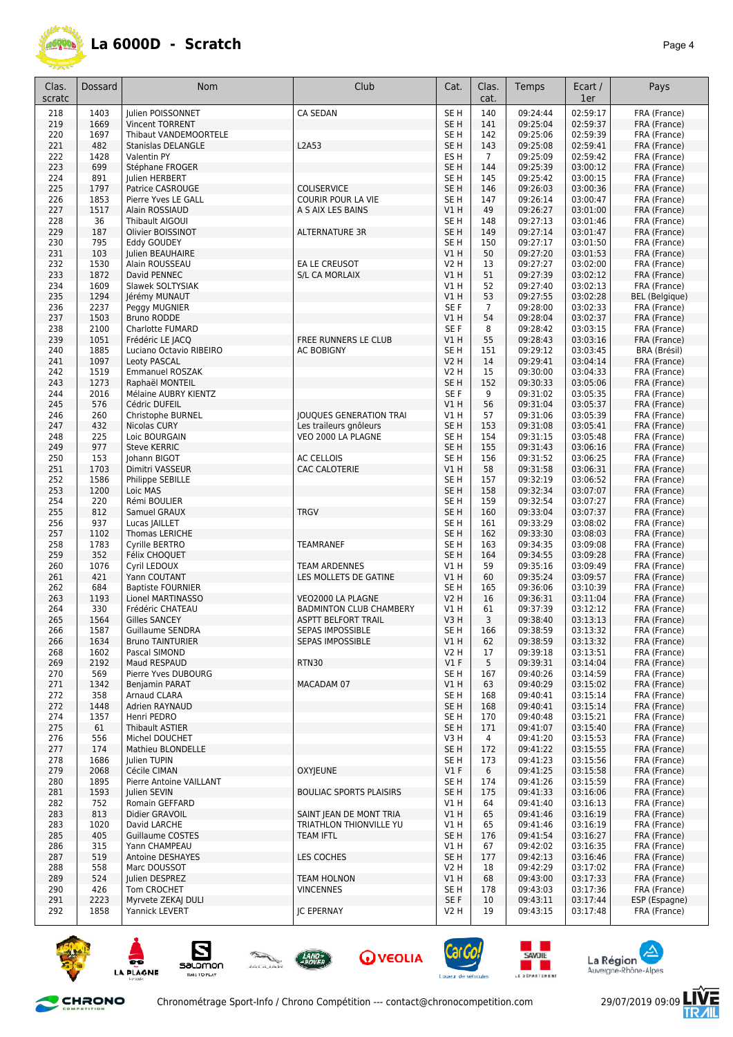# La 6000D - Scratch

| Clas. scratc | Dossard | Nom | Club | Cat. | Clas. cat. | Temps | Ecart / 1er | Pays |
|---|---|---|---|---|---|---|---|---|
| 218 | 1403 | Julien POISSONNET | CA SEDAN | SE H | 140 | 09:24:44 | 02:59:17 | FRA (France) |
| 219 | 1669 | Vincent TORRENT | | SE H | 141 | 09:25:04 | 02:59:37 | FRA (France) |
| 220 | 1697 | Thibaut VANDEMOORTELE | | SE H | 142 | 09:25:06 | 02:59:39 | FRA (France) |
| 221 | 482 | Stanislas DELANGLE | L2A53 | SE H | 143 | 09:25:08 | 02:59:41 | FRA (France) |
| 222 | 1428 | Valentin PY | | ES H | 7 | 09:25:09 | 02:59:42 | FRA (France) |
| 223 | 699 | Stéphane FROGER | | SE H | 144 | 09:25:39 | 03:00:12 | FRA (France) |
| 224 | 891 | Julien HERBERT | | SE H | 145 | 09:25:42 | 03:00:15 | FRA (France) |
| 225 | 1797 | Patrice CASROUGE | COLISERVICE | SE H | 146 | 09:26:03 | 03:00:36 | FRA (France) |
| 226 | 1853 | Pierre Yves LE GALL | COURIR POUR LA VIE | SE H | 147 | 09:26:14 | 03:00:47 | FRA (France) |
| 227 | 1517 | Alain ROSSIAUD | A S AIX LES BAINS | V1 H | 49 | 09:26:27 | 03:01:00 | FRA (France) |
| 228 | 36 | Thibault AIGOUI | | SE H | 148 | 09:27:13 | 03:01:46 | FRA (France) |
| 229 | 187 | Olivier BOISSINOT | ALTERNATURE 3R | SE H | 149 | 09:27:14 | 03:01:47 | FRA (France) |
| 230 | 795 | Eddy GOUDEY | | SE H | 150 | 09:27:17 | 03:01:50 | FRA (France) |
| 231 | 103 | Julien BEAUHAIRE | | V1 H | 50 | 09:27:20 | 03:01:53 | FRA (France) |
| 232 | 1530 | Alain ROUSSEAU | EA LE CREUSOT | V2 H | 13 | 09:27:27 | 03:02:00 | FRA (France) |
| 233 | 1872 | David PENNEC | S/L CA MORLAIX | V1 H | 51 | 09:27:39 | 03:02:12 | FRA (France) |
| 234 | 1609 | Slawek SOLTYSIAK | | V1 H | 52 | 09:27:40 | 03:02:13 | FRA (France) |
| 235 | 1294 | Jérémy MUNAUT | | V1 H | 53 | 09:27:55 | 03:02:28 | BEL (Belgique) |
| 236 | 2237 | Peggy MUGNIER | | SE F | 7 | 09:28:00 | 03:02:33 | FRA (France) |
| 237 | 1503 | Bruno RODDE | | V1 H | 54 | 09:28:04 | 03:02:37 | FRA (France) |
| 238 | 2100 | Charlotte FUMARD | | SE F | 8 | 09:28:42 | 03:03:15 | FRA (France) |
| 239 | 1051 | Frédéric LE JACQ | FREE RUNNERS LE CLUB | V1 H | 55 | 09:28:43 | 03:03:16 | FRA (France) |
| 240 | 1885 | Luciano Octavio RIBEIRO | AC BOBIGNY | SE H | 151 | 09:29:12 | 03:03:45 | BRA (Brésil) |
| 241 | 1097 | Leoty PASCAL | | V2 H | 14 | 09:29:41 | 03:04:14 | FRA (France) |
| 242 | 1519 | Emmanuel ROSZAK | | V2 H | 15 | 09:30:00 | 03:04:33 | FRA (France) |
| 243 | 1273 | Raphaël MONTEIL | | SE H | 152 | 09:30:33 | 03:05:06 | FRA (France) |
| 244 | 2016 | Mélaine AUBRY KIENTZ | | SE F | 9 | 09:31:02 | 03:05:35 | FRA (France) |
| 245 | 576 | Cédric DUFEIL | | V1 H | 56 | 09:31:04 | 03:05:37 | FRA (France) |
| 246 | 260 | Christophe BURNEL | JOUQUES GENERATION TRAI | V1 H | 57 | 09:31:06 | 03:05:39 | FRA (France) |
| 247 | 432 | Nicolas CURY | Les traileurs gnôleurs | SE H | 153 | 09:31:08 | 03:05:41 | FRA (France) |
| 248 | 225 | Loic BOURGAIN | VEO 2000 LA PLAGNE | SE H | 154 | 09:31:15 | 03:05:48 | FRA (France) |
| 249 | 977 | Steve KERRIC | | SE H | 155 | 09:31:43 | 03:06:16 | FRA (France) |
| 250 | 153 | Johann BIGOT | AC CELLOIS | SE H | 156 | 09:31:52 | 03:06:25 | FRA (France) |
| 251 | 1703 | Dimitri VASSEUR | CAC CALOTERIE | V1 H | 58 | 09:31:58 | 03:06:31 | FRA (France) |
| 252 | 1586 | Philippe SEBILLE | | SE H | 157 | 09:32:19 | 03:06:52 | FRA (France) |
| 253 | 1200 | Loic MAS | | SE H | 158 | 09:32:34 | 03:07:07 | FRA (France) |
| 254 | 220 | Rémi BOULIER | | SE H | 159 | 09:32:54 | 03:07:27 | FRA (France) |
| 255 | 812 | Samuel GRAUX | TRGV | SE H | 160 | 09:33:04 | 03:07:37 | FRA (France) |
| 256 | 937 | Lucas JAILLET | | SE H | 161 | 09:33:29 | 03:08:02 | FRA (France) |
| 257 | 1102 | Thomas LERICHE | | SE H | 162 | 09:33:30 | 03:08:03 | FRA (France) |
| 258 | 1783 | Cyrille BERTRO | TEAMRANEF | SE H | 163 | 09:34:35 | 03:09:08 | FRA (France) |
| 259 | 352 | Félix CHOQUET | | SE H | 164 | 09:34:55 | 03:09:28 | FRA (France) |
| 260 | 1076 | Cyril LEDOUX | TEAM ARDENNES | V1 H | 59 | 09:35:16 | 03:09:49 | FRA (France) |
| 261 | 421 | Yann COUTANT | LES MOLLETS DE GATINE | V1 H | 60 | 09:35:24 | 03:09:57 | FRA (France) |
| 262 | 684 | Baptiste FOURNIER | | SE H | 165 | 09:36:06 | 03:10:39 | FRA (France) |
| 263 | 1193 | Lionel MARTINASSO | VEO2000 LA PLAGNE | V2 H | 16 | 09:36:31 | 03:11:04 | FRA (France) |
| 264 | 330 | Frédéric CHATEAU | BADMINTON CLUB CHAMBERY | V1 H | 61 | 09:37:39 | 03:12:12 | FRA (France) |
| 265 | 1564 | Gilles SANCEY | ASPTT BELFORT TRAIL | V3 H | 3 | 09:38:40 | 03:13:13 | FRA (France) |
| 266 | 1587 | Guillaume SENDRA | SEPAS IMPOSSIBLE | SE H | 166 | 09:38:59 | 03:13:32 | FRA (France) |
| 266 | 1634 | Bruno TAINTURIER | SEPAS IMPOSSIBLE | V1 H | 62 | 09:38:59 | 03:13:32 | FRA (France) |
| 268 | 1602 | Pascal SIMOND | | V2 H | 17 | 09:39:18 | 03:13:51 | FRA (France) |
| 269 | 2192 | Maud RESPAUD | RTN30 | V1 F | 5 | 09:39:31 | 03:14:04 | FRA (France) |
| 270 | 569 | Pierre Yves DUBOURG | | SE H | 167 | 09:40:26 | 03:14:59 | FRA (France) |
| 271 | 1342 | Benjamin PARAT | MACADAM 07 | V1 H | 63 | 09:40:29 | 03:15:02 | FRA (France) |
| 272 | 358 | Arnaud CLARA | | SE H | 168 | 09:40:41 | 03:15:14 | FRA (France) |
| 272 | 1448 | Adrien RAYNAUD | | SE H | 168 | 09:40:41 | 03:15:14 | FRA (France) |
| 274 | 1357 | Henri PEDRO | | SE H | 170 | 09:40:48 | 03:15:21 | FRA (France) |
| 275 | 61 | Thibault ASTIER | | SE H | 171 | 09:41:07 | 03:15:40 | FRA (France) |
| 276 | 556 | Michel DOUCHET | | V3 H | 4 | 09:41:20 | 03:15:53 | FRA (France) |
| 277 | 174 | Mathieu BLONDELLE | | SE H | 172 | 09:41:22 | 03:15:55 | FRA (France) |
| 278 | 1686 | Julien TUPIN | | SE H | 173 | 09:41:23 | 03:15:56 | FRA (France) |
| 279 | 2068 | Cécile CIMAN | OXYJEUNE | V1 F | 6 | 09:41:25 | 03:15:58 | FRA (France) |
| 280 | 1895 | Pierre Antoine VAILLANT | | SE H | 174 | 09:41:26 | 03:15:59 | FRA (France) |
| 281 | 1593 | Julien SEVIN | BOULIAC SPORTS PLAISIRS | SE H | 175 | 09:41:33 | 03:16:06 | FRA (France) |
| 282 | 752 | Romain GEFFARD | | V1 H | 64 | 09:41:40 | 03:16:13 | FRA (France) |
| 283 | 813 | Didier GRAVOIL | SAINT JEAN DE MONT TRIA | V1 H | 65 | 09:41:46 | 03:16:19 | FRA (France) |
| 283 | 1020 | David LARCHE | TRIATHLON THIONVILLE YU | V1 H | 65 | 09:41:46 | 03:16:19 | FRA (France) |
| 285 | 405 | Guillaume COSTES | TEAM IFTL | SE H | 176 | 09:41:54 | 03:16:27 | FRA (France) |
| 286 | 315 | Yann CHAMPEAU | | V1 H | 67 | 09:42:02 | 03:16:35 | FRA (France) |
| 287 | 519 | Antoine DESHAYES | LES COCHES | SE H | 177 | 09:42:13 | 03:16:46 | FRA (France) |
| 288 | 558 | Marc DOUSSOT | | V2 H | 18 | 09:42:29 | 03:17:02 | FRA (France) |
| 289 | 524 | Julien DESPREZ | TEAM HOLNON | V1 H | 68 | 09:43:00 | 03:17:33 | FRA (France) |
| 290 | 426 | Tom CROCHET | VINCENNES | SE H | 178 | 09:43:03 | 03:17:36 | FRA (France) |
| 291 | 2223 | Myrvete ZEKAJ DULI | | SE F | 10 | 09:43:11 | 03:17:44 | ESP (Espagne) |
| 292 | 1858 | Yannick LEVERT | JC EPERNAY | V2 H | 19 | 09:43:15 | 03:17:48 | FRA (France) |

Chronométrage Sport-Info / Chrono Compétition --- contact@chronocompetition.com 29/07/2019 09:09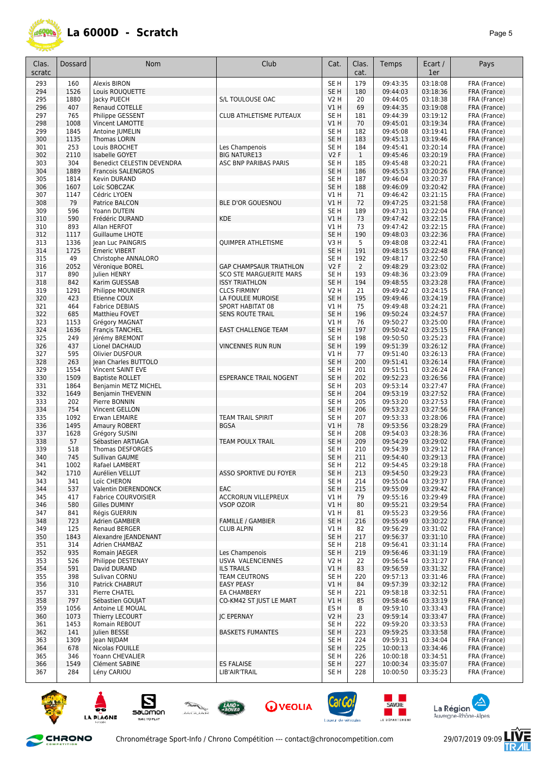# La 6000D - Scratch

| Clas. scratc | Dossard | Nom | Club | Cat. | Clas. cat. | Temps | Ecart / 1er | Pays |
|---|---|---|---|---|---|---|---|---|
| 293 | 160 | Alexis BIRON | | SE H | 179 | 09:43:35 | 03:18:08 | FRA (France) |
| 294 | 1526 | Louis ROUQUETTE | | SE H | 180 | 09:44:03 | 03:18:36 | FRA (France) |
| 295 | 1880 | Jacky PUECH | S/L TOULOUSE OAC | V2 H | 20 | 09:44:05 | 03:18:38 | FRA (France) |
| 296 | 407 | Renaud COTELLE | | V1 H | 69 | 09:44:35 | 03:19:08 | FRA (France) |
| 297 | 765 | Philippe GESSENT | CLUB ATHLETISME PUTEAUX | SE H | 181 | 09:44:39 | 03:19:12 | FRA (France) |
| 298 | 1008 | Vincent LAMOTTE | | V1 H | 70 | 09:45:01 | 03:19:34 | FRA (France) |
| 299 | 1845 | Antoine JUMELIN | | SE H | 182 | 09:45:08 | 03:19:41 | FRA (France) |
| 300 | 1135 | Thomas LORIN | | SE H | 183 | 09:45:13 | 03:19:46 | FRA (France) |
| 301 | 253 | Louis BROCHET | Les Champenois | SE H | 184 | 09:45:41 | 03:20:14 | FRA (France) |
| 302 | 2110 | Isabelle GOYET | BIG NATURE13 | V2 F | 1 | 09:45:46 | 03:20:19 | FRA (France) |
| 303 | 304 | Benedict CELESTIN DEVENDRA | ASC BNP PARIBAS PARIS | SE H | 185 | 09:45:48 | 03:20:21 | FRA (France) |
| 304 | 1889 | Francois SALENGROS | | SE H | 186 | 09:45:53 | 03:20:26 | FRA (France) |
| 305 | 1814 | Kevin DURAND | | SE H | 187 | 09:46:04 | 03:20:37 | FRA (France) |
| 306 | 1607 | Loïc SOBCZAK | | SE H | 188 | 09:46:09 | 03:20:42 | FRA (France) |
| 307 | 1147 | Cédric LYOEN | | V1 H | 71 | 09:46:42 | 03:21:15 | FRA (France) |
| 308 | 79 | Patrice BALCON | BLE D'OR GOUESNOU | V1 H | 72 | 09:47:25 | 03:21:58 | FRA (France) |
| 309 | 596 | Yoann DUTEIN | | SE H | 189 | 09:47:31 | 03:22:04 | FRA (France) |
| 310 | 590 | Frédéric DURAND | KDE | V1 H | 73 | 09:47:42 | 03:22:15 | FRA (France) |
| 310 | 893 | Allan HERFOT | | V1 H | 73 | 09:47:42 | 03:22:15 | FRA (France) |
| 312 | 1117 | Guillaume LHOTE | | SE H | 190 | 09:48:03 | 03:22:36 | FRA (France) |
| 313 | 1336 | Jean Luc PAINGRIS | QUIMPER ATHLETISME | V3 H | 5 | 09:48:08 | 03:22:41 | FRA (France) |
| 314 | 1725 | Emeric VIBERT | | SE H | 191 | 09:48:15 | 03:22:48 | FRA (France) |
| 315 | 49 | Christophe ANNALORO | | SE H | 192 | 09:48:17 | 03:22:50 | FRA (France) |
| 316 | 2052 | Véronique BOREL | GAP CHAMPSAUR TRIATHLON | V2 F | 2 | 09:48:29 | 03:23:02 | FRA (France) |
| 317 | 890 | Julien HENRY | SCO STE MARGUERITE MARS | SE H | 193 | 09:48:36 | 03:23:09 | FRA (France) |
| 318 | 842 | Karim GUESSAB | ISSY TRIATHLON | SE H | 194 | 09:48:55 | 03:23:28 | FRA (France) |
| 319 | 1291 | Philippe MOUNIER | CLCS FIRMINY | V2 H | 21 | 09:49:42 | 03:24:15 | FRA (France) |
| 320 | 423 | Etienne COUX | LA FOULEE MUROISE | SE H | 195 | 09:49:46 | 03:24:19 | FRA (France) |
| 321 | 464 | Fabrice DEBIAIS | SPORT HABITAT 08 | V1 H | 75 | 09:49:48 | 03:24:21 | FRA (France) |
| 322 | 685 | Matthieu FOVET | SENS ROUTE TRAIL | SE H | 196 | 09:50:24 | 03:24:57 | FRA (France) |
| 323 | 1153 | Grégory MAGNAT | | V1 H | 76 | 09:50:27 | 03:25:00 | FRA (France) |
| 324 | 1636 | Françis TANCHEL | EAST CHALLENGE TEAM | SE H | 197 | 09:50:42 | 03:25:15 | FRA (France) |
| 325 | 249 | Jérémy BREMONT | | SE H | 198 | 09:50:50 | 03:25:23 | FRA (France) |
| 326 | 437 | Lionel DACHAUD | VINCENNES RUN RUN | SE H | 199 | 09:51:39 | 03:26:12 | FRA (France) |
| 327 | 595 | Olivier DUSFOUR | | V1 H | 77 | 09:51:40 | 03:26:13 | FRA (France) |
| 328 | 263 | Jean Charles BUTTOLO | | SE H | 200 | 09:51:41 | 03:26:14 | FRA (France) |
| 329 | 1554 | Vincent SAINT EVE | | SE H | 201 | 09:51:51 | 03:26:24 | FRA (France) |
| 330 | 1509 | Baptiste ROLLET | ESPERANCE TRAIL NOGENT | SE H | 202 | 09:52:23 | 03:26:56 | FRA (France) |
| 331 | 1864 | Benjamin METZ MICHEL | | SE H | 203 | 09:53:14 | 03:27:47 | FRA (France) |
| 332 | 1649 | Benjamin THEVENIN | | SE H | 204 | 09:53:19 | 03:27:52 | FRA (France) |
| 333 | 202 | Pierre BONNIN | | SE H | 205 | 09:53:20 | 03:27:53 | FRA (France) |
| 334 | 754 | Vincent GELLON | | SE H | 206 | 09:53:23 | 03:27:56 | FRA (France) |
| 335 | 1092 | Erwan LEMAIRE | TEAM TRAIL SPIRIT | SE H | 207 | 09:53:33 | 03:28:06 | FRA (France) |
| 336 | 1495 | Amaury ROBERT | BGSA | V1 H | 78 | 09:53:56 | 03:28:29 | FRA (France) |
| 337 | 1628 | Grégory SUSINI | | SE H | 208 | 09:54:03 | 03:28:36 | FRA (France) |
| 338 | 57 | Sébastien ARTIAGA | TEAM POULX TRAIL | SE H | 209 | 09:54:29 | 03:29:02 | FRA (France) |
| 339 | 518 | Thomas DESFORGES | | SE H | 210 | 09:54:39 | 03:29:12 | FRA (France) |
| 340 | 745 | Sullivan GAUME | | SE H | 211 | 09:54:40 | 03:29:13 | FRA (France) |
| 341 | 1002 | Rafael LAMBERT | | SE H | 212 | 09:54:45 | 03:29:18 | FRA (France) |
| 342 | 1710 | Aurélien VELLUT | ASSO SPORTIVE DU FOYER | SE H | 213 | 09:54:50 | 03:29:23 | FRA (France) |
| 343 | 341 | Loïc CHERON | | SE H | 214 | 09:55:04 | 03:29:37 | FRA (France) |
| 344 | 537 | Valentin DIERENDONCK | EAC | SE H | 215 | 09:55:09 | 03:29:42 | FRA (France) |
| 345 | 417 | Fabrice COURVOISIER | ACCRORUN VILLEPREUX | V1 H | 79 | 09:55:16 | 03:29:49 | FRA (France) |
| 346 | 580 | Gilles DUMINY | VSOP OZOIR | V1 H | 80 | 09:55:21 | 03:29:54 | FRA (France) |
| 347 | 841 | Régis GUERRIN | | V1 H | 81 | 09:55:23 | 03:29:56 | FRA (France) |
| 348 | 723 | Adrien GAMBIER | FAMILLE / GAMBIER | SE H | 216 | 09:55:49 | 03:30:22 | FRA (France) |
| 349 | 125 | Renaud BERGER | CLUB ALPIN | V1 H | 82 | 09:56:29 | 03:31:02 | FRA (France) |
| 350 | 1843 | Alexandre JEANDENANT | | SE H | 217 | 09:56:37 | 03:31:10 | FRA (France) |
| 351 | 314 | Adrien CHAMBAZ | | SE H | 218 | 09:56:41 | 03:31:14 | FRA (France) |
| 352 | 935 | Romain JAEGER | Les Champenois | SE H | 219 | 09:56:46 | 03:31:19 | FRA (France) |
| 353 | 526 | Philippe DESTENAY | USVA VALENCIENNES | V2 H | 22 | 09:56:54 | 03:31:27 | FRA (France) |
| 354 | 591 | David DURAND | ILS TRAILS | V1 H | 83 | 09:56:59 | 03:31:32 | FRA (France) |
| 355 | 398 | Sulivan CORNU | TEAM CEUTRONS | SE H | 220 | 09:57:13 | 03:31:46 | FRA (France) |
| 356 | 310 | Patrick CHABRUT | EASY PEASY | V1 H | 84 | 09:57:39 | 03:32:12 | FRA (France) |
| 357 | 331 | Pierre CHATEL | EA CHAMBERY | SE H | 221 | 09:58:18 | 03:32:51 | FRA (France) |
| 358 | 797 | Sébastien GOUJAT | CO-KM42 ST JUST LE MART | V1 H | 85 | 09:58:46 | 03:33:19 | FRA (France) |
| 359 | 1056 | Antoine LE MOUAL | | ES H | 8 | 09:59:10 | 03:33:43 | FRA (France) |
| 360 | 1073 | Thierry LECOURT | JC EPERNAY | V2 H | 23 | 09:59:14 | 03:33:47 | FRA (France) |
| 361 | 1453 | Romain REBOUT | | SE H | 222 | 09:59:20 | 03:33:53 | FRA (France) |
| 362 | 141 | Julien BESSE | BASKETS FUMANTES | SE H | 223 | 09:59:25 | 03:33:58 | FRA (France) |
| 363 | 1309 | Jean NIJDAM | | SE H | 224 | 09:59:31 | 03:34:04 | FRA (France) |
| 364 | 678 | Nicolas FOUILLE | | SE H | 225 | 10:00:13 | 03:34:46 | FRA (France) |
| 365 | 346 | Yoann CHEVALIER | | SE H | 226 | 10:00:18 | 03:34:51 | FRA (France) |
| 366 | 1549 | Clément SABINE | ES FALAISE | SE H | 227 | 10:00:34 | 03:35:07 | FRA (France) |
| 367 | 284 | Lény CARIOU | LIB'AIR'TRAIL | SE H | 228 | 10:00:50 | 03:35:23 | FRA (France) |

Chronométrage Sport-Info / Chrono Compétition --- contact@chronocompetition.com 29/07/2019 09:09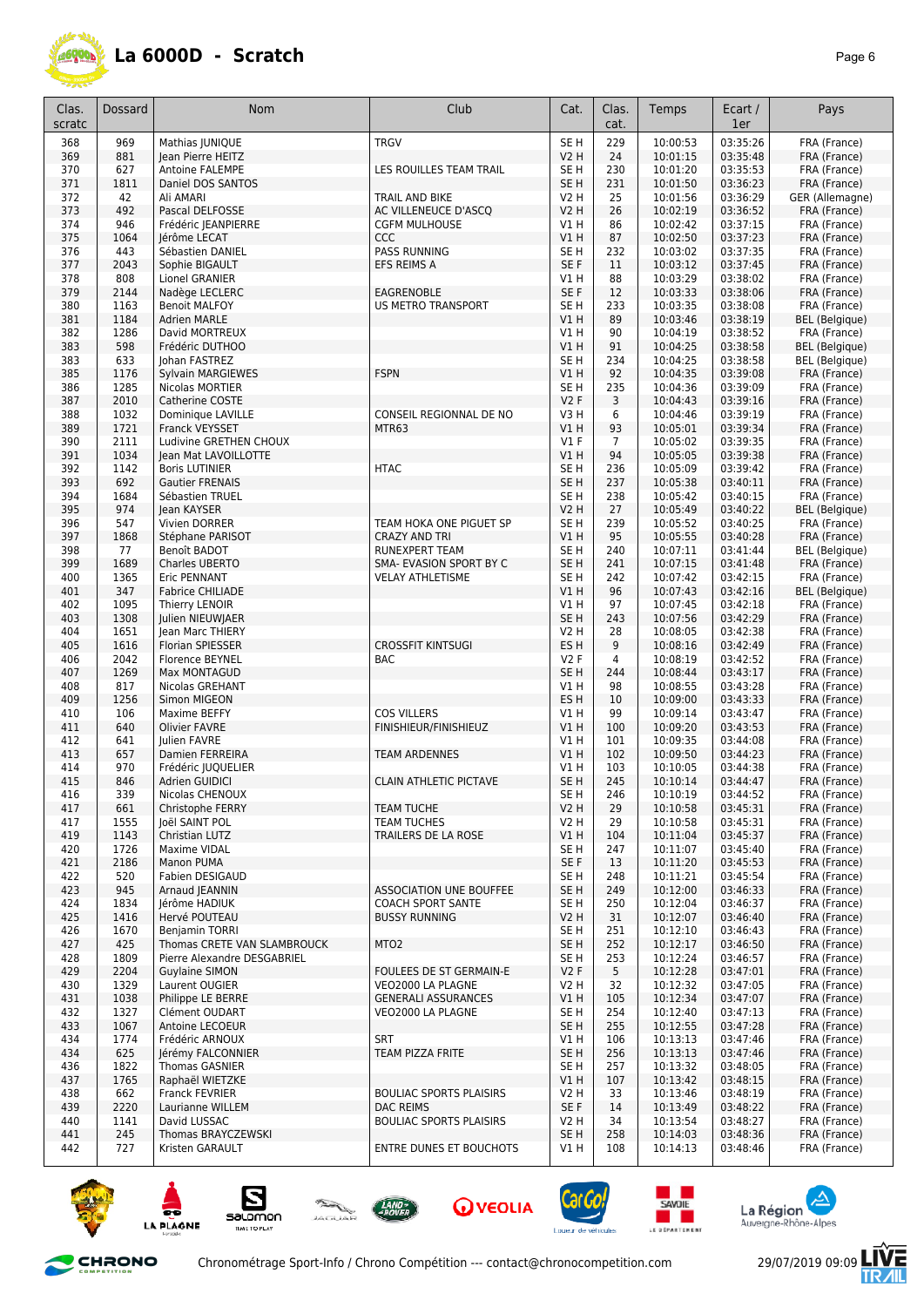# La 6000D - Scratch

| Clas. scratc | Dossard | Nom | Club | Cat. | Clas. cat. | Temps | Ecart / 1er | Pays |
|---|---|---|---|---|---|---|---|---|
| 368 | 969 | Mathias JUNIQUE | TRGV | SE H | 229 | 10:00:53 | 03:35:26 | FRA (France) |
| 369 | 881 | Jean Pierre HEITZ | | V2 H | 24 | 10:01:15 | 03:35:48 | FRA (France) |
| 370 | 627 | Antoine FALEMPE | LES ROUILLES TEAM TRAIL | SE H | 230 | 10:01:20 | 03:35:53 | FRA (France) |
| 371 | 1811 | Daniel DOS SANTOS | | SE H | 231 | 10:01:50 | 03:36:23 | FRA (France) |
| 372 | 42 | Ali AMARI | TRAIL AND BIKE | V2 H | 25 | 10:01:56 | 03:36:29 | GER (Allemagne) |
| 373 | 492 | Pascal DELFOSSE | AC VILLENEUCE D'ASCQ | V2 H | 26 | 10:02:19 | 03:36:52 | FRA (France) |
| 374 | 946 | Frédéric JEANPIERRE | CGFM MULHOUSE | V1 H | 86 | 10:02:42 | 03:37:15 | FRA (France) |
| 375 | 1064 | Jérôme LECAT | CCC | V1 H | 87 | 10:02:50 | 03:37:23 | FRA (France) |
| 376 | 443 | Sébastien DANIEL | PASS RUNNING | SE H | 232 | 10:03:02 | 03:37:35 | FRA (France) |
| 377 | 2043 | Sophie BIGAULT | EFS REIMS A | SE F | 11 | 10:03:12 | 03:37:45 | FRA (France) |
| 378 | 808 | Lionel GRANIER | | V1 H | 88 | 10:03:29 | 03:38:02 | FRA (France) |
| 379 | 2144 | Nadège LECLERC | EAGRENOBLE | SE F | 12 | 10:03:33 | 03:38:06 | FRA (France) |
| 380 | 1163 | Benoit MALFOY | US METRO TRANSPORT | SE H | 233 | 10:03:35 | 03:38:08 | FRA (France) |
| 381 | 1184 | Adrien MARLE | | V1 H | 89 | 10:03:46 | 03:38:19 | BEL (Belgique) |
| 382 | 1286 | David MORTREUX | | V1 H | 90 | 10:04:19 | 03:38:52 | FRA (France) |
| 383 | 598 | Frédéric DUTHOO | | V1 H | 91 | 10:04:25 | 03:38:58 | BEL (Belgique) |
| 383 | 633 | Johan FASTREZ | | SE H | 234 | 10:04:25 | 03:38:58 | BEL (Belgique) |
| 385 | 1176 | Sylvain MARGIEWES | FSPN | V1 H | 92 | 10:04:35 | 03:39:08 | FRA (France) |
| 386 | 1285 | Nicolas MORTIER | | SE H | 235 | 10:04:36 | 03:39:09 | FRA (France) |
| 387 | 2010 | Catherine COSTE | | V2 F | 3 | 10:04:43 | 03:39:16 | FRA (France) |
| 388 | 1032 | Dominique LAVILLE | CONSEIL REGIONNAL DE NO | V3 H | 6 | 10:04:46 | 03:39:19 | FRA (France) |
| 389 | 1721 | Franck VEYSSET | MTR63 | V1 H | 93 | 10:05:01 | 03:39:34 | FRA (France) |
| 390 | 2111 | Ludivine GRETHEN CHOUX | | V1 F | 7 | 10:05:02 | 03:39:35 | FRA (France) |
| 391 | 1034 | Jean Mat LAVOILLOTTE | | V1 H | 94 | 10:05:05 | 03:39:38 | FRA (France) |
| 392 | 1142 | Boris LUTINIER | HTAC | SE H | 236 | 10:05:09 | 03:39:42 | FRA (France) |
| 393 | 692 | Gautier FRENAIS | | SE H | 237 | 10:05:38 | 03:40:11 | FRA (France) |
| 394 | 1684 | Sébastien TRUEL | | SE H | 238 | 10:05:42 | 03:40:15 | FRA (France) |
| 395 | 974 | Jean KAYSER | | V2 H | 27 | 10:05:49 | 03:40:22 | BEL (Belgique) |
| 396 | 547 | Vivien DORRER | TEAM HOKA ONE PIGUET SP | SE H | 239 | 10:05:52 | 03:40:25 | FRA (France) |
| 397 | 1868 | Stéphane PARISOT | CRAZY AND TRI | V1 H | 95 | 10:05:55 | 03:40:28 | FRA (France) |
| 398 | 77 | Benoît BADOT | RUNEXPERT TEAM | SE H | 240 | 10:07:11 | 03:41:44 | BEL (Belgique) |
| 399 | 1689 | Charles UBERTO | SMA- EVASION SPORT BY C | SE H | 241 | 10:07:15 | 03:41:48 | FRA (France) |
| 400 | 1365 | Eric PENNANT | VELAY ATHLETISME | SE H | 242 | 10:07:42 | 03:42:15 | FRA (France) |
| 401 | 347 | Fabrice CHILIADE | | V1 H | 96 | 10:07:43 | 03:42:16 | BEL (Belgique) |
| 402 | 1095 | Thierry LENOIR | | V1 H | 97 | 10:07:45 | 03:42:18 | FRA (France) |
| 403 | 1308 | Julien NIEUWJAER | | SE H | 243 | 10:07:56 | 03:42:29 | FRA (France) |
| 404 | 1651 | Jean Marc THIERY | | V2 H | 28 | 10:08:05 | 03:42:38 | FRA (France) |
| 405 | 1616 | Florian SPIESSER | CROSSFIT KINTSUGI | ES H | 9 | 10:08:16 | 03:42:49 | FRA (France) |
| 406 | 2042 | Florence BEYNEL | BAC | V2 F | 4 | 10:08:19 | 03:42:52 | FRA (France) |
| 407 | 1269 | Max MONTAGUD | | SE H | 244 | 10:08:44 | 03:43:17 | FRA (France) |
| 408 | 817 | Nicolas GREHANT | | V1 H | 98 | 10:08:55 | 03:43:28 | FRA (France) |
| 409 | 1256 | Simon MIGEON | | ES H | 10 | 10:09:00 | 03:43:33 | FRA (France) |
| 410 | 106 | Maxime BEFFY | COS VILLERS | V1 H | 99 | 10:09:14 | 03:43:47 | FRA (France) |
| 411 | 640 | Olivier FAVRE | FINISHIEUR/FINISHIEUZ | V1 H | 100 | 10:09:20 | 03:43:53 | FRA (France) |
| 412 | 641 | Julien FAVRE | | V1 H | 101 | 10:09:35 | 03:44:08 | FRA (France) |
| 413 | 657 | Damien FERREIRA | TEAM ARDENNES | V1 H | 102 | 10:09:50 | 03:44:23 | FRA (France) |
| 414 | 970 | Frédéric JUQUELIER | | V1 H | 103 | 10:10:05 | 03:44:38 | FRA (France) |
| 415 | 846 | Adrien GUIDICI | CLAIN ATHLETIC PICTAVE | SE H | 245 | 10:10:14 | 03:44:47 | FRA (France) |
| 416 | 339 | Nicolas CHENOUX | | SE H | 246 | 10:10:19 | 03:44:52 | FRA (France) |
| 417 | 661 | Christophe FERRY | TEAM TUCHE | V2 H | 29 | 10:10:58 | 03:45:31 | FRA (France) |
| 417 | 1555 | Joël SAINT POL | TEAM TUCHES | V2 H | 29 | 10:10:58 | 03:45:31 | FRA (France) |
| 419 | 1143 | Christian LUTZ | TRAILERS DE LA ROSE | V1 H | 104 | 10:11:04 | 03:45:37 | FRA (France) |
| 420 | 1726 | Maxime VIDAL | | SE H | 247 | 10:11:07 | 03:45:40 | FRA (France) |
| 421 | 2186 | Manon PUMA | | SE F | 13 | 10:11:20 | 03:45:53 | FRA (France) |
| 422 | 520 | Fabien DESIGAUD | | SE H | 248 | 10:11:21 | 03:45:54 | FRA (France) |
| 423 | 945 | Arnaud JEANNIN | ASSOCIATION UNE BOUFFEE | SE H | 249 | 10:12:00 | 03:46:33 | FRA (France) |
| 424 | 1834 | Jérôme HADIUK | COACH SPORT SANTE | SE H | 250 | 10:12:04 | 03:46:37 | FRA (France) |
| 425 | 1416 | Hervé POUTEAU | BUSSY RUNNING | V2 H | 31 | 10:12:07 | 03:46:40 | FRA (France) |
| 426 | 1670 | Benjamin TORRI | | SE H | 251 | 10:12:10 | 03:46:43 | FRA (France) |
| 427 | 425 | Thomas CRETE VAN SLAMBROUCK | MTO2 | SE H | 252 | 10:12:17 | 03:46:50 | FRA (France) |
| 428 | 1809 | Pierre Alexandre DESGABRIEL | | SE H | 253 | 10:12:24 | 03:46:57 | FRA (France) |
| 429 | 2204 | Guylaine SIMON | FOULEES DE ST GERMAIN-E | V2 F | 5 | 10:12:28 | 03:47:01 | FRA (France) |
| 430 | 1329 | Laurent OUGIER | VEO2000 LA PLAGNE | V2 H | 32 | 10:12:32 | 03:47:05 | FRA (France) |
| 431 | 1038 | Philippe LE BERRE | GENERALI ASSURANCES | V1 H | 105 | 10:12:34 | 03:47:07 | FRA (France) |
| 432 | 1327 | Clément OUDART | VEO2000 LA PLAGNE | SE H | 254 | 10:12:40 | 03:47:13 | FRA (France) |
| 433 | 1067 | Antoine LECOEUR | | SE H | 255 | 10:12:55 | 03:47:28 | FRA (France) |
| 434 | 1774 | Frédéric ARNOUX | SRT | V1 H | 106 | 10:13:13 | 03:47:46 | FRA (France) |
| 434 | 625 | Jérémy FALCONNIER | TEAM PIZZA FRITE | SE H | 256 | 10:13:13 | 03:47:46 | FRA (France) |
| 436 | 1822 | Thomas GASNIER | | SE H | 257 | 10:13:32 | 03:48:05 | FRA (France) |
| 437 | 1765 | Raphaël WIETZKE | | V1 H | 107 | 10:13:42 | 03:48:15 | FRA (France) |
| 438 | 662 | Franck FEVRIER | BOULIAC SPORTS PLAISIRS | V2 H | 33 | 10:13:46 | 03:48:19 | FRA (France) |
| 439 | 2220 | Laurianne WILLEM | DAC REIMS | SE F | 14 | 10:13:49 | 03:48:22 | FRA (France) |
| 440 | 1141 | David LUSSAC | BOULIAC SPORTS PLAISIRS | V2 H | 34 | 10:13:54 | 03:48:27 | FRA (France) |
| 441 | 245 | Thomas BRAYCZEWSKI | | SE H | 258 | 10:14:03 | 03:48:36 | FRA (France) |
| 442 | 727 | Kristen GARAULT | ENTRE DUNES ET BOUCHOTS | V1 H | 108 | 10:14:13 | 03:48:46 | FRA (France) |

Chronométrage Sport-Info / Chrono Compétition --- contact@chronocompetition.com

29/07/2019 09:09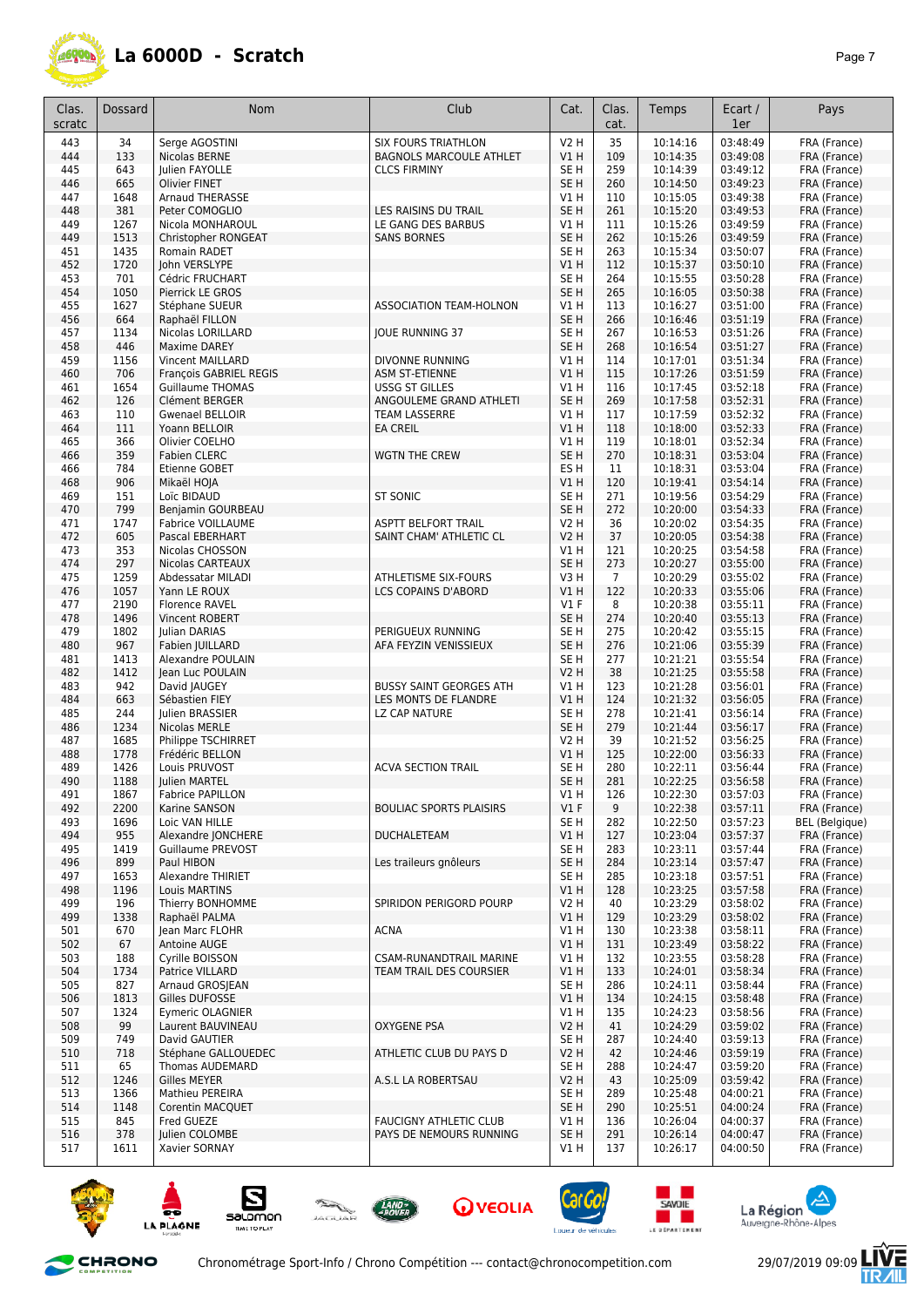# La 6000D - Scratch

| Clas. scratc | Dossard | Nom | Club | Cat. | Clas. cat. | Temps | Ecart / 1er | Pays |
|---|---|---|---|---|---|---|---|---|
| 443 | 34 | Serge AGOSTINI | SIX FOURS TRIATHLON | V2 H | 35 | 10:14:16 | 03:48:49 | FRA (France) |
| 444 | 133 | Nicolas BERNE | BAGNOLS MARCOULE ATHLET | V1 H | 109 | 10:14:35 | 03:49:08 | FRA (France) |
| 445 | 643 | Julien FAYOLLE | CLCS FIRMINY | SE H | 259 | 10:14:39 | 03:49:12 | FRA (France) |
| 446 | 665 | Olivier FINET | | SE H | 260 | 10:14:50 | 03:49:23 | FRA (France) |
| 447 | 1648 | Arnaud THERASSE | | V1 H | 110 | 10:15:05 | 03:49:38 | FRA (France) |
| 448 | 381 | Peter COMOGLIO | LES RAISINS DU TRAIL | SE H | 261 | 10:15:20 | 03:49:53 | FRA (France) |
| 449 | 1267 | Nicola MONHAROUL | LE GANG DES BARBUS | V1 H | 111 | 10:15:26 | 03:49:59 | FRA (France) |
| 449 | 1513 | Christopher RONGEAT | SANS BORNES | SE H | 262 | 10:15:26 | 03:49:59 | FRA (France) |
| 451 | 1435 | Romain RADET | | SE H | 263 | 10:15:34 | 03:50:07 | FRA (France) |
| 452 | 1720 | John VERSLYPE | | V1 H | 112 | 10:15:37 | 03:50:10 | FRA (France) |
| 453 | 701 | Cédric FRUCHART | | SE H | 264 | 10:15:55 | 03:50:28 | FRA (France) |
| 454 | 1050 | Pierrick LE GROS | | SE H | 265 | 10:16:05 | 03:50:38 | FRA (France) |
| 455 | 1627 | Stéphane SUEUR | ASSOCIATION TEAM-HOLNON | V1 H | 113 | 10:16:27 | 03:51:00 | FRA (France) |
| 456 | 664 | Raphaël FILLON | | SE H | 266 | 10:16:46 | 03:51:19 | FRA (France) |
| 457 | 1134 | Nicolas LORILLARD | JOUE RUNNING 37 | SE H | 267 | 10:16:53 | 03:51:26 | FRA (France) |
| 458 | 446 | Maxime DAREY | | SE H | 268 | 10:16:54 | 03:51:27 | FRA (France) |
| 459 | 1156 | Vincent MAILLARD | DIVONNE RUNNING | V1 H | 114 | 10:17:01 | 03:51:34 | FRA (France) |
| 460 | 706 | François GABRIEL REGIS | ASM ST-ETIENNE | V1 H | 115 | 10:17:26 | 03:51:59 | FRA (France) |
| 461 | 1654 | Guillaume THOMAS | USSG ST GILLES | V1 H | 116 | 10:17:45 | 03:52:18 | FRA (France) |
| 462 | 126 | Clément BERGER | ANGOULEME GRAND ATHLETI | SE H | 269 | 10:17:58 | 03:52:31 | FRA (France) |
| 463 | 110 | Gwenael BELLOIR | TEAM LASSERRE | V1 H | 117 | 10:17:59 | 03:52:32 | FRA (France) |
| 464 | 111 | Yoann BELLOIR | EA CREIL | V1 H | 118 | 10:18:00 | 03:52:33 | FRA (France) |
| 465 | 366 | Olivier COELHO | | V1 H | 119 | 10:18:01 | 03:52:34 | FRA (France) |
| 466 | 359 | Fabien CLERC | WGTN THE CREW | SE H | 270 | 10:18:31 | 03:53:04 | FRA (France) |
| 466 | 784 | Etienne GOBET | | ES H | 11 | 10:18:31 | 03:53:04 | FRA (France) |
| 468 | 906 | Mikaël HOJA | | V1 H | 120 | 10:19:41 | 03:54:14 | FRA (France) |
| 469 | 151 | Loïc BIDAUD | ST SONIC | SE H | 271 | 10:19:56 | 03:54:29 | FRA (France) |
| 470 | 799 | Benjamin GOURBEAU | | SE H | 272 | 10:20:00 | 03:54:33 | FRA (France) |
| 471 | 1747 | Fabrice VOILLAUME | ASPTT BELFORT TRAIL | V2 H | 36 | 10:20:02 | 03:54:35 | FRA (France) |
| 472 | 605 | Pascal EBERHART | SAINT CHAM' ATHLETIC CL | V2 H | 37 | 10:20:05 | 03:54:38 | FRA (France) |
| 473 | 353 | Nicolas CHOSSON | | V1 H | 121 | 10:20:25 | 03:54:58 | FRA (France) |
| 474 | 297 | Nicolas CARTEAUX | | SE H | 273 | 10:20:27 | 03:55:00 | FRA (France) |
| 475 | 1259 | Abdessatar MILADI | ATHLETISME SIX-FOURS | V3 H | 7 | 10:20:29 | 03:55:02 | FRA (France) |
| 476 | 1057 | Yann LE ROUX | LCS COPAINS D'ABORD | V1 H | 122 | 10:20:33 | 03:55:06 | FRA (France) |
| 477 | 2190 | Florence RAVEL | | V1 F | 8 | 10:20:38 | 03:55:11 | FRA (France) |
| 478 | 1496 | Vincent ROBERT | | SE H | 274 | 10:20:40 | 03:55:13 | FRA (France) |
| 479 | 1802 | Julian DARIAS | PERIGUEUX RUNNING | SE H | 275 | 10:20:42 | 03:55:15 | FRA (France) |
| 480 | 967 | Fabien JUILLARD | AFA FEYZIN VENISSIEUX | SE H | 276 | 10:21:06 | 03:55:39 | FRA (France) |
| 481 | 1413 | Alexandre POULAIN | | SE H | 277 | 10:21:21 | 03:55:54 | FRA (France) |
| 482 | 1412 | Jean Luc POULAIN | | V2 H | 38 | 10:21:25 | 03:55:58 | FRA (France) |
| 483 | 942 | David JAUGEY | BUSSY SAINT GEORGES ATH | V1 H | 123 | 10:21:28 | 03:56:01 | FRA (France) |
| 484 | 663 | Sébastien FIEY | LES MONTS DE FLANDRE | V1 H | 124 | 10:21:32 | 03:56:05 | FRA (France) |
| 485 | 244 | Julien BRASSIER | LZ CAP NATURE | SE H | 278 | 10:21:41 | 03:56:14 | FRA (France) |
| 486 | 1234 | Nicolas MERLE | | SE H | 279 | 10:21:44 | 03:56:17 | FRA (France) |
| 487 | 1685 | Philippe TSCHIRRET | | V2 H | 39 | 10:21:52 | 03:56:25 | FRA (France) |
| 488 | 1778 | Frédéric BELLON | | V1 H | 125 | 10:22:00 | 03:56:33 | FRA (France) |
| 489 | 1426 | Louis PRUVOST | ACVA SECTION TRAIL | SE H | 280 | 10:22:11 | 03:56:44 | FRA (France) |
| 490 | 1188 | Julien MARTEL | | SE H | 281 | 10:22:25 | 03:56:58 | FRA (France) |
| 491 | 1867 | Fabrice PAPILLON | | V1 H | 126 | 10:22:30 | 03:57:03 | FRA (France) |
| 492 | 2200 | Karine SANSON | BOULIAC SPORTS PLAISIRS | V1 F | 9 | 10:22:38 | 03:57:11 | FRA (France) |
| 493 | 1696 | Loic VAN HILLE | | SE H | 282 | 10:22:50 | 03:57:23 | BEL (Belgique) |
| 494 | 955 | Alexandre JONCHERE | DUCHALETEAM | V1 H | 127 | 10:23:04 | 03:57:37 | FRA (France) |
| 495 | 1419 | Guillaume PREVOST | | SE H | 283 | 10:23:11 | 03:57:44 | FRA (France) |
| 496 | 899 | Paul HIBON | Les traileurs gnôleurs | SE H | 284 | 10:23:14 | 03:57:47 | FRA (France) |
| 497 | 1653 | Alexandre THIRIET | | SE H | 285 | 10:23:18 | 03:57:51 | FRA (France) |
| 498 | 1196 | Louis MARTINS | | V1 H | 128 | 10:23:25 | 03:57:58 | FRA (France) |
| 499 | 196 | Thierry BONHOMME | SPIRIDON PERIGORD POURP | V2 H | 40 | 10:23:29 | 03:58:02 | FRA (France) |
| 499 | 1338 | Raphaël PALMA | | V1 H | 129 | 10:23:29 | 03:58:02 | FRA (France) |
| 501 | 670 | Jean Marc FLOHR | ACNA | V1 H | 130 | 10:23:38 | 03:58:11 | FRA (France) |
| 502 | 67 | Antoine AUGE | | V1 H | 131 | 10:23:49 | 03:58:22 | FRA (France) |
| 503 | 188 | Cyrille BOISSON | CSAM-RUNANDTRAIL MARINE | V1 H | 132 | 10:23:55 | 03:58:28 | FRA (France) |
| 504 | 1734 | Patrice VILLARD | TEAM TRAIL DES COURSIER | V1 H | 133 | 10:24:01 | 03:58:34 | FRA (France) |
| 505 | 827 | Arnaud GROSJEAN | | SE H | 286 | 10:24:11 | 03:58:44 | FRA (France) |
| 506 | 1813 | Gilles DUFOSSE | | V1 H | 134 | 10:24:15 | 03:58:48 | FRA (France) |
| 507 | 1324 | Eymeric OLAGNIER | | V1 H | 135 | 10:24:23 | 03:58:56 | FRA (France) |
| 508 | 99 | Laurent BAUVINEAU | OXYGENE PSA | V2 H | 41 | 10:24:29 | 03:59:02 | FRA (France) |
| 509 | 749 | David GAUTIER | | SE H | 287 | 10:24:40 | 03:59:13 | FRA (France) |
| 510 | 718 | Stéphane GALLOUEDEC | ATHLETIC CLUB DU PAYS D | V2 H | 42 | 10:24:46 | 03:59:19 | FRA (France) |
| 511 | 65 | Thomas AUDEMARD | | SE H | 288 | 10:24:47 | 03:59:20 | FRA (France) |
| 512 | 1246 | Gilles MEYER | A.S.L LA ROBERTSAU | V2 H | 43 | 10:25:09 | 03:59:42 | FRA (France) |
| 513 | 1366 | Mathieu PEREIRA | | SE H | 289 | 10:25:48 | 04:00:21 | FRA (France) |
| 514 | 1148 | Corentin MACQUET | | SE H | 290 | 10:25:51 | 04:00:24 | FRA (France) |
| 515 | 845 | Fred GUEZE | FAUCIGNY ATHLETIC CLUB | V1 H | 136 | 10:26:04 | 04:00:37 | FRA (France) |
| 516 | 378 | Julien COLOMBE | PAYS DE NEMOURS RUNNING | SE H | 291 | 10:26:14 | 04:00:47 | FRA (France) |
| 517 | 1611 | Xavier SORNAY | | V1 H | 137 | 10:26:17 | 04:00:50 | FRA (France) |

Chronométrage Sport-Info / Chrono Compétition --- contact@chronocompetition.com

29/07/2019 09:09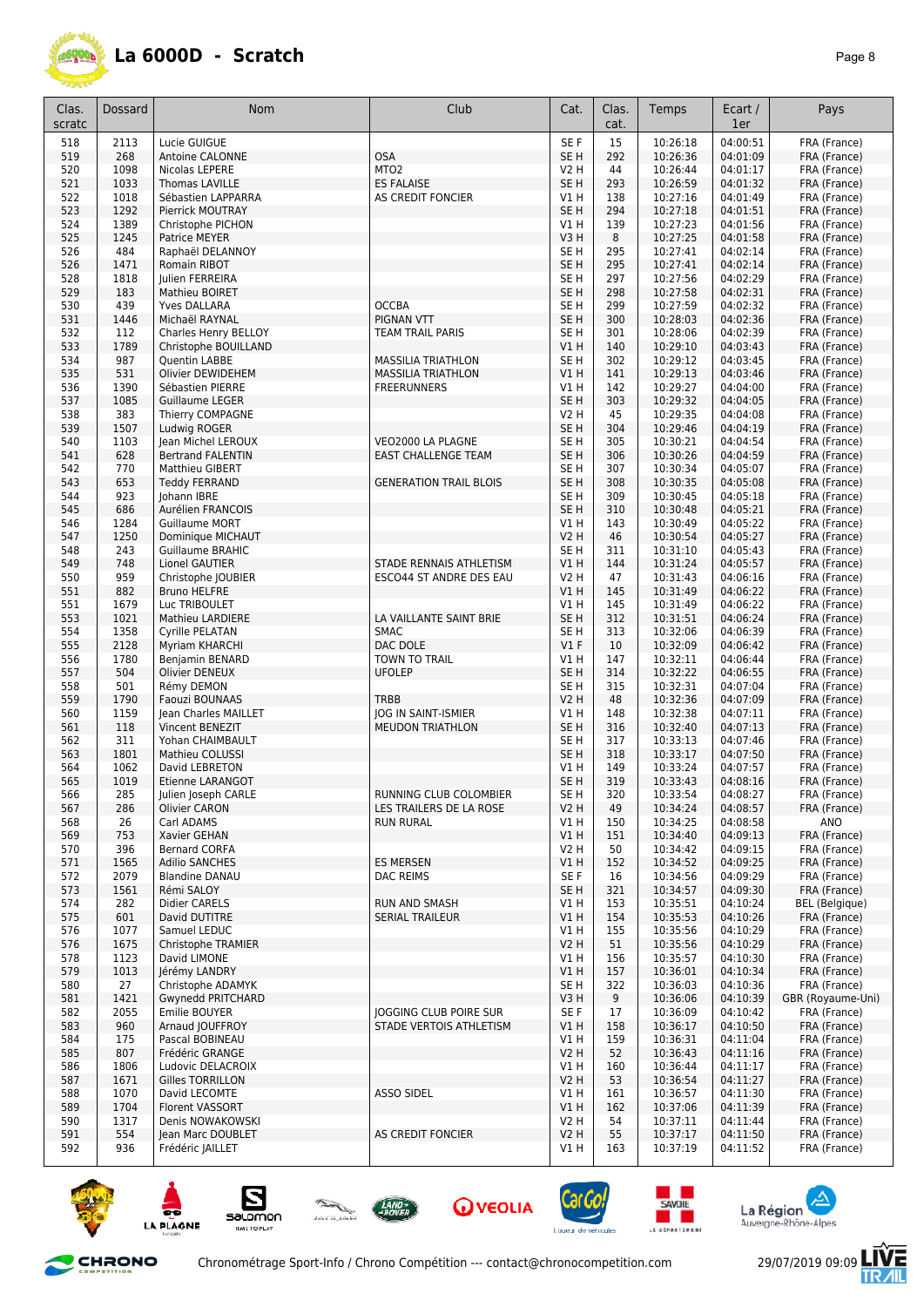# La 6000D - Scratch

| Clas. scratc | Dossard | Nom | Club | Cat. | Clas. cat. | Temps | Ecart / 1er | Pays |
|---|---|---|---|---|---|---|---|---|
| 518 | 2113 | Lucie GUIGUE | | SE F | 15 | 10:26:18 | 04:00:51 | FRA (France) |
| 519 | 268 | Antoine CALONNE | OSA | SE H | 292 | 10:26:36 | 04:01:09 | FRA (France) |
| 520 | 1098 | Nicolas LEPERE | MTO2 | V2 H | 44 | 10:26:44 | 04:01:17 | FRA (France) |
| 521 | 1033 | Thomas LAVILLE | ES FALAISE | SE H | 293 | 10:26:59 | 04:01:32 | FRA (France) |
| 522 | 1018 | Sébastien LAPPARRA | AS CREDIT FONCIER | V1 H | 138 | 10:27:16 | 04:01:49 | FRA (France) |
| 523 | 1292 | Pierrick MOUTRAY | | SE H | 294 | 10:27:18 | 04:01:51 | FRA (France) |
| 524 | 1389 | Christophe PICHON | | V1 H | 139 | 10:27:23 | 04:01:56 | FRA (France) |
| 525 | 1245 | Patrice MEYER | | V3 H | 8 | 10:27:25 | 04:01:58 | FRA (France) |
| 526 | 484 | Raphaël DELANNOY | | SE H | 295 | 10:27:41 | 04:02:14 | FRA (France) |
| 526 | 1471 | Romain RIBOT | | SE H | 295 | 10:27:41 | 04:02:14 | FRA (France) |
| 528 | 1818 | Julien FERREIRA | | SE H | 297 | 10:27:56 | 04:02:29 | FRA (France) |
| 529 | 183 | Mathieu BOIRET | | SE H | 298 | 10:27:58 | 04:02:31 | FRA (France) |
| 530 | 439 | Yves DALLARA | OCCBA | SE H | 299 | 10:27:59 | 04:02:32 | FRA (France) |
| 531 | 1446 | Michaël RAYNAL | PIGNAN VTT | SE H | 300 | 10:28:03 | 04:02:36 | FRA (France) |
| 532 | 112 | Charles Henry BELLOY | TEAM TRAIL PARIS | SE H | 301 | 10:28:06 | 04:02:39 | FRA (France) |
| 533 | 1789 | Christophe BOUILLAND | | V1 H | 140 | 10:29:10 | 04:03:43 | FRA (France) |
| 534 | 987 | Quentin LABBE | MASSILIA TRIATHLON | SE H | 302 | 10:29:12 | 04:03:45 | FRA (France) |
| 535 | 531 | Olivier DEWIDEHEM | MASSILIA TRIATHLON | V1 H | 141 | 10:29:13 | 04:03:46 | FRA (France) |
| 536 | 1390 | Sébastien PIERRE | FREERUNNERS | V1 H | 142 | 10:29:27 | 04:04:00 | FRA (France) |
| 537 | 1085 | Guillaume LEGER | | SE H | 303 | 10:29:32 | 04:04:05 | FRA (France) |
| 538 | 383 | Thierry COMPAGNE | | V2 H | 45 | 10:29:35 | 04:04:08 | FRA (France) |
| 539 | 1507 | Ludwig ROGER | | SE H | 304 | 10:29:46 | 04:04:19 | FRA (France) |
| 540 | 1103 | Jean Michel LEROUX | VEO2000 LA PLAGNE | SE H | 305 | 10:30:21 | 04:04:54 | FRA (France) |
| 541 | 628 | Bertrand FALENTIN | EAST CHALLENGE TEAM | SE H | 306 | 10:30:26 | 04:04:59 | FRA (France) |
| 542 | 770 | Matthieu GIBERT | | SE H | 307 | 10:30:34 | 04:05:07 | FRA (France) |
| 543 | 653 | Teddy FERRAND | GENERATION TRAIL BLOIS | SE H | 308 | 10:30:35 | 04:05:08 | FRA (France) |
| 544 | 923 | Johann IBRE | | SE H | 309 | 10:30:45 | 04:05:18 | FRA (France) |
| 545 | 686 | Aurélien FRANCOIS | | SE H | 310 | 10:30:48 | 04:05:21 | FRA (France) |
| 546 | 1284 | Guillaume MORT | | V1 H | 143 | 10:30:49 | 04:05:22 | FRA (France) |
| 547 | 1250 | Dominique MICHAUT | | V2 H | 46 | 10:30:54 | 04:05:27 | FRA (France) |
| 548 | 243 | Guillaume BRAHIC | | SE H | 311 | 10:31:10 | 04:05:43 | FRA (France) |
| 549 | 748 | Lionel GAUTIER | STADE RENNAIS ATHLETISM | V1 H | 144 | 10:31:24 | 04:05:57 | FRA (France) |
| 550 | 959 | Christophe JOUBIER | ESCO44 ST ANDRE DES EAU | V2 H | 47 | 10:31:43 | 04:06:16 | FRA (France) |
| 551 | 882 | Bruno HELFRE | | V1 H | 145 | 10:31:49 | 04:06:22 | FRA (France) |
| 551 | 1679 | Luc TRIBOULET | | V1 H | 145 | 10:31:49 | 04:06:22 | FRA (France) |
| 553 | 1021 | Mathieu LARDIERE | LA VAILLANTE SAINT BRIE | SE H | 312 | 10:31:51 | 04:06:24 | FRA (France) |
| 554 | 1358 | Cyrille PELATAN | SMAC | SE H | 313 | 10:32:06 | 04:06:39 | FRA (France) |
| 555 | 2128 | Myriam KHARCHI | DAC DOLE | V1 F | 10 | 10:32:09 | 04:06:42 | FRA (France) |
| 556 | 1780 | Benjamin BENARD | TOWN TO TRAIL | V1 H | 147 | 10:32:11 | 04:06:44 | FRA (France) |
| 557 | 504 | Olivier DENEUX | UFOLEP | SE H | 314 | 10:32:22 | 04:06:55 | FRA (France) |
| 558 | 501 | Rémy DEMON | | SE H | 315 | 10:32:31 | 04:07:04 | FRA (France) |
| 559 | 1790 | Faouzi BOUNAAS | TRBB | V2 H | 48 | 10:32:36 | 04:07:09 | FRA (France) |
| 560 | 1159 | Jean Charles MAILLET | JOG IN SAINT-ISMIER | V1 H | 148 | 10:32:38 | 04:07:11 | FRA (France) |
| 561 | 118 | Vincent BENEZIT | MEUDON TRIATHLON | SE H | 316 | 10:32:40 | 04:07:13 | FRA (France) |
| 562 | 311 | Yohan CHAIMBAULT | | SE H | 317 | 10:33:13 | 04:07:46 | FRA (France) |
| 563 | 1801 | Mathieu COLUSSI | | SE H | 318 | 10:33:17 | 04:07:50 | FRA (France) |
| 564 | 1062 | David LEBRETON | | V1 H | 149 | 10:33:24 | 04:07:57 | FRA (France) |
| 565 | 1019 | Etienne LARANGOT | | SE H | 319 | 10:33:43 | 04:08:16 | FRA (France) |
| 566 | 285 | Julien Joseph CARLE | RUNNING CLUB COLOMBIER | SE H | 320 | 10:33:54 | 04:08:27 | FRA (France) |
| 567 | 286 | Olivier CARON | LES TRAILERS DE LA ROSE | V2 H | 49 | 10:34:24 | 04:08:57 | FRA (France) |
| 568 | 26 | Carl ADAMS | RUN RURAL | V1 H | 150 | 10:34:25 | 04:08:58 | ANO |
| 569 | 753 | Xavier GEHAN | | V1 H | 151 | 10:34:40 | 04:09:13 | FRA (France) |
| 570 | 396 | Bernard CORFA | | V2 H | 50 | 10:34:42 | 04:09:15 | FRA (France) |
| 571 | 1565 | Adilio SANCHES | ES MERSEN | V1 H | 152 | 10:34:52 | 04:09:25 | FRA (France) |
| 572 | 2079 | Blandine DANAU | DAC REIMS | SE F | 16 | 10:34:56 | 04:09:29 | FRA (France) |
| 573 | 1561 | Rémi SALOY | | SE H | 321 | 10:34:57 | 04:09:30 | FRA (France) |
| 574 | 282 | Didier CARELS | RUN AND SMASH | V1 H | 153 | 10:35:51 | 04:10:24 | BEL (Belgique) |
| 575 | 601 | David DUTITRE | SERIAL TRAILEUR | V1 H | 154 | 10:35:53 | 04:10:26 | FRA (France) |
| 576 | 1077 | Samuel LEDUC | | V1 H | 155 | 10:35:56 | 04:10:29 | FRA (France) |
| 576 | 1675 | Christophe TRAMIER | | V2 H | 51 | 10:35:56 | 04:10:29 | FRA (France) |
| 578 | 1123 | David LIMONE | | V1 H | 156 | 10:35:57 | 04:10:30 | FRA (France) |
| 579 | 1013 | Jérémy LANDRY | | V1 H | 157 | 10:36:01 | 04:10:34 | FRA (France) |
| 580 | 27 | Christophe ADAMYK | | SE H | 322 | 10:36:03 | 04:10:36 | FRA (France) |
| 581 | 1421 | Gwynedd PRITCHARD | | V3 H | 9 | 10:36:06 | 04:10:39 | GBR (Royaume-Uni) |
| 582 | 2055 | Emilie BOUYER | JOGGING CLUB POIRE SUR | SE F | 17 | 10:36:09 | 04:10:42 | FRA (France) |
| 583 | 960 | Arnaud JOUFFROY | STADE VERTOIS ATHLETISM | V1 H | 158 | 10:36:17 | 04:10:50 | FRA (France) |
| 584 | 175 | Pascal BOBINEAU | | V1 H | 159 | 10:36:31 | 04:11:04 | FRA (France) |
| 585 | 807 | Frédéric GRANGE | | V2 H | 52 | 10:36:43 | 04:11:16 | FRA (France) |
| 586 | 1806 | Ludovic DELACROIX | | V1 H | 160 | 10:36:44 | 04:11:17 | FRA (France) |
| 587 | 1671 | Gilles TORRILLON | | V2 H | 53 | 10:36:54 | 04:11:27 | FRA (France) |
| 588 | 1070 | David LECOMTE | ASSO SIDEL | V1 H | 161 | 10:36:57 | 04:11:30 | FRA (France) |
| 589 | 1704 | Florent VASSORT | | V1 H | 162 | 10:37:06 | 04:11:39 | FRA (France) |
| 590 | 1317 | Denis NOWAKOWSKI | | V2 H | 54 | 10:37:11 | 04:11:44 | FRA (France) |
| 591 | 554 | Jean Marc DOUBLET | AS CREDIT FONCIER | V2 H | 55 | 10:37:17 | 04:11:50 | FRA (France) |
| 592 | 936 | Frédéric JAILLET | | V1 H | 163 | 10:37:19 | 04:11:52 | FRA (France) |

Chronométrage Sport-Info / Chrono Compétition --- contact@chronocompetition.com

29/07/2019 09:09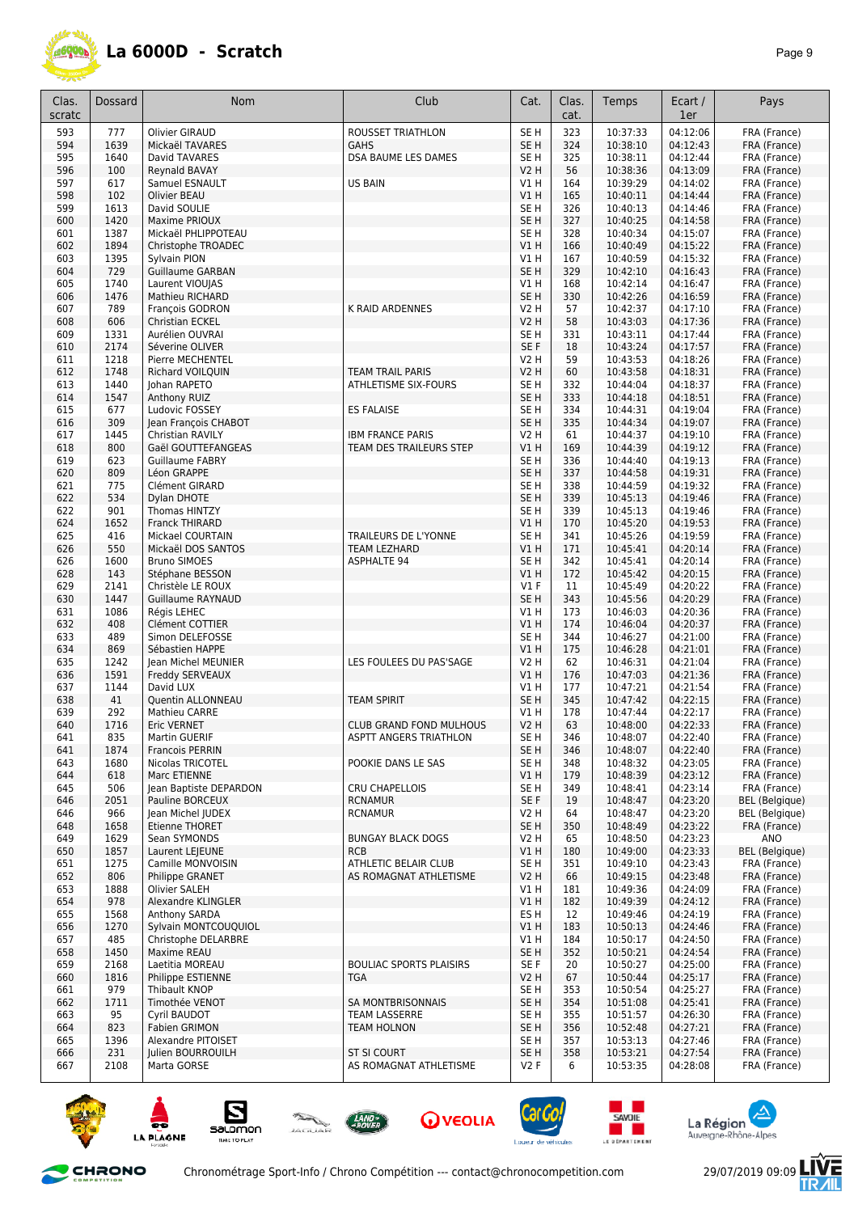# La 6000D - Scratch

| Clas. scratc | Dossard | Nom | Club | Cat. | Clas. cat. | Temps | Ecart / 1er | Pays |
|---|---|---|---|---|---|---|---|---|
| 593 | 777 | Olivier GIRAUD | ROUSSET TRIATHLON | SE H | 323 | 10:37:33 | 04:12:06 | FRA (France) |
| 594 | 1639 | Mickaël TAVARES | GAHS | SE H | 324 | 10:38:10 | 04:12:43 | FRA (France) |
| 595 | 1640 | David TAVARES | DSA BAUME LES DAMES | SE H | 325 | 10:38:11 | 04:12:44 | FRA (France) |
| 596 | 100 | Reynald BAVAY | | V2 H | 56 | 10:38:36 | 04:13:09 | FRA (France) |
| 597 | 617 | Samuel ESNAULT | US BAIN | V1 H | 164 | 10:39:29 | 04:14:02 | FRA (France) |
| 598 | 102 | Olivier BEAU | | V1 H | 165 | 10:40:11 | 04:14:44 | FRA (France) |
| 599 | 1613 | David SOULIE | | SE H | 326 | 10:40:13 | 04:14:46 | FRA (France) |
| 600 | 1420 | Maxime PRIOUX | | SE H | 327 | 10:40:25 | 04:14:58 | FRA (France) |
| 601 | 1387 | Mickaël PHLIPPOTEAU | | SE H | 328 | 10:40:34 | 04:15:07 | FRA (France) |
| 602 | 1894 | Christophe TROADEC | | V1 H | 166 | 10:40:49 | 04:15:22 | FRA (France) |
| 603 | 1395 | Sylvain PION | | V1 H | 167 | 10:40:59 | 04:15:32 | FRA (France) |
| 604 | 729 | Guillaume GARBAN | | SE H | 329 | 10:42:10 | 04:16:43 | FRA (France) |
| 605 | 1740 | Laurent VIOUJAS | | V1 H | 168 | 10:42:14 | 04:16:47 | FRA (France) |
| 606 | 1476 | Mathieu RICHARD | | SE H | 330 | 10:42:26 | 04:16:59 | FRA (France) |
| 607 | 789 | François GODRON | K RAID ARDENNES | V2 H | 57 | 10:42:37 | 04:17:10 | FRA (France) |
| 608 | 606 | Christian ECKEL | | V2 H | 58 | 10:43:03 | 04:17:36 | FRA (France) |
| 609 | 1331 | Aurélien OUVRAI | | SE H | 331 | 10:43:11 | 04:17:44 | FRA (France) |
| 610 | 2174 | Séverine OLIVER | | SE F | 18 | 10:43:24 | 04:17:57 | FRA (France) |
| 611 | 1218 | Pierre MECHENTEL | | V2 H | 59 | 10:43:53 | 04:18:26 | FRA (France) |
| 612 | 1748 | Richard VOILQUIN | TEAM TRAIL PARIS | V2 H | 60 | 10:43:58 | 04:18:31 | FRA (France) |
| 613 | 1440 | Johan RAPETO | ATHLETISME SIX-FOURS | SE H | 332 | 10:44:04 | 04:18:37 | FRA (France) |
| 614 | 1547 | Anthony RUIZ | | SE H | 333 | 10:44:18 | 04:18:51 | FRA (France) |
| 615 | 677 | Ludovic FOSSEY | ES FALAISE | SE H | 334 | 10:44:31 | 04:19:04 | FRA (France) |
| 616 | 309 | Jean François CHABOT | | SE H | 335 | 10:44:34 | 04:19:07 | FRA (France) |
| 617 | 1445 | Christian RAVILY | IBM FRANCE PARIS | V2 H | 61 | 10:44:37 | 04:19:10 | FRA (France) |
| 618 | 800 | Gaël GOUTTEFANGEAS | TEAM DES TRAILEURS STEP | V1 H | 169 | 10:44:39 | 04:19:12 | FRA (France) |
| 619 | 623 | Guillaume FABRY | | SE H | 336 | 10:44:40 | 04:19:13 | FRA (France) |
| 620 | 809 | Léon GRAPPE | | SE H | 337 | 10:44:58 | 04:19:31 | FRA (France) |
| 621 | 775 | Clément GIRARD | | SE H | 338 | 10:44:59 | 04:19:32 | FRA (France) |
| 622 | 534 | Dylan DHOTE | | SE H | 339 | 10:45:13 | 04:19:46 | FRA (France) |
| 622 | 901 | Thomas HINTZY | | SE H | 339 | 10:45:13 | 04:19:46 | FRA (France) |
| 624 | 1652 | Franck THIRARD | | V1 H | 170 | 10:45:20 | 04:19:53 | FRA (France) |
| 625 | 416 | Mickael COURTAIN | TRAILEURS DE L'YONNE | SE H | 341 | 10:45:26 | 04:19:59 | FRA (France) |
| 626 | 550 | Mickaël DOS SANTOS | TEAM LEZHARD | V1 H | 171 | 10:45:41 | 04:20:14 | FRA (France) |
| 626 | 1600 | Bruno SIMOES | ASPHALTE 94 | SE H | 342 | 10:45:41 | 04:20:14 | FRA (France) |
| 628 | 143 | Stéphane BESSON | | V1 H | 172 | 10:45:42 | 04:20:15 | FRA (France) |
| 629 | 2141 | Christèle LE ROUX | | V1 F | 11 | 10:45:49 | 04:20:22 | FRA (France) |
| 630 | 1447 | Guillaume RAYNAUD | | SE H | 343 | 10:45:56 | 04:20:29 | FRA (France) |
| 631 | 1086 | Régis LEHEC | | V1 H | 173 | 10:46:03 | 04:20:36 | FRA (France) |
| 632 | 408 | Clément COTTIER | | V1 H | 174 | 10:46:04 | 04:20:37 | FRA (France) |
| 633 | 489 | Simon DELEFOSSE | | SE H | 344 | 10:46:27 | 04:21:00 | FRA (France) |
| 634 | 869 | Sébastien HAPPE | | V1 H | 175 | 10:46:28 | 04:21:01 | FRA (France) |
| 635 | 1242 | Jean Michel MEUNIER | LES FOULEES DU PAS'SAGE | V2 H | 62 | 10:46:31 | 04:21:04 | FRA (France) |
| 636 | 1591 | Freddy SERVEAUX | | V1 H | 176 | 10:47:03 | 04:21:36 | FRA (France) |
| 637 | 1144 | David LUX | | V1 H | 177 | 10:47:21 | 04:21:54 | FRA (France) |
| 638 | 41 | Quentin ALLONNEAU | TEAM SPIRIT | SE H | 345 | 10:47:42 | 04:22:15 | FRA (France) |
| 639 | 292 | Mathieu CARRE | | V1 H | 178 | 10:47:44 | 04:22:17 | FRA (France) |
| 640 | 1716 | Eric VERNET | CLUB GRAND FOND MULHOUS | V2 H | 63 | 10:48:00 | 04:22:33 | FRA (France) |
| 641 | 835 | Martin GUERIF | ASPTT ANGERS TRIATHLON | SE H | 346 | 10:48:07 | 04:22:40 | FRA (France) |
| 641 | 1874 | Francois PERRIN | | SE H | 346 | 10:48:07 | 04:22:40 | FRA (France) |
| 643 | 1680 | Nicolas TRICOTEL | POOKIE DANS LE SAS | SE H | 348 | 10:48:32 | 04:23:05 | FRA (France) |
| 644 | 618 | Marc ETIENNE | | V1 H | 179 | 10:48:39 | 04:23:12 | FRA (France) |
| 645 | 506 | Jean Baptiste DEPARDON | CRU CHAPELLOIS | SE H | 349 | 10:48:41 | 04:23:14 | FRA (France) |
| 646 | 2051 | Pauline BORCEUX | RCNAMUR | SE F | 19 | 10:48:47 | 04:23:20 | BEL (Belgique) |
| 646 | 966 | Jean Michel JUDEX | RCNAMUR | V2 H | 64 | 10:48:47 | 04:23:20 | BEL (Belgique) |
| 648 | 1658 | Etienne THORET | | SE H | 350 | 10:48:49 | 04:23:22 | FRA (France) |
| 649 | 1629 | Sean SYMONDS | BUNGAY BLACK DOGS | V2 H | 65 | 10:48:50 | 04:23:23 | ANO |
| 650 | 1857 | Laurent LEJEUNE | RCB | V1 H | 180 | 10:49:00 | 04:23:33 | BEL (Belgique) |
| 651 | 1275 | Camille MONVOISIN | ATHLETIC BELAIR CLUB | SE H | 351 | 10:49:10 | 04:23:43 | FRA (France) |
| 652 | 806 | Philippe GRANET | AS ROMAGNAT ATHLETISME | V2 H | 66 | 10:49:15 | 04:23:48 | FRA (France) |
| 653 | 1888 | Olivier SALEH | | V1 H | 181 | 10:49:36 | 04:24:09 | FRA (France) |
| 654 | 978 | Alexandre KLINGLER | | V1 H | 182 | 10:49:39 | 04:24:12 | FRA (France) |
| 655 | 1568 | Anthony SARDA | | ES H | 12 | 10:49:46 | 04:24:19 | FRA (France) |
| 656 | 1270 | Sylvain MONTCOUQUIOL | | V1 H | 183 | 10:50:13 | 04:24:46 | FRA (France) |
| 657 | 485 | Christophe DELARBRE | | V1 H | 184 | 10:50:17 | 04:24:50 | FRA (France) |
| 658 | 1450 | Maxime REAU | | SE H | 352 | 10:50:21 | 04:24:54 | FRA (France) |
| 659 | 2168 | Laetitia MOREAU | BOULIAC SPORTS PLAISIRS | SE F | 20 | 10:50:27 | 04:25:00 | FRA (France) |
| 660 | 1816 | Philippe ESTIENNE | TGA | V2 H | 67 | 10:50:44 | 04:25:17 | FRA (France) |
| 661 | 979 | Thibault KNOP | | SE H | 353 | 10:50:54 | 04:25:27 | FRA (France) |
| 662 | 1711 | Timothée VENOT | SA MONTBRISONNAIS | SE H | 354 | 10:51:08 | 04:25:41 | FRA (France) |
| 663 | 95 | Cyril BAUDOT | TEAM LASSERRE | SE H | 355 | 10:51:57 | 04:26:30 | FRA (France) |
| 664 | 823 | Fabien GRIMON | TEAM HOLNON | SE H | 356 | 10:52:48 | 04:27:21 | FRA (France) |
| 665 | 1396 | Alexandre PITOISET | | SE H | 357 | 10:53:13 | 04:27:46 | FRA (France) |
| 666 | 231 | Julien BOURROUILH | ST SI COURT | SE H | 358 | 10:53:21 | 04:27:54 | FRA (France) |
| 667 | 2108 | Marta GORSE | AS ROMAGNAT ATHLETISME | V2 F | 6 | 10:53:35 | 04:28:08 | FRA (France) |

Chronométrage Sport-Info / Chrono Compétition --- contact@chronocompetition.com

29/07/2019 09:09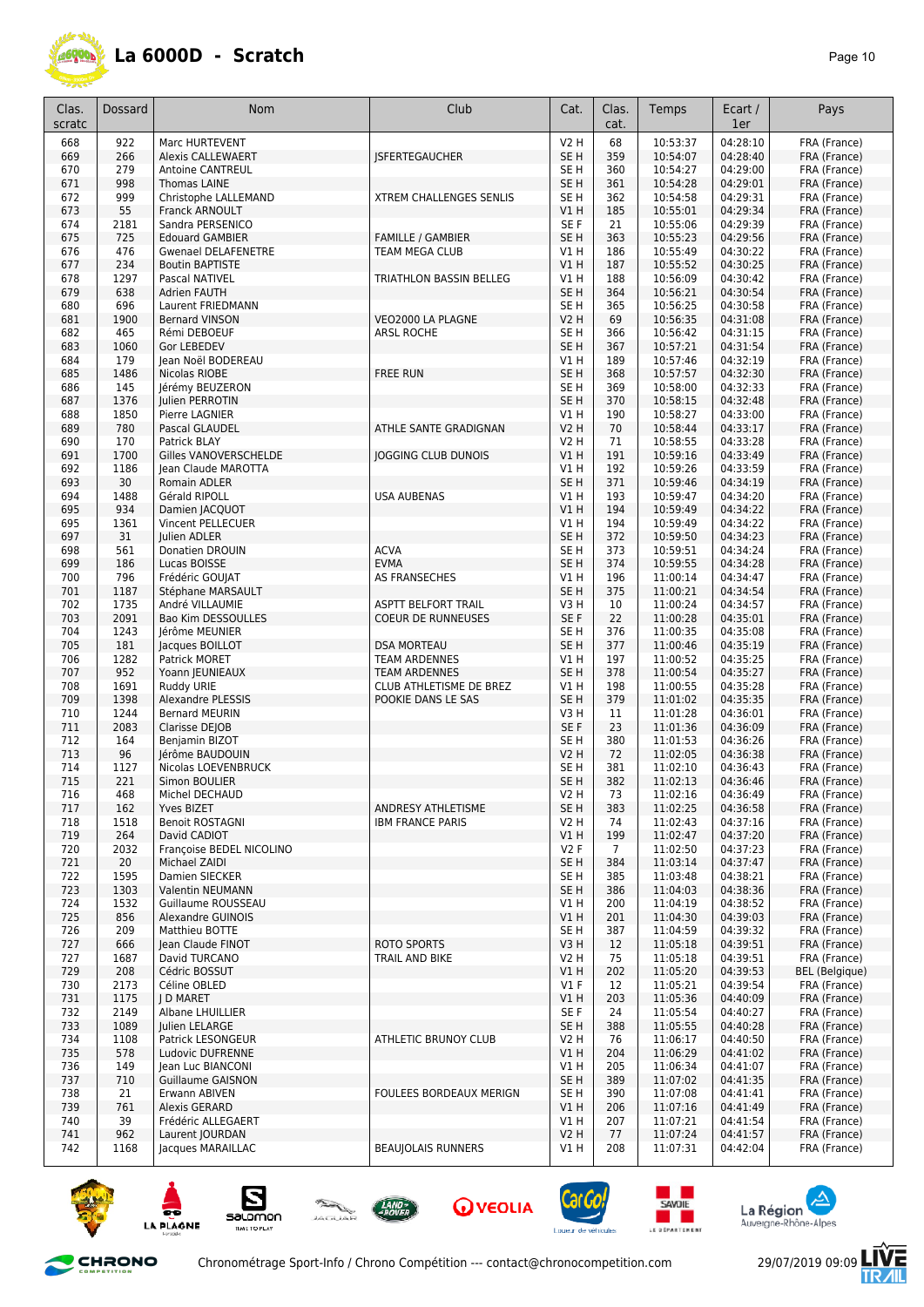# La 6000D - Scratch

| Clas. scratc | Dossard | Nom | Club | Cat. | Clas. cat. | Temps | Ecart / 1er | Pays |
|---|---|---|---|---|---|---|---|---|
| 668 | 922 | Marc HURTEVENT | | V2 H | 68 | 10:53:37 | 04:28:10 | FRA (France) |
| 669 | 266 | Alexis CALLEWAERT | JSFERTEGAUCHER | SE H | 359 | 10:54:07 | 04:28:40 | FRA (France) |
| 670 | 279 | Antoine CANTREUL | | SE H | 360 | 10:54:27 | 04:29:00 | FRA (France) |
| 671 | 998 | Thomas LAINE | | SE H | 361 | 10:54:28 | 04:29:01 | FRA (France) |
| 672 | 999 | Christophe LALLEMAND | XTREM CHALLENGES SENLIS | SE H | 362 | 10:54:58 | 04:29:31 | FRA (France) |
| 673 | 55 | Franck ARNOULT | | V1 H | 185 | 10:55:01 | 04:29:34 | FRA (France) |
| 674 | 2181 | Sandra PERSENICO | | SE F | 21 | 10:55:06 | 04:29:39 | FRA (France) |
| 675 | 725 | Edouard GAMBIER | FAMILLE / GAMBIER | SE H | 363 | 10:55:23 | 04:29:56 | FRA (France) |
| 676 | 476 | Gwenael DELAFENETRE | TEAM MEGA CLUB | V1 H | 186 | 10:55:49 | 04:30:22 | FRA (France) |
| 677 | 234 | Boutin BAPTISTE | | V1 H | 187 | 10:55:52 | 04:30:25 | FRA (France) |
| 678 | 1297 | Pascal NATIVEL | TRIATHLON BASSIN BELLEG | V1 H | 188 | 10:56:09 | 04:30:42 | FRA (France) |
| 679 | 638 | Adrien FAUTH | | SE H | 364 | 10:56:21 | 04:30:54 | FRA (France) |
| 680 | 696 | Laurent FRIEDMANN | | SE H | 365 | 10:56:25 | 04:30:58 | FRA (France) |
| 681 | 1900 | Bernard VINSON | VEO2000 LA PLAGNE | V2 H | 69 | 10:56:35 | 04:31:08 | FRA (France) |
| 682 | 465 | Rémi DEBOEUF | ARSL ROCHE | SE H | 366 | 10:56:42 | 04:31:15 | FRA (France) |
| 683 | 1060 | Gor LEBEDEV | | SE H | 367 | 10:57:21 | 04:31:54 | FRA (France) |
| 684 | 179 | Jean Noël BODEREAU | | V1 H | 189 | 10:57:46 | 04:32:19 | FRA (France) |
| 685 | 1486 | Nicolas RIOBE | FREE RUN | SE H | 368 | 10:57:57 | 04:32:30 | FRA (France) |
| 686 | 145 | Jérémy BEUZERON | | SE H | 369 | 10:58:00 | 04:32:33 | FRA (France) |
| 687 | 1376 | Julien PERROTIN | | SE H | 370 | 10:58:15 | 04:32:48 | FRA (France) |
| 688 | 1850 | Pierre LAGNIER | | V1 H | 190 | 10:58:27 | 04:33:00 | FRA (France) |
| 689 | 780 | Pascal GLAUDEL | ATHLE SANTE GRADIGNAN | V2 H | 70 | 10:58:44 | 04:33:17 | FRA (France) |
| 690 | 170 | Patrick BLAY | | V2 H | 71 | 10:58:55 | 04:33:28 | FRA (France) |
| 691 | 1700 | Gilles VANOVERSCHELDE | JOGGING CLUB DUNOIS | V1 H | 191 | 10:59:16 | 04:33:49 | FRA (France) |
| 692 | 1186 | Jean Claude MAROTTA | | V1 H | 192 | 10:59:26 | 04:33:59 | FRA (France) |
| 693 | 30 | Romain ADLER | | SE H | 371 | 10:59:46 | 04:34:19 | FRA (France) |
| 694 | 1488 | Gérald RIPOLL | USA AUBENAS | V1 H | 193 | 10:59:47 | 04:34:20 | FRA (France) |
| 695 | 934 | Damien JACQUOT | | V1 H | 194 | 10:59:49 | 04:34:22 | FRA (France) |
| 695 | 1361 | Vincent PELLECUER | | V1 H | 194 | 10:59:49 | 04:34:22 | FRA (France) |
| 697 | 31 | Julien ADLER | | SE H | 372 | 10:59:50 | 04:34:23 | FRA (France) |
| 698 | 561 | Donatien DROUIN | ACVA | SE H | 373 | 10:59:51 | 04:34:24 | FRA (France) |
| 699 | 186 | Lucas BOISSE | EVMA | SE H | 374 | 10:59:55 | 04:34:28 | FRA (France) |
| 700 | 796 | Frédéric GOUJAT | AS FRANSECHES | V1 H | 196 | 11:00:14 | 04:34:47 | FRA (France) |
| 701 | 1187 | Stéphane MARSAULT | | SE H | 375 | 11:00:21 | 04:34:54 | FRA (France) |
| 702 | 1735 | André VILLAUMIE | ASPTT BELFORT TRAIL | V3 H | 10 | 11:00:24 | 04:34:57 | FRA (France) |
| 703 | 2091 | Bao Kim DESSOULLES | COEUR DE RUNNEUSES | SE F | 22 | 11:00:28 | 04:35:01 | FRA (France) |
| 704 | 1243 | Jérôme MEUNIER | | SE H | 376 | 11:00:35 | 04:35:08 | FRA (France) |
| 705 | 181 | Jacques BOILLOT | DSA MORTEAU | SE H | 377 | 11:00:46 | 04:35:19 | FRA (France) |
| 706 | 1282 | Patrick MORET | TEAM ARDENNES | V1 H | 197 | 11:00:52 | 04:35:25 | FRA (France) |
| 707 | 952 | Yoann JEUNIEAUX | TEAM ARDENNES | SE H | 378 | 11:00:54 | 04:35:27 | FRA (France) |
| 708 | 1691 | Ruddy URIE | CLUB ATHLETISME DE BREZ | V1 H | 198 | 11:00:55 | 04:35:28 | FRA (France) |
| 709 | 1398 | Alexandre PLESSIS | POOKIE DANS LE SAS | SE H | 379 | 11:01:02 | 04:35:35 | FRA (France) |
| 710 | 1244 | Bernard MEURIN | | V3 H | 11 | 11:01:28 | 04:36:01 | FRA (France) |
| 711 | 2083 | Clarisse DEJOB | | SE F | 23 | 11:01:36 | 04:36:09 | FRA (France) |
| 712 | 164 | Benjamin BIZOT | | SE H | 380 | 11:01:53 | 04:36:26 | FRA (France) |
| 713 | 96 | Jérôme BAUDOUIN | | V2 H | 72 | 11:02:05 | 04:36:38 | FRA (France) |
| 714 | 1127 | Nicolas LOEVENBRUCK | | SE H | 381 | 11:02:10 | 04:36:43 | FRA (France) |
| 715 | 221 | Simon BOULIER | | SE H | 382 | 11:02:13 | 04:36:46 | FRA (France) |
| 716 | 468 | Michel DECHAUD | | V2 H | 73 | 11:02:16 | 04:36:49 | FRA (France) |
| 717 | 162 | Yves BIZET | ANDRESY ATHLETISME | SE H | 383 | 11:02:25 | 04:36:58 | FRA (France) |
| 718 | 1518 | Benoit ROSTAGNI | IBM FRANCE PARIS | V2 H | 74 | 11:02:43 | 04:37:16 | FRA (France) |
| 719 | 264 | David CADIOT | | V1 H | 199 | 11:02:47 | 04:37:20 | FRA (France) |
| 720 | 2032 | Françoise BEDEL NICOLINO | | V2 F | 7 | 11:02:50 | 04:37:23 | FRA (France) |
| 721 | 20 | Michael ZAIDI | | SE H | 384 | 11:03:14 | 04:37:47 | FRA (France) |
| 722 | 1595 | Damien SIECKER | | SE H | 385 | 11:03:48 | 04:38:21 | FRA (France) |
| 723 | 1303 | Valentin NEUMANN | | SE H | 386 | 11:04:03 | 04:38:36 | FRA (France) |
| 724 | 1532 | Guillaume ROUSSEAU | | V1 H | 200 | 11:04:19 | 04:38:52 | FRA (France) |
| 725 | 856 | Alexandre GUINOIS | | V1 H | 201 | 11:04:30 | 04:39:03 | FRA (France) |
| 726 | 209 | Matthieu BOTTE | | SE H | 387 | 11:04:59 | 04:39:32 | FRA (France) |
| 727 | 666 | Jean Claude FINOT | ROTO SPORTS | V3 H | 12 | 11:05:18 | 04:39:51 | FRA (France) |
| 727 | 1687 | David TURCANO | TRAIL AND BIKE | V2 H | 75 | 11:05:18 | 04:39:51 | FRA (France) |
| 729 | 208 | Cédric BOSSUT | | V1 H | 202 | 11:05:20 | 04:39:53 | BEL (Belgique) |
| 730 | 2173 | Céline OBLED | | V1 F | 12 | 11:05:21 | 04:39:54 | FRA (France) |
| 731 | 1175 | J D MARET | | V1 H | 203 | 11:05:36 | 04:40:09 | FRA (France) |
| 732 | 2149 | Albane LHUILLIER | | SE F | 24 | 11:05:54 | 04:40:27 | FRA (France) |
| 733 | 1089 | Julien LELARGE | | SE H | 388 | 11:05:55 | 04:40:28 | FRA (France) |
| 734 | 1108 | Patrick LESONGEUR | ATHLETIC BRUNOY CLUB | V2 H | 76 | 11:06:17 | 04:40:50 | FRA (France) |
| 735 | 578 | Ludovic DUFRENNE | | V1 H | 204 | 11:06:29 | 04:41:02 | FRA (France) |
| 736 | 149 | Jean Luc BIANCONI | | V1 H | 205 | 11:06:34 | 04:41:07 | FRA (France) |
| 737 | 710 | Guillaume GAISNON | | SE H | 389 | 11:07:02 | 04:41:35 | FRA (France) |
| 738 | 21 | Erwann ABIVEN | FOULEES BORDEAUX MERIGN | SE H | 390 | 11:07:08 | 04:41:41 | FRA (France) |
| 739 | 761 | Alexis GERARD | | V1 H | 206 | 11:07:16 | 04:41:49 | FRA (France) |
| 740 | 39 | Frédéric ALLEGAERT | | V1 H | 207 | 11:07:21 | 04:41:54 | FRA (France) |
| 741 | 962 | Laurent JOURDAN | | V2 H | 77 | 11:07:24 | 04:41:57 | FRA (France) |
| 742 | 1168 | Jacques MARAILLAC | BEAUJOLAIS RUNNERS | V1 H | 208 | 11:07:31 | 04:42:04 | FRA (France) |

Chronométrage Sport-Info / Chrono Compétition --- contact@chronocompetition.com 29/07/2019 09:09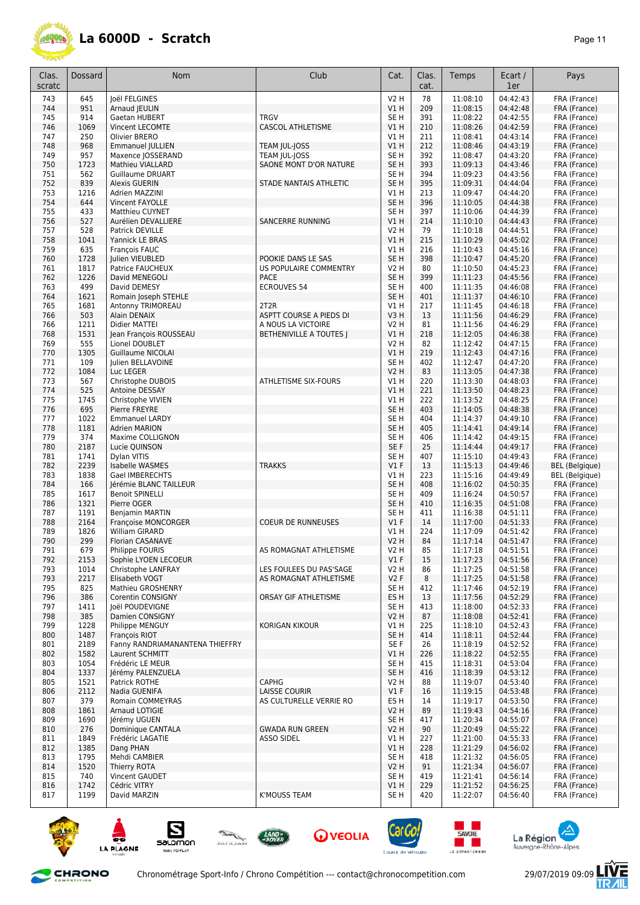# La 6000D - Scratch

| Clas. scratc | Dossard | Nom | Club | Cat. | Clas. cat. | Temps | Ecart / 1er | Pays |
|---|---|---|---|---|---|---|---|---|
| 743 | 645 | Joël FELGINES | | V2 H | 78 | 11:08:10 | 04:42:43 | FRA (France) |
| 744 | 951 | Arnaud JEULIN | | V1 H | 209 | 11:08:15 | 04:42:48 | FRA (France) |
| 745 | 914 | Gaetan HUBERT | TRGV | SE H | 391 | 11:08:22 | 04:42:55 | FRA (France) |
| 746 | 1069 | Vincent LECOMTE | CASCOL ATHLETISME | V1 H | 210 | 11:08:26 | 04:42:59 | FRA (France) |
| 747 | 250 | Olivier BRERO | | V1 H | 211 | 11:08:41 | 04:43:14 | FRA (France) |
| 748 | 968 | Emmanuel JULLIEN | TEAM JUL-JOSS | V1 H | 212 | 11:08:46 | 04:43:19 | FRA (France) |
| 749 | 957 | Maxence JOSSERAND | TEAM JUL-JOSS | SE H | 392 | 11:08:47 | 04:43:20 | FRA (France) |
| 750 | 1723 | Mathieu VIALLARD | SAONE MONT D'OR NATURE | SE H | 393 | 11:09:13 | 04:43:46 | FRA (France) |
| 751 | 562 | Guillaume DRUART | | SE H | 394 | 11:09:23 | 04:43:56 | FRA (France) |
| 752 | 839 | Alexis GUERIN | STADE NANTAIS ATHLETIC | SE H | 395 | 11:09:31 | 04:44:04 | FRA (France) |
| 753 | 1216 | Adrien MAZZINI | | V1 H | 213 | 11:09:47 | 04:44:20 | FRA (France) |
| 754 | 644 | Vincent FAYOLLE | | SE H | 396 | 11:10:05 | 04:44:38 | FRA (France) |
| 755 | 433 | Matthieu CUYNET | | SE H | 397 | 11:10:06 | 04:44:39 | FRA (France) |
| 756 | 527 | Aurélien DEVALLIERE | SANCERRE RUNNING | V1 H | 214 | 11:10:10 | 04:44:43 | FRA (France) |
| 757 | 528 | Patrick DEVILLE | | V2 H | 79 | 11:10:18 | 04:44:51 | FRA (France) |
| 758 | 1041 | Yannick LE BRAS | | V1 H | 215 | 11:10:29 | 04:45:02 | FRA (France) |
| 759 | 635 | François FAUC | | V1 H | 216 | 11:10:43 | 04:45:16 | FRA (France) |
| 760 | 1728 | Julien VIEUBLED | POOKIE DANS LE SAS | SE H | 398 | 11:10:47 | 04:45:20 | FRA (France) |
| 761 | 1817 | Patrice FAUCHEUX | US POPULAIRE COMMENTRY | V2 H | 80 | 11:10:50 | 04:45:23 | FRA (France) |
| 762 | 1226 | David MENEGOLI | PACE | SE H | 399 | 11:11:23 | 04:45:56 | FRA (France) |
| 763 | 499 | David DEMESY | ECROUVES 54 | SE H | 400 | 11:11:35 | 04:46:08 | FRA (France) |
| 764 | 1621 | Romain Joseph STEHLE | | SE H | 401 | 11:11:37 | 04:46:10 | FRA (France) |
| 765 | 1681 | Antonny TRIMOREAU | 2T2R | V1 H | 217 | 11:11:45 | 04:46:18 | FRA (France) |
| 766 | 503 | Alain DENAIX | ASPTT COURSE A PIEDS DI | V3 H | 13 | 11:11:56 | 04:46:29 | FRA (France) |
| 766 | 1211 | Didier MATTEI | A NOUS LA VICTOIRE | V2 H | 81 | 11:11:56 | 04:46:29 | FRA (France) |
| 768 | 1531 | Jean François ROUSSEAU | BETHENIVILLE A TOUTES J | V1 H | 218 | 11:12:05 | 04:46:38 | FRA (France) |
| 769 | 555 | Lionel DOUBLET | | V2 H | 82 | 11:12:42 | 04:47:15 | FRA (France) |
| 770 | 1305 | Guillaume NICOLAI | | V1 H | 219 | 11:12:43 | 04:47:16 | FRA (France) |
| 771 | 109 | Julien BELLAVOINE | | SE H | 402 | 11:12:47 | 04:47:20 | FRA (France) |
| 772 | 1084 | Luc LEGER | | V2 H | 83 | 11:13:05 | 04:47:38 | FRA (France) |
| 773 | 567 | Christophe DUBOIS | ATHLETISME SIX-FOURS | V1 H | 220 | 11:13:30 | 04:48:03 | FRA (France) |
| 774 | 525 | Antoine DESSAY | | V1 H | 221 | 11:13:50 | 04:48:23 | FRA (France) |
| 775 | 1745 | Christophe VIVIEN | | V1 H | 222 | 11:13:52 | 04:48:25 | FRA (France) |
| 776 | 695 | Pierre FREYRE | | SE H | 403 | 11:14:05 | 04:48:38 | FRA (France) |
| 777 | 1022 | Emmanuel LARDY | | SE H | 404 | 11:14:37 | 04:49:10 | FRA (France) |
| 778 | 1181 | Adrien MARION | | SE H | 405 | 11:14:41 | 04:49:14 | FRA (France) |
| 779 | 374 | Maxime COLLIGNON | | SE H | 406 | 11:14:42 | 04:49:15 | FRA (France) |
| 780 | 2187 | Lucie QUINSON | | SE F | 25 | 11:14:44 | 04:49:17 | FRA (France) |
| 781 | 1741 | Dylan VITIS | | SE H | 407 | 11:15:10 | 04:49:43 | FRA (France) |
| 782 | 2239 | Isabelle WASMES | TRAKKS | V1 F | 13 | 11:15:13 | 04:49:46 | BEL (Belgique) |
| 783 | 1838 | Gael IMBERECHTS | | V1 H | 223 | 11:15:16 | 04:49:49 | BEL (Belgique) |
| 784 | 166 | Jérémie BLANC TAILLEUR | | SE H | 408 | 11:16:02 | 04:50:35 | FRA (France) |
| 785 | 1617 | Benoit SPINELLI | | SE H | 409 | 11:16:24 | 04:50:57 | FRA (France) |
| 786 | 1321 | Pierre OGER | | SE H | 410 | 11:16:35 | 04:51:08 | FRA (France) |
| 787 | 1191 | Benjamin MARTIN | | SE H | 411 | 11:16:38 | 04:51:11 | FRA (France) |
| 788 | 2164 | Françoise MONCORGER | COEUR DE RUNNEUSES | V1 F | 14 | 11:17:00 | 04:51:33 | FRA (France) |
| 789 | 1826 | William GIRARD | | V1 H | 224 | 11:17:09 | 04:51:42 | FRA (France) |
| 790 | 299 | Florian CASANAVE | | V2 H | 84 | 11:17:14 | 04:51:47 | FRA (France) |
| 791 | 679 | Philippe FOURIS | AS ROMAGNAT ATHLETISME | V2 H | 85 | 11:17:18 | 04:51:51 | FRA (France) |
| 792 | 2153 | Sophie LYOEN LECOEUR | | V1 F | 15 | 11:17:23 | 04:51:56 | FRA (France) |
| 793 | 1014 | Christophe LANFRAY | LES FOULEES DU PAS'SAGE | V2 H | 86 | 11:17:25 | 04:51:58 | FRA (France) |
| 793 | 2217 | Elisabeth VOGT | AS ROMAGNAT ATHLETISME | V2 F | 8 | 11:17:25 | 04:51:58 | FRA (France) |
| 795 | 825 | Mathieu GROSHENRY | | SE H | 412 | 11:17:46 | 04:52:19 | FRA (France) |
| 796 | 386 | Corentin CONSIGNY | ORSAY GIF ATHLETISME | ES H | 13 | 11:17:56 | 04:52:29 | FRA (France) |
| 797 | 1411 | Joël POUDEVIGNE | | SE H | 413 | 11:18:00 | 04:52:33 | FRA (France) |
| 798 | 385 | Damien CONSIGNY | | V2 H | 87 | 11:18:08 | 04:52:41 | FRA (France) |
| 799 | 1228 | Philippe MENGUY | KORIGAN KIKOUR | V1 H | 225 | 11:18:10 | 04:52:43 | FRA (France) |
| 800 | 1487 | François RIOT | | SE H | 414 | 11:18:11 | 04:52:44 | FRA (France) |
| 801 | 2189 | Fanny RANDRIAMANANTENA THIEFFRY | | SE F | 26 | 11:18:19 | 04:52:52 | FRA (France) |
| 802 | 1582 | Laurent SCHMITT | | V1 H | 226 | 11:18:22 | 04:52:55 | FRA (France) |
| 803 | 1054 | Frédéric LE MEUR | | SE H | 415 | 11:18:31 | 04:53:04 | FRA (France) |
| 804 | 1337 | Jérémy PALENZUELA | | SE H | 416 | 11:18:39 | 04:53:12 | FRA (France) |
| 805 | 1521 | Patrick ROTHE | CAPHG | V2 H | 88 | 11:19:07 | 04:53:40 | FRA (France) |
| 806 | 2112 | Nadia GUENIFA | LAISSE COURIR | V1 F | 16 | 11:19:15 | 04:53:48 | FRA (France) |
| 807 | 379 | Romain COMMEYRAS | AS CULTURELLE VERRIE RO | ES H | 14 | 11:19:17 | 04:53:50 | FRA (France) |
| 808 | 1861 | Arnaud LOTIGIE | | V2 H | 89 | 11:19:43 | 04:54:16 | FRA (France) |
| 809 | 1690 | Jérémy UGUEN | | SE H | 417 | 11:20:34 | 04:55:07 | FRA (France) |
| 810 | 276 | Dominique CANTALA | GWADA RUN GREEN | V2 H | 90 | 11:20:49 | 04:55:22 | FRA (France) |
| 811 | 1849 | Frédéric LAGATIE | ASSO SIDEL | V1 H | 227 | 11:21:00 | 04:55:33 | FRA (France) |
| 812 | 1385 | Dang PHAN | | V1 H | 228 | 11:21:29 | 04:56:02 | FRA (France) |
| 813 | 1795 | Mehdi CAMBIER | | SE H | 418 | 11:21:32 | 04:56:05 | FRA (France) |
| 814 | 1520 | Thierry ROTA | | V2 H | 91 | 11:21:34 | 04:56:07 | FRA (France) |
| 815 | 740 | Vincent GAUDET | | SE H | 419 | 11:21:41 | 04:56:14 | FRA (France) |
| 816 | 1742 | Cédric VITRY | | V1 H | 229 | 11:21:52 | 04:56:25 | FRA (France) |
| 817 | 1199 | David MARZIN | K'MOUSS TEAM | SE H | 420 | 11:22:07 | 04:56:40 | FRA (France) |

Chronométrage Sport-Info / Chrono Compétition --- contact@chronocompetition.com

29/07/2019 09:09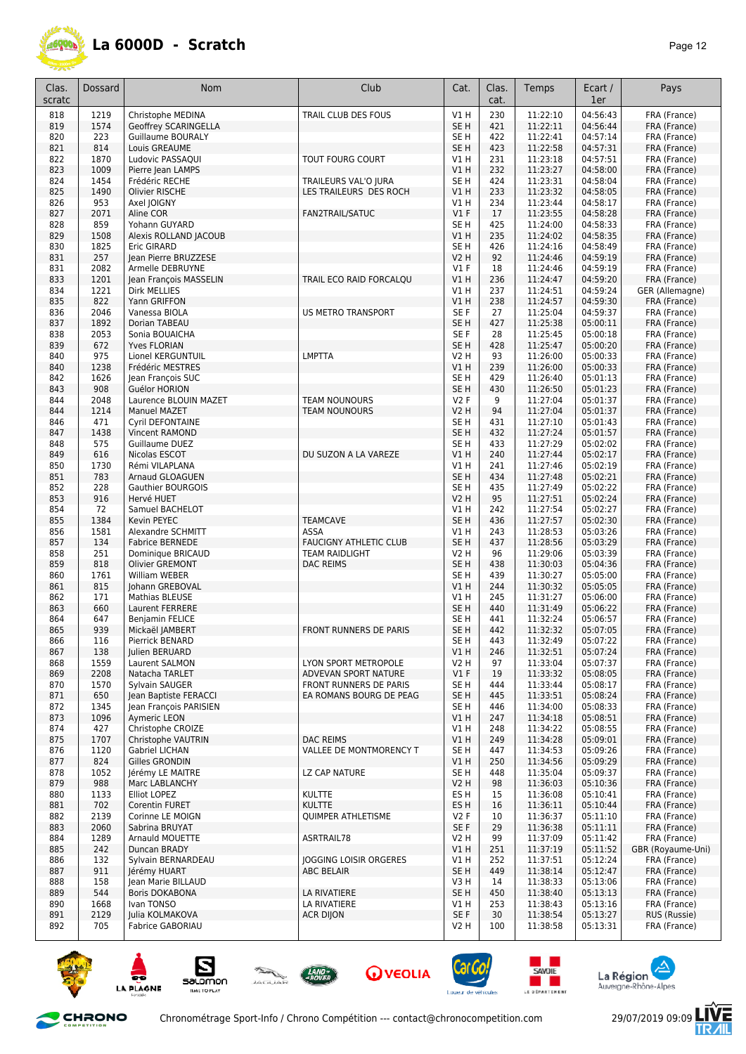# La 6000D - Scratch

| Clas. scratc | Dossard | Nom | Club | Cat. | Clas. cat. | Temps | Ecart / 1er | Pays |
|---|---|---|---|---|---|---|---|---|
| 818 | 1219 | Christophe MEDINA | TRAIL CLUB DES FOUS | V1 H | 230 | 11:22:10 | 04:56:43 | FRA (France) |
| 819 | 1574 | Geoffrey SCARINGELLA | | SE H | 421 | 11:22:11 | 04:56:44 | FRA (France) |
| 820 | 223 | Guillaume BOURALY | | SE H | 422 | 11:22:41 | 04:57:14 | FRA (France) |
| 821 | 814 | Louis GREAUME | | SE H | 423 | 11:22:58 | 04:57:31 | FRA (France) |
| 822 | 1870 | Ludovic PASSAQUI | TOUT FOURG COURT | V1 H | 231 | 11:23:18 | 04:57:51 | FRA (France) |
| 823 | 1009 | Pierre Jean LAMPS | | V1 H | 232 | 11:23:27 | 04:58:00 | FRA (France) |
| 824 | 1454 | Frédéric RECHE | TRAILEURS VAL'O JURA | SE H | 424 | 11:23:31 | 04:58:04 | FRA (France) |
| 825 | 1490 | Olivier RISCHE | LES TRAILEURS DES ROCH | V1 H | 233 | 11:23:32 | 04:58:05 | FRA (France) |
| 826 | 953 | Axel JOIGNY | | V1 H | 234 | 11:23:44 | 04:58:17 | FRA (France) |
| 827 | 2071 | Aline COR | FAN2TRAIL/SATUC | V1 F | 17 | 11:23:55 | 04:58:28 | FRA (France) |
| 828 | 859 | Yohann GUYARD | | SE H | 425 | 11:24:00 | 04:58:33 | FRA (France) |
| 829 | 1508 | Alexis ROLLAND JACOUB | | V1 H | 235 | 11:24:02 | 04:58:35 | FRA (France) |
| 830 | 1825 | Eric GIRARD | | SE H | 426 | 11:24:16 | 04:58:49 | FRA (France) |
| 831 | 257 | Jean Pierre BRUZZESE | | V2 H | 92 | 11:24:46 | 04:59:19 | FRA (France) |
| 831 | 2082 | Armelle DEBRUYNE | | V1 F | 18 | 11:24:46 | 04:59:19 | FRA (France) |
| 833 | 1201 | Jean François MASSELIN | TRAIL ECO RAID FORCALQU | V1 H | 236 | 11:24:47 | 04:59:20 | FRA (France) |
| 834 | 1221 | Dirk MELLIES | | V1 H | 237 | 11:24:51 | 04:59:24 | GER (Allemagne) |
| 835 | 822 | Yann GRIFFON | | V1 H | 238 | 11:24:57 | 04:59:30 | FRA (France) |
| 836 | 2046 | Vanessa BIOLA | US METRO TRANSPORT | SE F | 27 | 11:25:04 | 04:59:37 | FRA (France) |
| 837 | 1892 | Dorian TABEAU | | SE H | 427 | 11:25:38 | 05:00:11 | FRA (France) |
| 838 | 2053 | Sonia BOUAICHA | | SE F | 28 | 11:25:45 | 05:00:18 | FRA (France) |
| 839 | 672 | Yves FLORIAN | | SE H | 428 | 11:25:47 | 05:00:20 | FRA (France) |
| 840 | 975 | Lionel KERGUNTUIL | LMPTTA | V2 H | 93 | 11:26:00 | 05:00:33 | FRA (France) |
| 840 | 1238 | Frédéric MESTRES | | V1 H | 239 | 11:26:00 | 05:00:33 | FRA (France) |
| 842 | 1626 | Jean François SUC | | SE H | 429 | 11:26:40 | 05:01:13 | FRA (France) |
| 843 | 908 | Guélor HORION | | SE H | 430 | 11:26:50 | 05:01:23 | FRA (France) |
| 844 | 2048 | Laurence BLOUIN MAZET | TEAM NOUNOURS | V2 F | 9 | 11:27:04 | 05:01:37 | FRA (France) |
| 844 | 1214 | Manuel MAZET | TEAM NOUNOURS | V2 H | 94 | 11:27:04 | 05:01:37 | FRA (France) |
| 846 | 471 | Cyril DEFONTAINE | | SE H | 431 | 11:27:10 | 05:01:43 | FRA (France) |
| 847 | 1438 | Vincent RAMOND | | SE H | 432 | 11:27:24 | 05:01:57 | FRA (France) |
| 848 | 575 | Guillaume DUEZ | | SE H | 433 | 11:27:29 | 05:02:02 | FRA (France) |
| 849 | 616 | Nicolas ESCOT | DU SUZON A LA VAREZE | V1 H | 240 | 11:27:44 | 05:02:17 | FRA (France) |
| 850 | 1730 | Rémi VILAPLANA | | V1 H | 241 | 11:27:46 | 05:02:19 | FRA (France) |
| 851 | 783 | Arnaud GLOAGUEN | | SE H | 434 | 11:27:48 | 05:02:21 | FRA (France) |
| 852 | 228 | Gauthier BOURGOIS | | SE H | 435 | 11:27:49 | 05:02:22 | FRA (France) |
| 853 | 916 | Hervé HUET | | V2 H | 95 | 11:27:51 | 05:02:24 | FRA (France) |
| 854 | 72 | Samuel BACHELOT | | V1 H | 242 | 11:27:54 | 05:02:27 | FRA (France) |
| 855 | 1384 | Kevin PEYEC | TEAMCAVE | SE H | 436 | 11:27:57 | 05:02:30 | FRA (France) |
| 856 | 1581 | Alexandre SCHMITT | ASSA | V1 H | 243 | 11:28:53 | 05:03:26 | FRA (France) |
| 857 | 134 | Fabrice BERNEDE | FAUCIGNY ATHLETIC CLUB | SE H | 437 | 11:28:56 | 05:03:29 | FRA (France) |
| 858 | 251 | Dominique BRICAUD | TEAM RAIDLIGHT | V2 H | 96 | 11:29:06 | 05:03:39 | FRA (France) |
| 859 | 818 | Olivier GREMONT | DAC REIMS | SE H | 438 | 11:30:03 | 05:04:36 | FRA (France) |
| 860 | 1761 | William WEBER | | SE H | 439 | 11:30:27 | 05:05:00 | FRA (France) |
| 861 | 815 | Johann GREBOVAL | | V1 H | 244 | 11:30:32 | 05:05:05 | FRA (France) |
| 862 | 171 | Mathias BLEUSE | | V1 H | 245 | 11:31:27 | 05:06:00 | FRA (France) |
| 863 | 660 | Laurent FERRERE | | SE H | 440 | 11:31:49 | 05:06:22 | FRA (France) |
| 864 | 647 | Benjamin FELICE | | SE H | 441 | 11:32:24 | 05:06:57 | FRA (France) |
| 865 | 939 | Mickaël JAMBERT | FRONT RUNNERS DE PARIS | SE H | 442 | 11:32:32 | 05:07:05 | FRA (France) |
| 866 | 116 | Pierrick BENARD | | SE H | 443 | 11:32:49 | 05:07:22 | FRA (France) |
| 867 | 138 | Julien BERUARD | | V1 H | 246 | 11:32:51 | 05:07:24 | FRA (France) |
| 868 | 1559 | Laurent SALMON | LYON SPORT METROPOLE | V2 H | 97 | 11:33:04 | 05:07:37 | FRA (France) |
| 869 | 2208 | Natacha TARLET | ADVEVAN SPORT NATURE | V1 F | 19 | 11:33:32 | 05:08:05 | FRA (France) |
| 870 | 1570 | Sylvain SAUGER | FRONT RUNNERS DE PARIS | SE H | 444 | 11:33:44 | 05:08:17 | FRA (France) |
| 871 | 650 | Jean Baptiste FERACCI | EA ROMANS BOURG DE PEAG | SE H | 445 | 11:33:51 | 05:08:24 | FRA (France) |
| 872 | 1345 | Jean François PARISIEN | | SE H | 446 | 11:34:00 | 05:08:33 | FRA (France) |
| 873 | 1096 | Aymeric LEON | | V1 H | 247 | 11:34:18 | 05:08:51 | FRA (France) |
| 874 | 427 | Christophe CROIZE | | V1 H | 248 | 11:34:22 | 05:08:55 | FRA (France) |
| 875 | 1707 | Christophe VAUTRIN | DAC REIMS | V1 H | 249 | 11:34:28 | 05:09:01 | FRA (France) |
| 876 | 1120 | Gabriel LICHAN | VALLEE DE MONTMORENCY T | SE H | 447 | 11:34:53 | 05:09:26 | FRA (France) |
| 877 | 824 | Gilles GRONDIN | | V1 H | 250 | 11:34:56 | 05:09:29 | FRA (France) |
| 878 | 1052 | Jérémy LE MAITRE | LZ CAP NATURE | SE H | 448 | 11:35:04 | 05:09:37 | FRA (France) |
| 879 | 988 | Marc LABLANCHY | | V2 H | 98 | 11:36:03 | 05:10:36 | FRA (France) |
| 880 | 1133 | Elliot LOPEZ | KULTTE | ES H | 15 | 11:36:08 | 05:10:41 | FRA (France) |
| 881 | 702 | Corentin FURET | KULTTE | ES H | 16 | 11:36:11 | 05:10:44 | FRA (France) |
| 882 | 2139 | Corinne LE MOIGN | QUIMPER ATHLETISME | V2 F | 10 | 11:36:37 | 05:11:10 | FRA (France) |
| 883 | 2060 | Sabrina BRUYAT | | SE F | 29 | 11:36:38 | 05:11:11 | FRA (France) |
| 884 | 1289 | Arnauld MOUETTE | ASRTRAIL78 | V2 H | 99 | 11:37:09 | 05:11:42 | FRA (France) |
| 885 | 242 | Duncan BRADY | | V1 H | 251 | 11:37:19 | 05:11:52 | GBR (Royaume-Uni) |
| 886 | 132 | Sylvain BERNARDEAU | JOGGING LOISIR ORGERES | V1 H | 252 | 11:37:51 | 05:12:24 | FRA (France) |
| 887 | 911 | Jérémy HUART | ABC BELAIR | SE H | 449 | 11:38:14 | 05:12:47 | FRA (France) |
| 888 | 158 | Jean Marie BILLAUD | | V3 H | 14 | 11:38:33 | 05:13:06 | FRA (France) |
| 889 | 544 | Boris DOKABONA | LA RIVATIERE | SE H | 450 | 11:38:40 | 05:13:13 | FRA (France) |
| 890 | 1668 | Ivan TONSO | LA RIVATIERE | V1 H | 253 | 11:38:43 | 05:13:16 | FRA (France) |
| 891 | 2129 | Julia KOLMAKOVA | ACR DIJON | SE F | 30 | 11:38:54 | 05:13:27 | RUS (Russie) |
| 892 | 705 | Fabrice GABORIAU | | V2 H | 100 | 11:38:58 | 05:13:31 | FRA (France) |

Chronométrage Sport-Info / Chrono Compétition --- contact@chronocompetition.com

29/07/2019 09:09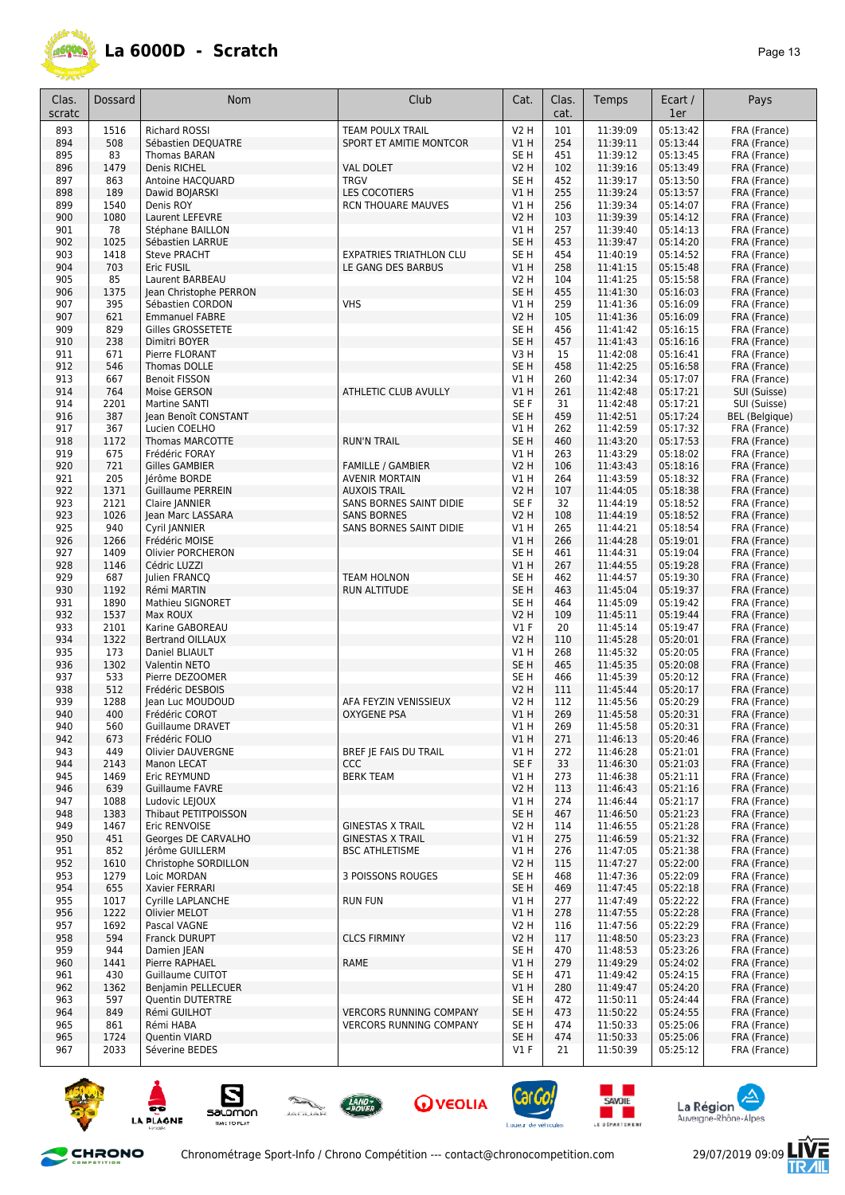# La 6000D - Scratch

| Clas. scratc | Dossard | Nom | Club | Cat. | Clas. cat. | Temps | Ecart / 1er | Pays |
|---|---|---|---|---|---|---|---|---|
| 893 | 1516 | Richard ROSSI | TEAM POULX TRAIL | V2 H | 101 | 11:39:09 | 05:13:42 | FRA (France) |
| 894 | 508 | Sébastien DEQUATRE | SPORT ET AMITIE MONTCOR | V1 H | 254 | 11:39:11 | 05:13:44 | FRA (France) |
| 895 | 83 | Thomas BARAN | | SE H | 451 | 11:39:12 | 05:13:45 | FRA (France) |
| 896 | 1479 | Denis RICHEL | VAL DOLET | V2 H | 102 | 11:39:16 | 05:13:49 | FRA (France) |
| 897 | 863 | Antoine HACQUARD | TRGV | SE H | 452 | 11:39:17 | 05:13:50 | FRA (France) |
| 898 | 189 | Dawid BOJARSKI | LES COCOTIERS | V1 H | 255 | 11:39:24 | 05:13:57 | FRA (France) |
| 899 | 1540 | Denis ROY | RCN THOUARE MAUVES | V1 H | 256 | 11:39:34 | 05:14:07 | FRA (France) |
| 900 | 1080 | Laurent LEFEVRE | | V2 H | 103 | 11:39:39 | 05:14:12 | FRA (France) |
| 901 | 78 | Stéphane BAILLON | | V1 H | 257 | 11:39:40 | 05:14:13 | FRA (France) |
| 902 | 1025 | Sébastien LARRUE | | SE H | 453 | 11:39:47 | 05:14:20 | FRA (France) |
| 903 | 1418 | Steve PRACHT | EXPATRIES TRIATHLON CLU | SE H | 454 | 11:40:19 | 05:14:52 | FRA (France) |
| 904 | 703 | Eric FUSIL | LE GANG DES BARBUS | V1 H | 258 | 11:41:15 | 05:15:48 | FRA (France) |
| 905 | 85 | Laurent BARBEAU | | V2 H | 104 | 11:41:25 | 05:15:58 | FRA (France) |
| 906 | 1375 | Jean Christophe PERRON | | SE H | 455 | 11:41:30 | 05:16:03 | FRA (France) |
| 907 | 395 | Sébastien CORDON | VHS | V1 H | 259 | 11:41:36 | 05:16:09 | FRA (France) |
| 907 | 621 | Emmanuel FABRE | | V2 H | 105 | 11:41:36 | 05:16:09 | FRA (France) |
| 909 | 829 | Gilles GROSSETETE | | SE H | 456 | 11:41:42 | 05:16:15 | FRA (France) |
| 910 | 238 | Dimitri BOYER | | SE H | 457 | 11:41:43 | 05:16:16 | FRA (France) |
| 911 | 671 | Pierre FLORANT | | V3 H | 15 | 11:42:08 | 05:16:41 | FRA (France) |
| 912 | 546 | Thomas DOLLE | | SE H | 458 | 11:42:25 | 05:16:58 | FRA (France) |
| 913 | 667 | Benoit FISSON | | V1 H | 260 | 11:42:34 | 05:17:07 | FRA (France) |
| 914 | 764 | Moise GERSON | ATHLETIC CLUB AVULLY | V1 H | 261 | 11:42:48 | 05:17:21 | SUI (Suisse) |
| 914 | 2201 | Martine SANTI | | SE F | 31 | 11:42:48 | 05:17:21 | SUI (Suisse) |
| 916 | 387 | Jean Benoît CONSTANT | | SE H | 459 | 11:42:51 | 05:17:24 | BEL (Belgique) |
| 917 | 367 | Lucien COELHO | | V1 H | 262 | 11:42:59 | 05:17:32 | FRA (France) |
| 918 | 1172 | Thomas MARCOTTE | RUN'N TRAIL | SE H | 460 | 11:43:20 | 05:17:53 | FRA (France) |
| 919 | 675 | Frédéric FORAY | | V1 H | 263 | 11:43:29 | 05:18:02 | FRA (France) |
| 920 | 721 | Gilles GAMBIER | FAMILLE / GAMBIER | V2 H | 106 | 11:43:43 | 05:18:16 | FRA (France) |
| 921 | 205 | Jérôme BORDE | AVENIR MORTAIN | V1 H | 264 | 11:43:59 | 05:18:32 | FRA (France) |
| 922 | 1371 | Guillaume PERREIN | AUXOIS TRAIL | V2 H | 107 | 11:44:05 | 05:18:38 | FRA (France) |
| 923 | 2121 | Claire JANNIER | SANS BORNES SAINT DIDIE | SE F | 32 | 11:44:19 | 05:18:52 | FRA (France) |
| 923 | 1026 | Jean Marc LASSARA | SANS BORNES | V2 H | 108 | 11:44:19 | 05:18:52 | FRA (France) |
| 925 | 940 | Cyril JANNIER | SANS BORNES SAINT DIDIE | V1 H | 265 | 11:44:21 | 05:18:54 | FRA (France) |
| 926 | 1266 | Frédéric MOISE | | V1 H | 266 | 11:44:28 | 05:19:01 | FRA (France) |
| 927 | 1409 | Olivier PORCHERON | | SE H | 461 | 11:44:31 | 05:19:04 | FRA (France) |
| 928 | 1146 | Cédric LUZZI | | V1 H | 267 | 11:44:55 | 05:19:28 | FRA (France) |
| 929 | 687 | Julien FRANCQ | TEAM HOLNON | SE H | 462 | 11:44:57 | 05:19:30 | FRA (France) |
| 930 | 1192 | Rémi MARTIN | RUN ALTITUDE | SE H | 463 | 11:45:04 | 05:19:37 | FRA (France) |
| 931 | 1890 | Mathieu SIGNORET | | SE H | 464 | 11:45:09 | 05:19:42 | FRA (France) |
| 932 | 1537 | Max ROUX | | V2 H | 109 | 11:45:11 | 05:19:44 | FRA (France) |
| 933 | 2101 | Karine GABOREAU | | V1 F | 20 | 11:45:14 | 05:19:47 | FRA (France) |
| 934 | 1322 | Bertrand OILLAUX | | V2 H | 110 | 11:45:28 | 05:20:01 | FRA (France) |
| 935 | 173 | Daniel BLIAULT | | V1 H | 268 | 11:45:32 | 05:20:05 | FRA (France) |
| 936 | 1302 | Valentin NETO | | SE H | 465 | 11:45:35 | 05:20:08 | FRA (France) |
| 937 | 533 | Pierre DEZOOMER | | SE H | 466 | 11:45:39 | 05:20:12 | FRA (France) |
| 938 | 512 | Frédéric DESBOIS | | V2 H | 111 | 11:45:44 | 05:20:17 | FRA (France) |
| 939 | 1288 | Jean Luc MOUDOUD | AFA FEYZIN VENISSIEUX | V2 H | 112 | 11:45:56 | 05:20:29 | FRA (France) |
| 940 | 400 | Frédéric COROT | OXYGENE PSA | V1 H | 269 | 11:45:58 | 05:20:31 | FRA (France) |
| 940 | 560 | Guillaume DRAVET | | V1 H | 269 | 11:45:58 | 05:20:31 | FRA (France) |
| 942 | 673 | Frédéric FOLIO | | V1 H | 271 | 11:46:13 | 05:20:46 | FRA (France) |
| 943 | 449 | Olivier DAUVERGNE | BREF JE FAIS DU TRAIL | V1 H | 272 | 11:46:28 | 05:21:01 | FRA (France) |
| 944 | 2143 | Manon LECAT | CCC | SE F | 33 | 11:46:30 | 05:21:03 | FRA (France) |
| 945 | 1469 | Eric REYMUND | BERK TEAM | V1 H | 273 | 11:46:38 | 05:21:11 | FRA (France) |
| 946 | 639 | Guillaume FAVRE | | V2 H | 113 | 11:46:43 | 05:21:16 | FRA (France) |
| 947 | 1088 | Ludovic LEJOUX | | V1 H | 274 | 11:46:44 | 05:21:17 | FRA (France) |
| 948 | 1383 | Thibaut PETITPOISSON | | SE H | 467 | 11:46:50 | 05:21:23 | FRA (France) |
| 949 | 1467 | Eric RENVOISE | GINESTAS X TRAIL | V2 H | 114 | 11:46:55 | 05:21:28 | FRA (France) |
| 950 | 451 | Georges DE CARVALHO | GINESTAS X TRAIL | V1 H | 275 | 11:46:59 | 05:21:32 | FRA (France) |
| 951 | 852 | Jérôme GUILLERM | BSC ATHLETISME | V1 H | 276 | 11:47:05 | 05:21:38 | FRA (France) |
| 952 | 1610 | Christophe SORDILLON | | V2 H | 115 | 11:47:27 | 05:22:00 | FRA (France) |
| 953 | 1279 | Loic MORDAN | 3 POISSONS ROUGES | SE H | 468 | 11:47:36 | 05:22:09 | FRA (France) |
| 954 | 655 | Xavier FERRARI | | SE H | 469 | 11:47:45 | 05:22:18 | FRA (France) |
| 955 | 1017 | Cyrille LAPLANCHE | RUN FUN | V1 H | 277 | 11:47:49 | 05:22:22 | FRA (France) |
| 956 | 1222 | Olivier MELOT | | V1 H | 278 | 11:47:55 | 05:22:28 | FRA (France) |
| 957 | 1692 | Pascal VAGNE | | V2 H | 116 | 11:47:56 | 05:22:29 | FRA (France) |
| 958 | 594 | Franck DURUPT | CLCS FIRMINY | V2 H | 117 | 11:48:50 | 05:23:23 | FRA (France) |
| 959 | 944 | Damien JEAN | | SE H | 470 | 11:48:53 | 05:23:26 | FRA (France) |
| 960 | 1441 | Pierre RAPHAEL | RAME | V1 H | 279 | 11:49:29 | 05:24:02 | FRA (France) |
| 961 | 430 | Guillaume CUITOT | | SE H | 471 | 11:49:42 | 05:24:15 | FRA (France) |
| 962 | 1362 | Benjamin PELLECUER | | V1 H | 280 | 11:49:47 | 05:24:20 | FRA (France) |
| 963 | 597 | Quentin DUTERTRE | | SE H | 472 | 11:50:11 | 05:24:44 | FRA (France) |
| 964 | 849 | Rémi GUILHOT | VERCORS RUNNING COMPANY | SE H | 473 | 11:50:22 | 05:24:55 | FRA (France) |
| 965 | 861 | Rémi HABA | VERCORS RUNNING COMPANY | SE H | 474 | 11:50:33 | 05:25:06 | FRA (France) |
| 965 | 1724 | Quentin VIARD | | SE H | 474 | 11:50:33 | 05:25:06 | FRA (France) |
| 967 | 2033 | Séverine BEDES | | V1 F | 21 | 11:50:39 | 05:25:12 | FRA (France) |

Chronométrage Sport-Info / Chrono Compétition --- contact@chronocompetition.com

29/07/2019 09:09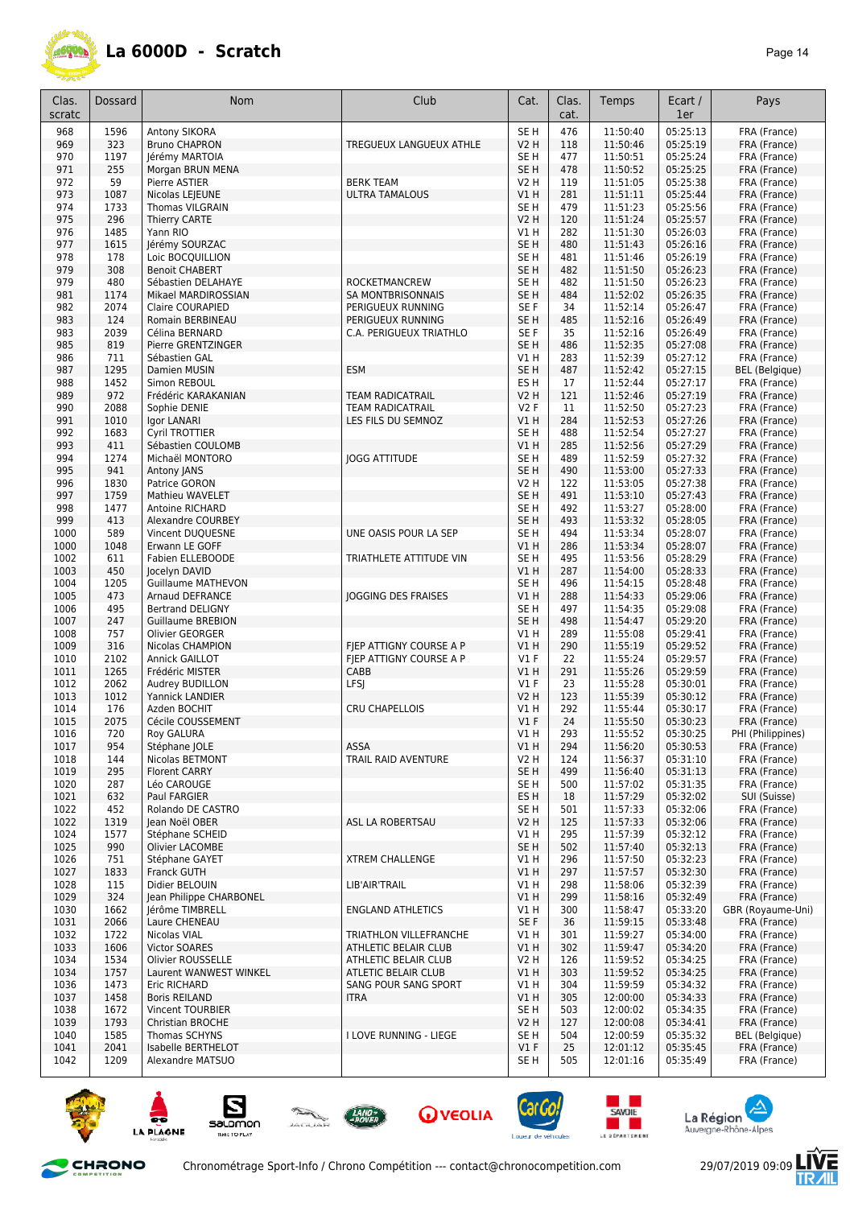# La 6000D - Scratch

| Clas. scratc | Dossard | Nom | Club | Cat. | Clas. cat. | Temps | Ecart / 1er | Pays |
|---|---|---|---|---|---|---|---|---|
| 968 | 1596 | Antony SIKORA | | SE H | 476 | 11:50:40 | 05:25:13 | FRA (France) |
| 969 | 323 | Bruno CHAPRON | TREGUEUX LANGUEUX ATHLE | V2 H | 118 | 11:50:46 | 05:25:19 | FRA (France) |
| 970 | 1197 | Jérémy MARTOIA | | SE H | 477 | 11:50:51 | 05:25:24 | FRA (France) |
| 971 | 255 | Morgan BRUN MENA | | SE H | 478 | 11:50:52 | 05:25:25 | FRA (France) |
| 972 | 59 | Pierre ASTIER | BERK TEAM | V2 H | 119 | 11:51:05 | 05:25:38 | FRA (France) |
| 973 | 1087 | Nicolas LEJEUNE | ULTRA TAMALOUS | V1 H | 281 | 11:51:11 | 05:25:44 | FRA (France) |
| 974 | 1733 | Thomas VILGRAIN | | SE H | 479 | 11:51:23 | 05:25:56 | FRA (France) |
| 975 | 296 | Thierry CARTE | | V2 H | 120 | 11:51:24 | 05:25:57 | FRA (France) |
| 976 | 1485 | Yann RIO | | V1 H | 282 | 11:51:30 | 05:26:03 | FRA (France) |
| 977 | 1615 | Jérémy SOURZAC | | SE H | 480 | 11:51:43 | 05:26:16 | FRA (France) |
| 978 | 178 | Loic BOCQUILLION | | SE H | 481 | 11:51:46 | 05:26:19 | FRA (France) |
| 979 | 308 | Benoit CHABERT | | SE H | 482 | 11:51:50 | 05:26:23 | FRA (France) |
| 979 | 480 | Sébastien DELAHAYE | ROCKETMANCREW | SE H | 482 | 11:51:50 | 05:26:23 | FRA (France) |
| 981 | 1174 | Mikael MARDIROSSIAN | SA MONTBRISONNAIS | SE H | 484 | 11:52:02 | 05:26:35 | FRA (France) |
| 982 | 2074 | Claire COURAPIED | PERIGUEUX RUNNING | SE F | 34 | 11:52:14 | 05:26:47 | FRA (France) |
| 983 | 124 | Romain BERBINEAU | PERIGUEUX RUNNING | SE H | 485 | 11:52:16 | 05:26:49 | FRA (France) |
| 983 | 2039 | Célina BERNARD | C.A. PERIGUEUX TRIATHLO | SE F | 35 | 11:52:16 | 05:26:49 | FRA (France) |
| 985 | 819 | Pierre GRENTZINGER | | SE H | 486 | 11:52:35 | 05:27:08 | FRA (France) |
| 986 | 711 | Sébastien GAL | | V1 H | 283 | 11:52:39 | 05:27:12 | FRA (France) |
| 987 | 1295 | Damien MUSIN | ESM | SE H | 487 | 11:52:42 | 05:27:15 | BEL (Belgique) |
| 988 | 1452 | Simon REBOUL | | ES H | 17 | 11:52:44 | 05:27:17 | FRA (France) |
| 989 | 972 | Frédéric KARAKANIAN | TEAM RADICATRAIL | V2 H | 121 | 11:52:46 | 05:27:19 | FRA (France) |
| 990 | 2088 | Sophie DENIE | TEAM RADICATRAIL | V2 F | 11 | 11:52:50 | 05:27:23 | FRA (France) |
| 991 | 1010 | Igor LANARI | LES FILS DU SEMNOZ | V1 H | 284 | 11:52:53 | 05:27:26 | FRA (France) |
| 992 | 1683 | Cyril TROTTIER | | SE H | 488 | 11:52:54 | 05:27:27 | FRA (France) |
| 993 | 411 | Sébastien COULOMB | | V1 H | 285 | 11:52:56 | 05:27:29 | FRA (France) |
| 994 | 1274 | Michaël MONTORO | JOGG ATTITUDE | SE H | 489 | 11:52:59 | 05:27:32 | FRA (France) |
| 995 | 941 | Antony JANS | | SE H | 490 | 11:53:00 | 05:27:33 | FRA (France) |
| 996 | 1830 | Patrice GORON | | V2 H | 122 | 11:53:05 | 05:27:38 | FRA (France) |
| 997 | 1759 | Mathieu WAVELET | | SE H | 491 | 11:53:10 | 05:27:43 | FRA (France) |
| 998 | 1477 | Antoine RICHARD | | SE H | 492 | 11:53:27 | 05:28:00 | FRA (France) |
| 999 | 413 | Alexandre COURBEY | | SE H | 493 | 11:53:32 | 05:28:05 | FRA (France) |
| 1000 | 589 | Vincent DUQUESNE | UNE OASIS POUR LA SEP | SE H | 494 | 11:53:34 | 05:28:07 | FRA (France) |
| 1000 | 1048 | Erwann LE GOFF | | V1 H | 286 | 11:53:34 | 05:28:07 | FRA (France) |
| 1002 | 611 | Fabien ELLEBOODE | TRIATHLETE ATTITUDE VIN | SE H | 495 | 11:53:56 | 05:28:29 | FRA (France) |
| 1003 | 450 | Jocelyn DAVID | | V1 H | 287 | 11:54:00 | 05:28:33 | FRA (France) |
| 1004 | 1205 | Guillaume MATHEVON | | SE H | 496 | 11:54:15 | 05:28:48 | FRA (France) |
| 1005 | 473 | Arnaud DEFRANCE | JOGGING DES FRAISES | V1 H | 288 | 11:54:33 | 05:29:06 | FRA (France) |
| 1006 | 495 | Bertrand DELIGNY | | SE H | 497 | 11:54:35 | 05:29:08 | FRA (France) |
| 1007 | 247 | Guillaume BREBION | | SE H | 498 | 11:54:47 | 05:29:20 | FRA (France) |
| 1008 | 757 | Olivier GEORGER | | V1 H | 289 | 11:55:08 | 05:29:41 | FRA (France) |
| 1009 | 316 | Nicolas CHAMPION | FJEP ATTIGNY COURSE A P | V1 H | 290 | 11:55:19 | 05:29:52 | FRA (France) |
| 1010 | 2102 | Annick GAILLOT | FJEP ATTIGNY COURSE A P | V1 F | 22 | 11:55:24 | 05:29:57 | FRA (France) |
| 1011 | 1265 | Frédéric MISTER | CABB | V1 H | 291 | 11:55:26 | 05:29:59 | FRA (France) |
| 1012 | 2062 | Audrey BUDILLON | LFSJ | V1 F | 23 | 11:55:28 | 05:30:01 | FRA (France) |
| 1013 | 1012 | Yannick LANDIER | | V2 H | 123 | 11:55:39 | 05:30:12 | FRA (France) |
| 1014 | 176 | Azden BOCHIT | CRU CHAPELLOIS | V1 H | 292 | 11:55:44 | 05:30:17 | FRA (France) |
| 1015 | 2075 | Cécile COUSSEMENT | | V1 F | 24 | 11:55:50 | 05:30:23 | FRA (France) |
| 1016 | 720 | Roy GALURA | | V1 H | 293 | 11:55:52 | 05:30:25 | PHI (Philippines) |
| 1017 | 954 | Stéphane JOLE | ASSA | V1 H | 294 | 11:56:20 | 05:30:53 | FRA (France) |
| 1018 | 144 | Nicolas BETMONT | TRAIL RAID AVENTURE | V2 H | 124 | 11:56:37 | 05:31:10 | FRA (France) |
| 1019 | 295 | Florent CARRY | | SE H | 499 | 11:56:40 | 05:31:13 | FRA (France) |
| 1020 | 287 | Léo CAROUGE | | SE H | 500 | 11:57:02 | 05:31:35 | FRA (France) |
| 1021 | 632 | Paul FARGIER | | ES H | 18 | 11:57:29 | 05:32:02 | SUI (Suisse) |
| 1022 | 452 | Rolando DE CASTRO | | SE H | 501 | 11:57:33 | 05:32:06 | FRA (France) |
| 1022 | 1319 | Jean Noël OBER | ASL LA ROBERTSAU | V2 H | 125 | 11:57:33 | 05:32:06 | FRA (France) |
| 1024 | 1577 | Stéphane SCHEID | | V1 H | 295 | 11:57:39 | 05:32:12 | FRA (France) |
| 1025 | 990 | Olivier LACOMBE | | SE H | 502 | 11:57:40 | 05:32:13 | FRA (France) |
| 1026 | 751 | Stéphane GAYET | XTREM CHALLENGE | V1 H | 296 | 11:57:50 | 05:32:23 | FRA (France) |
| 1027 | 1833 | Franck GUTH | | V1 H | 297 | 11:57:57 | 05:32:30 | FRA (France) |
| 1028 | 115 | Didier BELOUIN | LIB'AIR'TRAIL | V1 H | 298 | 11:58:06 | 05:32:39 | FRA (France) |
| 1029 | 324 | Jean Philippe CHARBONEL | | V1 H | 299 | 11:58:16 | 05:32:49 | FRA (France) |
| 1030 | 1662 | Jérôme TIMBRELL | ENGLAND ATHLETICS | V1 H | 300 | 11:58:47 | 05:33:20 | GBR (Royaume-Uni) |
| 1031 | 2066 | Laure CHENEAU | | SE F | 36 | 11:59:15 | 05:33:48 | FRA (France) |
| 1032 | 1722 | Nicolas VIAL | TRIATHLON VILLEFRANCHE | V1 H | 301 | 11:59:27 | 05:34:00 | FRA (France) |
| 1033 | 1606 | Victor SOARES | ATHLETIC BELAIR CLUB | V1 H | 302 | 11:59:47 | 05:34:20 | FRA (France) |
| 1034 | 1534 | Olivier ROUSSELLE | ATHLETIC BELAIR CLUB | V2 H | 126 | 11:59:52 | 05:34:25 | FRA (France) |
| 1034 | 1757 | Laurent WANWEST WINKEL | ATLETIC BELAIR CLUB | V1 H | 303 | 11:59:52 | 05:34:25 | FRA (France) |
| 1036 | 1473 | Eric RICHARD | SANG POUR SANG SPORT | V1 H | 304 | 11:59:59 | 05:34:32 | FRA (France) |
| 1037 | 1458 | Boris REILAND | ITRA | V1 H | 305 | 12:00:00 | 05:34:33 | FRA (France) |
| 1038 | 1672 | Vincent TOURBIER | | SE H | 503 | 12:00:02 | 05:34:35 | FRA (France) |
| 1039 | 1793 | Christian BROCHE | | V2 H | 127 | 12:00:08 | 05:34:41 | FRA (France) |
| 1040 | 1585 | Thomas SCHYNS | I LOVE RUNNING - LIEGE | SE H | 504 | 12:00:59 | 05:35:32 | BEL (Belgique) |
| 1041 | 2041 | Isabelle BERTHELOT | | V1 F | 25 | 12:01:12 | 05:35:45 | FRA (France) |
| 1042 | 1209 | Alexandre MATSUO | | SE H | 505 | 12:01:16 | 05:35:49 | FRA (France) |

Chronométrage Sport-Info / Chrono Compétition --- contact@chronocompetition.com

29/07/2019 09:09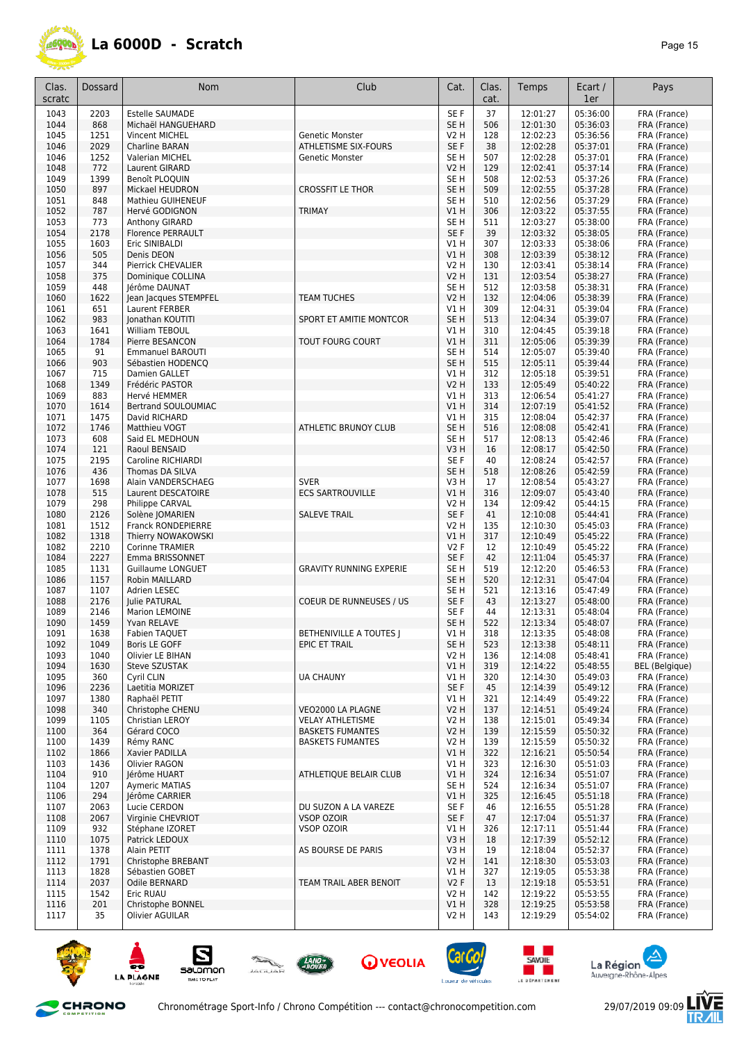# La 6000D - Scratch

| Clas. scratc | Dossard | Nom | Club | Cat. | Clas. cat. | Temps | Ecart / 1er | Pays |
|---|---|---|---|---|---|---|---|---|
| 1043 | 2203 | Estelle SAUMADE | | SE F | 37 | 12:01:27 | 05:36:00 | FRA (France) |
| 1044 | 868 | Michaël HANGUEHARD | | SE H | 506 | 12:01:30 | 05:36:03 | FRA (France) |
| 1045 | 1251 | Vincent MICHEL | Genetic Monster | V2 H | 128 | 12:02:23 | 05:36:56 | FRA (France) |
| 1046 | 2029 | Charline BARAN | ATHLETISME SIX-FOURS | SE F | 38 | 12:02:28 | 05:37:01 | FRA (France) |
| 1046 | 1252 | Valerian MICHEL | Genetic Monster | SE H | 507 | 12:02:28 | 05:37:01 | FRA (France) |
| 1048 | 772 | Laurent GIRARD | | V2 H | 129 | 12:02:41 | 05:37:14 | FRA (France) |
| 1049 | 1399 | Benoît PLOQUIN | | SE H | 508 | 12:02:53 | 05:37:26 | FRA (France) |
| 1050 | 897 | Mickael HEUDRON | CROSSFIT LE THOR | SE H | 509 | 12:02:55 | 05:37:28 | FRA (France) |
| 1051 | 848 | Mathieu GUIHENEUF | | SE H | 510 | 12:02:56 | 05:37:29 | FRA (France) |
| 1052 | 787 | Hervé GODIGNON | TRIMAY | V1 H | 306 | 12:03:22 | 05:37:55 | FRA (France) |
| 1053 | 773 | Anthony GIRARD | | SE H | 511 | 12:03:27 | 05:38:00 | FRA (France) |
| 1054 | 2178 | Florence PERRAULT | | SE F | 39 | 12:03:32 | 05:38:05 | FRA (France) |
| 1055 | 1603 | Eric SINIBALDI | | V1 H | 307 | 12:03:33 | 05:38:06 | FRA (France) |
| 1056 | 505 | Denis DEON | | V1 H | 308 | 12:03:39 | 05:38:12 | FRA (France) |
| 1057 | 344 | Pierrick CHEVALIER | | V2 H | 130 | 12:03:41 | 05:38:14 | FRA (France) |
| 1058 | 375 | Dominique COLLINA | | V2 H | 131 | 12:03:54 | 05:38:27 | FRA (France) |
| 1059 | 448 | Jérôme DAUNAT | | SE H | 512 | 12:03:58 | 05:38:31 | FRA (France) |
| 1060 | 1622 | Jean Jacques STEMPFEL | TEAM TUCHES | V2 H | 132 | 12:04:06 | 05:38:39 | FRA (France) |
| 1061 | 651 | Laurent FERBER | | V1 H | 309 | 12:04:31 | 05:39:04 | FRA (France) |
| 1062 | 983 | Jonathan KOUTITI | SPORT ET AMITIE MONTCOR | SE H | 513 | 12:04:34 | 05:39:07 | FRA (France) |
| 1063 | 1641 | William TEBOUL | | V1 H | 310 | 12:04:45 | 05:39:18 | FRA (France) |
| 1064 | 1784 | Pierre BESANCON | TOUT FOURG COURT | V1 H | 311 | 12:05:06 | 05:39:39 | FRA (France) |
| 1065 | 91 | Emmanuel BAROUTI | | SE H | 514 | 12:05:07 | 05:39:40 | FRA (France) |
| 1066 | 903 | Sébastien HODENCQ | | SE H | 515 | 12:05:11 | 05:39:44 | FRA (France) |
| 1067 | 715 | Damien GALLET | | V1 H | 312 | 12:05:18 | 05:39:51 | FRA (France) |
| 1068 | 1349 | Frédéric PASTOR | | V2 H | 133 | 12:05:49 | 05:40:22 | FRA (France) |
| 1069 | 883 | Hervé HEMMER | | V1 H | 313 | 12:06:54 | 05:41:27 | FRA (France) |
| 1070 | 1614 | Bertrand SOULOUMIAC | | V1 H | 314 | 12:07:19 | 05:41:52 | FRA (France) |
| 1071 | 1475 | David RICHARD | | V1 H | 315 | 12:08:04 | 05:42:37 | FRA (France) |
| 1072 | 1746 | Matthieu VOGT | ATHLETIC BRUNOY CLUB | SE H | 516 | 12:08:08 | 05:42:41 | FRA (France) |
| 1073 | 608 | Said EL MEDHOUN | | SE H | 517 | 12:08:13 | 05:42:46 | FRA (France) |
| 1074 | 121 | Raoul BENSAID | | V3 H | 16 | 12:08:17 | 05:42:50 | FRA (France) |
| 1075 | 2195 | Caroline RICHIARDI | | SE F | 40 | 12:08:24 | 05:42:57 | FRA (France) |
| 1076 | 436 | Thomas DA SILVA | | SE H | 518 | 12:08:26 | 05:42:59 | FRA (France) |
| 1077 | 1698 | Alain VANDERSCHAEG | SVER | V3 H | 17 | 12:08:54 | 05:43:27 | FRA (France) |
| 1078 | 515 | Laurent DESCATOIRE | ECS SARTROUVILLE | V1 H | 316 | 12:09:07 | 05:43:40 | FRA (France) |
| 1079 | 298 | Philippe CARVAL | | V2 H | 134 | 12:09:42 | 05:44:15 | FRA (France) |
| 1080 | 2126 | Solène JOMARIEN | SALEVE TRAIL | SE F | 41 | 12:10:08 | 05:44:41 | FRA (France) |
| 1081 | 1512 | Franck RONDEPIERRE | | V2 H | 135 | 12:10:30 | 05:45:03 | FRA (France) |
| 1082 | 1318 | Thierry NOWAKOWSKI | | V1 H | 317 | 12:10:49 | 05:45:22 | FRA (France) |
| 1082 | 2210 | Corinne TRAMIER | | V2 F | 12 | 12:10:49 | 05:45:22 | FRA (France) |
| 1084 | 2227 | Emma BRISSONNET | | SE F | 42 | 12:11:04 | 05:45:37 | FRA (France) |
| 1085 | 1131 | Guillaume LONGUET | GRAVITY RUNNING EXPERIE | SE H | 519 | 12:12:20 | 05:46:53 | FRA (France) |
| 1086 | 1157 | Robin MAILLARD | | SE H | 520 | 12:12:31 | 05:47:04 | FRA (France) |
| 1087 | 1107 | Adrien LESEC | | SE H | 521 | 12:13:16 | 05:47:49 | FRA (France) |
| 1088 | 2176 | Julie PATURAL | COEUR DE RUNNEUSES / US | SE F | 43 | 12:13:27 | 05:48:00 | FRA (France) |
| 1089 | 2146 | Marion LEMOINE | | SE F | 44 | 12:13:31 | 05:48:04 | FRA (France) |
| 1090 | 1459 | Yvan RELAVE | | SE H | 522 | 12:13:34 | 05:48:07 | FRA (France) |
| 1091 | 1638 | Fabien TAQUET | BETHENIVILLE A TOUTES J | V1 H | 318 | 12:13:35 | 05:48:08 | FRA (France) |
| 1092 | 1049 | Boris LE GOFF | EPIC ET TRAIL | SE H | 523 | 12:13:38 | 05:48:11 | FRA (France) |
| 1093 | 1040 | Olivier LE BIHAN | | V2 H | 136 | 12:14:08 | 05:48:41 | FRA (France) |
| 1094 | 1630 | Steve SZUSTAK | | V1 H | 319 | 12:14:22 | 05:48:55 | BEL (Belgique) |
| 1095 | 360 | Cyril CLIN | UA CHAUNY | V1 H | 320 | 12:14:30 | 05:49:03 | FRA (France) |
| 1096 | 2236 | Laetitia MORIZET | | SE F | 45 | 12:14:39 | 05:49:12 | FRA (France) |
| 1097 | 1380 | Raphaël PETIT | | V1 H | 321 | 12:14:49 | 05:49:22 | FRA (France) |
| 1098 | 340 | Christophe CHENU | VEO2000 LA PLAGNE | V2 H | 137 | 12:14:51 | 05:49:24 | FRA (France) |
| 1099 | 1105 | Christian LEROY | VELAY ATHLETISME | V2 H | 138 | 12:15:01 | 05:49:34 | FRA (France) |
| 1100 | 364 | Gérard COCO | BASKETS FUMANTES | V2 H | 139 | 12:15:59 | 05:50:32 | FRA (France) |
| 1100 | 1439 | Rémy RANC | BASKETS FUMANTES | V2 H | 139 | 12:15:59 | 05:50:32 | FRA (France) |
| 1102 | 1866 | Xavier PADILLA | | V1 H | 322 | 12:16:21 | 05:50:54 | FRA (France) |
| 1103 | 1436 | Olivier RAGON | | V1 H | 323 | 12:16:30 | 05:51:03 | FRA (France) |
| 1104 | 910 | Jérôme HUART | ATHLETIQUE BELAIR CLUB | V1 H | 324 | 12:16:34 | 05:51:07 | FRA (France) |
| 1104 | 1207 | Aymeric MATIAS | | SE H | 524 | 12:16:34 | 05:51:07 | FRA (France) |
| 1106 | 294 | Jérôme CARRIER | | V1 H | 325 | 12:16:45 | 05:51:18 | FRA (France) |
| 1107 | 2063 | Lucie CERDON | DU SUZON A LA VAREZE | SE F | 46 | 12:16:55 | 05:51:28 | FRA (France) |
| 1108 | 2067 | Virginie CHEVRIOT | VSOP OZOIR | SE F | 47 | 12:17:04 | 05:51:37 | FRA (France) |
| 1109 | 932 | Stéphane IZORET | VSOP OZOIR | V1 H | 326 | 12:17:11 | 05:51:44 | FRA (France) |
| 1110 | 1075 | Patrick LEDOUX | | V3 H | 18 | 12:17:39 | 05:52:12 | FRA (France) |
| 1111 | 1378 | Alain PETIT | AS BOURSE DE PARIS | V3 H | 19 | 12:18:04 | 05:52:37 | FRA (France) |
| 1112 | 1791 | Christophe BREBANT | | V2 H | 141 | 12:18:30 | 05:53:03 | FRA (France) |
| 1113 | 1828 | Sébastien GOBET | | V1 H | 327 | 12:19:05 | 05:53:38 | FRA (France) |
| 1114 | 2037 | Odile BERNARD | TEAM TRAIL ABER BENOIT | V2 F | 13 | 12:19:18 | 05:53:51 | FRA (France) |
| 1115 | 1542 | Eric RUAU | | V2 H | 142 | 12:19:22 | 05:53:55 | FRA (France) |
| 1116 | 201 | Christophe BONNEL | | V1 H | 328 | 12:19:25 | 05:53:58 | FRA (France) |
| 1117 | 35 | Olivier AGUILAR | | V2 H | 143 | 12:19:29 | 05:54:02 | FRA (France) |

Chronométrage Sport-Info / Chrono Compétition --- contact@chronocompetition.com

29/07/2019 09:09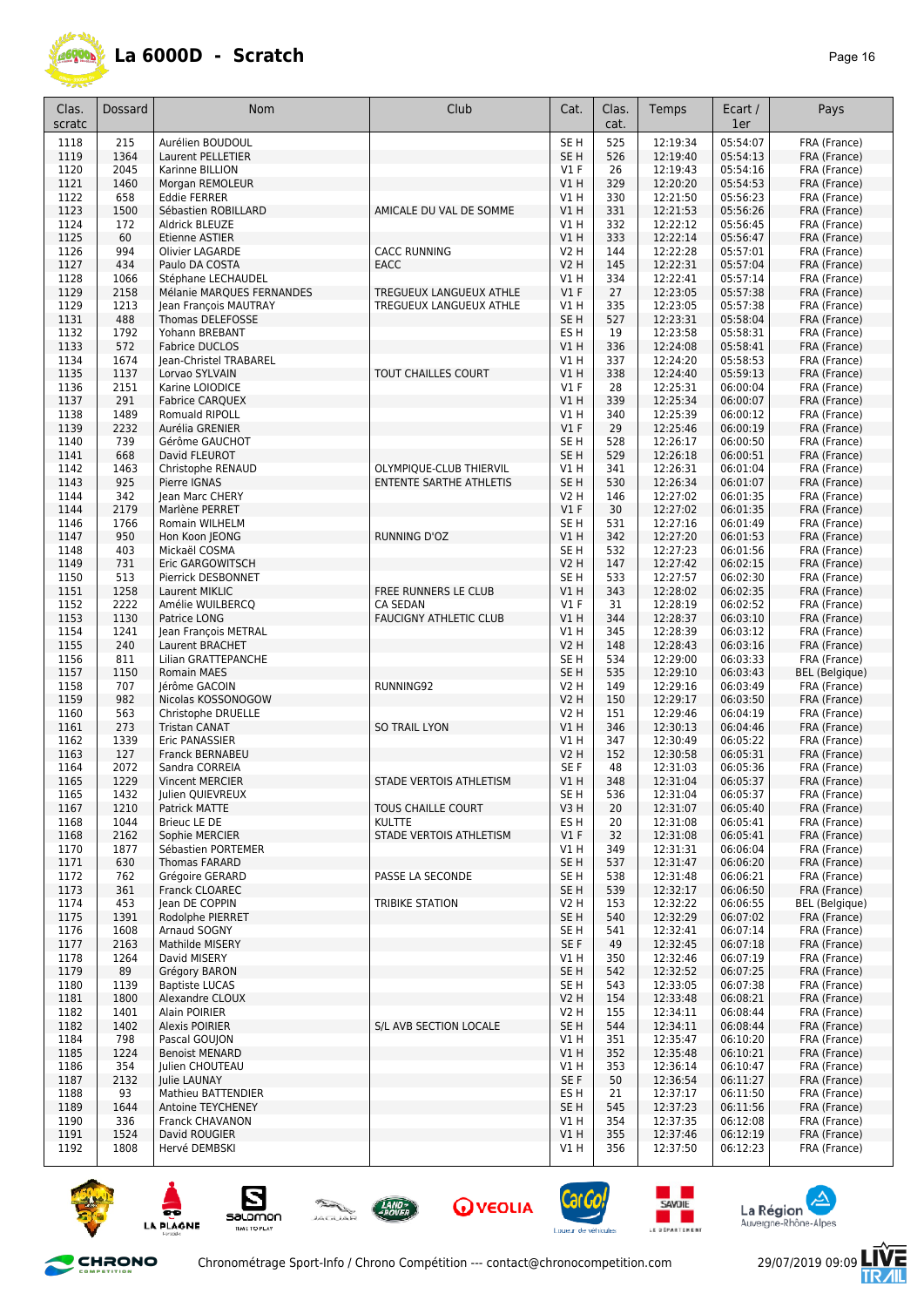# La 6000D - Scratch

| Clas. scratc | Dossard | Nom | Club | Cat. | Clas. cat. | Temps | Ecart / 1er | Pays |
|---|---|---|---|---|---|---|---|---|
| 1118 | 215 | Aurélien BOUDOUL | | SE H | 525 | 12:19:34 | 05:54:07 | FRA (France) |
| 1119 | 1364 | Laurent PELLETIER | | SE H | 526 | 12:19:40 | 05:54:13 | FRA (France) |
| 1120 | 2045 | Karinne BILLION | | V1 F | 26 | 12:19:43 | 05:54:16 | FRA (France) |
| 1121 | 1460 | Morgan REMOLEUR | | V1 H | 329 | 12:20:20 | 05:54:53 | FRA (France) |
| 1122 | 658 | Eddie FERRER | | V1 H | 330 | 12:21:50 | 05:56:23 | FRA (France) |
| 1123 | 1500 | Sébastien ROBILLARD | AMICALE DU VAL DE SOMME | V1 H | 331 | 12:21:53 | 05:56:26 | FRA (France) |
| 1124 | 172 | Aldrick BLEUZE | | V1 H | 332 | 12:22:12 | 05:56:45 | FRA (France) |
| 1125 | 60 | Etienne ASTIER | | V1 H | 333 | 12:22:14 | 05:56:47 | FRA (France) |
| 1126 | 994 | Olivier LAGARDE | CACC RUNNING | V2 H | 144 | 12:22:28 | 05:57:01 | FRA (France) |
| 1127 | 434 | Paulo DA COSTA | EACC | V2 H | 145 | 12:22:31 | 05:57:04 | FRA (France) |
| 1128 | 1066 | Stéphane LECHAUDEL | | V1 H | 334 | 12:22:41 | 05:57:14 | FRA (France) |
| 1129 | 2158 | Mélanie MARQUES FERNANDES | TREGUEUX LANGUEUX ATHLE | V1 F | 27 | 12:23:05 | 05:57:38 | FRA (France) |
| 1129 | 1213 | Jean François MAUTRAY | TREGUEUX LANGUEUX ATHLE | V1 H | 335 | 12:23:05 | 05:57:38 | FRA (France) |
| 1131 | 488 | Thomas DELEFOSSE | | SE H | 527 | 12:23:31 | 05:58:04 | FRA (France) |
| 1132 | 1792 | Yohann BREBANT | | ES H | 19 | 12:23:58 | 05:58:31 | FRA (France) |
| 1133 | 572 | Fabrice DUCLOS | | V1 H | 336 | 12:24:08 | 05:58:41 | FRA (France) |
| 1134 | 1674 | Jean-Christel TRABAREL | | V1 H | 337 | 12:24:20 | 05:58:53 | FRA (France) |
| 1135 | 1137 | Lorvao SYLVAIN | TOUT CHAILLES COURT | V1 H | 338 | 12:24:40 | 05:59:13 | FRA (France) |
| 1136 | 2151 | Karine LOIODICE | | V1 F | 28 | 12:25:31 | 06:00:04 | FRA (France) |
| 1137 | 291 | Fabrice CARQUEX | | V1 H | 339 | 12:25:34 | 06:00:07 | FRA (France) |
| 1138 | 1489 | Romuald RIPOLL | | V1 H | 340 | 12:25:39 | 06:00:12 | FRA (France) |
| 1139 | 2232 | Aurélia GRENIER | | V1 F | 29 | 12:25:46 | 06:00:19 | FRA (France) |
| 1140 | 739 | Gérôme GAUCHOT | | SE H | 528 | 12:26:17 | 06:00:50 | FRA (France) |
| 1141 | 668 | David FLEUROT | | SE H | 529 | 12:26:18 | 06:00:51 | FRA (France) |
| 1142 | 1463 | Christophe RENAUD | OLYMPIQUE-CLUB THIERVIL | V1 H | 341 | 12:26:31 | 06:01:04 | FRA (France) |
| 1143 | 925 | Pierre IGNAS | ENTENTE SARTHE ATHLETIS | SE H | 530 | 12:26:34 | 06:01:07 | FRA (France) |
| 1144 | 342 | Jean Marc CHERY | | V2 H | 146 | 12:27:02 | 06:01:35 | FRA (France) |
| 1144 | 2179 | Marlène PERRET | | V1 F | 30 | 12:27:02 | 06:01:35 | FRA (France) |
| 1146 | 1766 | Romain WILHELM | | SE H | 531 | 12:27:16 | 06:01:49 | FRA (France) |
| 1147 | 950 | Hon Koon JEONG | RUNNING D'OZ | V1 H | 342 | 12:27:20 | 06:01:53 | FRA (France) |
| 1148 | 403 | Mickaël COSMA | | SE H | 532 | 12:27:23 | 06:01:56 | FRA (France) |
| 1149 | 731 | Eric GARGOWITSCH | | V2 H | 147 | 12:27:42 | 06:02:15 | FRA (France) |
| 1150 | 513 | Pierrick DESBONNET | | SE H | 533 | 12:27:57 | 06:02:30 | FRA (France) |
| 1151 | 1258 | Laurent MIKLIC | FREE RUNNERS LE CLUB | V1 H | 343 | 12:28:02 | 06:02:35 | FRA (France) |
| 1152 | 2222 | Amélie WUILBERCQ | CA SEDAN | V1 F | 31 | 12:28:19 | 06:02:52 | FRA (France) |
| 1153 | 1130 | Patrice LONG | FAUCIGNY ATHLETIC CLUB | V1 H | 344 | 12:28:37 | 06:03:10 | FRA (France) |
| 1154 | 1241 | Jean François METRAL | | V1 H | 345 | 12:28:39 | 06:03:12 | FRA (France) |
| 1155 | 240 | Laurent BRACHET | | V2 H | 148 | 12:28:43 | 06:03:16 | FRA (France) |
| 1156 | 811 | Lilian GRATTEPANCHE | | SE H | 534 | 12:29:00 | 06:03:33 | FRA (France) |
| 1157 | 1150 | Romain MAES | | SE H | 535 | 12:29:10 | 06:03:43 | BEL (Belgique) |
| 1158 | 707 | Jérôme GACOIN | RUNNING92 | V2 H | 149 | 12:29:16 | 06:03:49 | FRA (France) |
| 1159 | 982 | Nicolas KOSSONOGOW | | V2 H | 150 | 12:29:17 | 06:03:50 | FRA (France) |
| 1160 | 563 | Christophe DRUELLE | | V2 H | 151 | 12:29:46 | 06:04:19 | FRA (France) |
| 1161 | 273 | Tristan CANAT | SO TRAIL LYON | V1 H | 346 | 12:30:13 | 06:04:46 | FRA (France) |
| 1162 | 1339 | Eric PANASSIER | | V1 H | 347 | 12:30:49 | 06:05:22 | FRA (France) |
| 1163 | 127 | Franck BERNABEU | | V2 H | 152 | 12:30:58 | 06:05:31 | FRA (France) |
| 1164 | 2072 | Sandra CORREIA | | SE F | 48 | 12:31:03 | 06:05:36 | FRA (France) |
| 1165 | 1229 | Vincent MERCIER | STADE VERTOIS ATHLETISM | V1 H | 348 | 12:31:04 | 06:05:37 | FRA (France) |
| 1165 | 1432 | Julien QUIEVREUX | | SE H | 536 | 12:31:04 | 06:05:37 | FRA (France) |
| 1167 | 1210 | Patrick MATTE | TOUS CHAILLE COURT | V3 H | 20 | 12:31:07 | 06:05:40 | FRA (France) |
| 1168 | 1044 | Brieuc LE DE | KULTTE | ES H | 20 | 12:31:08 | 06:05:41 | FRA (France) |
| 1168 | 2162 | Sophie MERCIER | STADE VERTOIS ATHLETISM | V1 F | 32 | 12:31:08 | 06:05:41 | FRA (France) |
| 1170 | 1877 | Sébastien PORTEMER | | V1 H | 349 | 12:31:31 | 06:06:04 | FRA (France) |
| 1171 | 630 | Thomas FARARD | | SE H | 537 | 12:31:47 | 06:06:20 | FRA (France) |
| 1172 | 762 | Grégoire GERARD | PASSE LA SECONDE | SE H | 538 | 12:31:48 | 06:06:21 | FRA (France) |
| 1173 | 361 | Franck CLOAREC | | SE H | 539 | 12:32:17 | 06:06:50 | FRA (France) |
| 1174 | 453 | Jean DE COPPIN | TRIBIKE STATION | V2 H | 153 | 12:32:22 | 06:06:55 | BEL (Belgique) |
| 1175 | 1391 | Rodolphe PIERRET | | SE H | 540 | 12:32:29 | 06:07:02 | FRA (France) |
| 1176 | 1608 | Arnaud SOGNY | | SE H | 541 | 12:32:41 | 06:07:14 | FRA (France) |
| 1177 | 2163 | Mathilde MISERY | | SE F | 49 | 12:32:45 | 06:07:18 | FRA (France) |
| 1178 | 1264 | David MISERY | | V1 H | 350 | 12:32:46 | 06:07:19 | FRA (France) |
| 1179 | 89 | Grégory BARON | | SE H | 542 | 12:32:52 | 06:07:25 | FRA (France) |
| 1180 | 1139 | Baptiste LUCAS | | SE H | 543 | 12:33:05 | 06:07:38 | FRA (France) |
| 1181 | 1800 | Alexandre CLOUX | | V2 H | 154 | 12:33:48 | 06:08:21 | FRA (France) |
| 1182 | 1401 | Alain POIRIER | | V2 H | 155 | 12:34:11 | 06:08:44 | FRA (France) |
| 1182 | 1402 | Alexis POIRIER | S/L AVB SECTION LOCALE | SE H | 544 | 12:34:11 | 06:08:44 | FRA (France) |
| 1184 | 798 | Pascal GOUJON | | V1 H | 351 | 12:35:47 | 06:10:20 | FRA (France) |
| 1185 | 1224 | Benoist MENARD | | V1 H | 352 | 12:35:48 | 06:10:21 | FRA (France) |
| 1186 | 354 | Julien CHOUTEAU | | V1 H | 353 | 12:36:14 | 06:10:47 | FRA (France) |
| 1187 | 2132 | Julie LAUNAY | | SE F | 50 | 12:36:54 | 06:11:27 | FRA (France) |
| 1188 | 93 | Mathieu BATTENDIER | | ES H | 21 | 12:37:17 | 06:11:50 | FRA (France) |
| 1189 | 1644 | Antoine TEYCHENEY | | SE H | 545 | 12:37:23 | 06:11:56 | FRA (France) |
| 1190 | 336 | Franck CHAVANON | | V1 H | 354 | 12:37:35 | 06:12:08 | FRA (France) |
| 1191 | 1524 | David ROUGIER | | V1 H | 355 | 12:37:46 | 06:12:19 | FRA (France) |
| 1192 | 1808 | Hervé DEMBSKI | | V1 H | 356 | 12:37:50 | 06:12:23 | FRA (France) |

Chronométrage Sport-Info / Chrono Compétition --- contact@chronocompetition.com 29/07/2019 09:09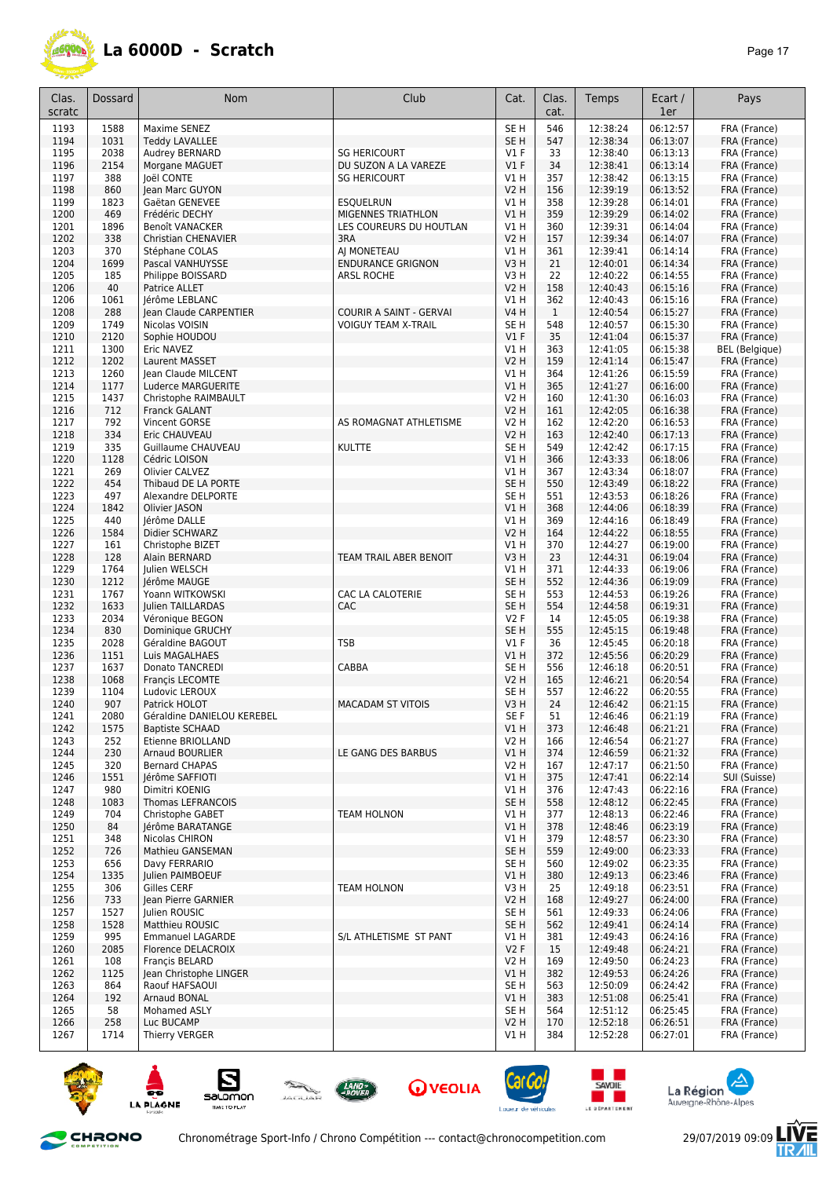# La 6000D - Scratch

| Clas. scratc | Dossard | Nom | Club | Cat. | Clas. cat. | Temps | Ecart / 1er | Pays |
|---|---|---|---|---|---|---|---|---|
| 1193 | 1588 | Maxime SENEZ | | SE H | 546 | 12:38:24 | 06:12:57 | FRA (France) |
| 1194 | 1031 | Teddy LAVALLEE | | SE H | 547 | 12:38:34 | 06:13:07 | FRA (France) |
| 1195 | 2038 | Audrey BERNARD | SG HERICOURT | V1 F | 33 | 12:38:40 | 06:13:13 | FRA (France) |
| 1196 | 2154 | Morgane MAGUET | DU SUZON A LA VAREZE | V1 F | 34 | 12:38:41 | 06:13:14 | FRA (France) |
| 1197 | 388 | Joël CONTE | SG HERICOURT | V1 H | 357 | 12:38:42 | 06:13:15 | FRA (France) |
| 1198 | 860 | Jean Marc GUYON | | V2 H | 156 | 12:39:19 | 06:13:52 | FRA (France) |
| 1199 | 1823 | Gaëtan GENEVEE | ESQUELRUN | V1 H | 358 | 12:39:28 | 06:14:01 | FRA (France) |
| 1200 | 469 | Frédéric DECHY | MIGENNES TRIATHLON | V1 H | 359 | 12:39:29 | 06:14:02 | FRA (France) |
| 1201 | 1896 | Benoît VANACKER | LES COUREURS DU HOUTLAN | V1 H | 360 | 12:39:31 | 06:14:04 | FRA (France) |
| 1202 | 338 | Christian CHENAVIER | 3RA | V2 H | 157 | 12:39:34 | 06:14:07 | FRA (France) |
| 1203 | 370 | Stéphane COLAS | AJ MONETEAU | V1 H | 361 | 12:39:41 | 06:14:14 | FRA (France) |
| 1204 | 1699 | Pascal VANHUYSSE | ENDURANCE GRIGNON | V3 H | 21 | 12:40:01 | 06:14:34 | FRA (France) |
| 1205 | 185 | Philippe BOISSARD | ARSL ROCHE | V3 H | 22 | 12:40:22 | 06:14:55 | FRA (France) |
| 1206 | 40 | Patrice ALLET | | V2 H | 158 | 12:40:43 | 06:15:16 | FRA (France) |
| 1206 | 1061 | Jérôme LEBLANC | | V1 H | 362 | 12:40:43 | 06:15:16 | FRA (France) |
| 1208 | 288 | Jean Claude CARPENTIER | COURIR A SAINT - GERVAI | V4 H | 1 | 12:40:54 | 06:15:27 | FRA (France) |
| 1209 | 1749 | Nicolas VOISIN | VOIGUY TEAM X-TRAIL | SE H | 548 | 12:40:57 | 06:15:30 | FRA (France) |
| 1210 | 2120 | Sophie HOUDOU | | V1 F | 35 | 12:41:04 | 06:15:37 | FRA (France) |
| 1211 | 1300 | Eric NAVEZ | | V1 H | 363 | 12:41:05 | 06:15:38 | BEL (Belgique) |
| 1212 | 1202 | Laurent MASSET | | V2 H | 159 | 12:41:14 | 06:15:47 | FRA (France) |
| 1213 | 1260 | Jean Claude MILCENT | | V1 H | 364 | 12:41:26 | 06:15:59 | FRA (France) |
| 1214 | 1177 | Luderce MARGUERITE | | V1 H | 365 | 12:41:27 | 06:16:00 | FRA (France) |
| 1215 | 1437 | Christophe RAIMBAULT | | V2 H | 160 | 12:41:30 | 06:16:03 | FRA (France) |
| 1216 | 712 | Franck GALANT | | V2 H | 161 | 12:42:05 | 06:16:38 | FRA (France) |
| 1217 | 792 | Vincent GORSE | AS ROMAGNAT ATHLETISME | V2 H | 162 | 12:42:20 | 06:16:53 | FRA (France) |
| 1218 | 334 | Eric CHAUVEAU | | V2 H | 163 | 12:42:40 | 06:17:13 | FRA (France) |
| 1219 | 335 | Guillaume CHAUVEAU | KULTTE | SE H | 549 | 12:42:42 | 06:17:15 | FRA (France) |
| 1220 | 1128 | Cédric LOISON | | V1 H | 366 | 12:43:33 | 06:18:06 | FRA (France) |
| 1221 | 269 | Olivier CALVEZ | | V1 H | 367 | 12:43:34 | 06:18:07 | FRA (France) |
| 1222 | 454 | Thibaud DE LA PORTE | | SE H | 550 | 12:43:49 | 06:18:22 | FRA (France) |
| 1223 | 497 | Alexandre DELPORTE | | SE H | 551 | 12:43:53 | 06:18:26 | FRA (France) |
| 1224 | 1842 | Olivier JASON | | V1 H | 368 | 12:44:06 | 06:18:39 | FRA (France) |
| 1225 | 440 | Jérôme DALLE | | V1 H | 369 | 12:44:16 | 06:18:49 | FRA (France) |
| 1226 | 1584 | Didier SCHWARZ | | V2 H | 164 | 12:44:22 | 06:18:55 | FRA (France) |
| 1227 | 161 | Christophe BIZET | | V1 H | 370 | 12:44:27 | 06:19:00 | FRA (France) |
| 1228 | 128 | Alain BERNARD | TEAM TRAIL ABER BENOIT | V3 H | 23 | 12:44:31 | 06:19:04 | FRA (France) |
| 1229 | 1764 | Julien WELSCH | | V1 H | 371 | 12:44:33 | 06:19:06 | FRA (France) |
| 1230 | 1212 | Jérôme MAUGE | | SE H | 552 | 12:44:36 | 06:19:09 | FRA (France) |
| 1231 | 1767 | Yoann WITKOWSKI | CAC LA CALOTERIE | SE H | 553 | 12:44:53 | 06:19:26 | FRA (France) |
| 1232 | 1633 | Julien TAILLARDAS | CAC | SE H | 554 | 12:44:58 | 06:19:31 | FRA (France) |
| 1233 | 2034 | Véronique BEGON | | V2 F | 14 | 12:45:05 | 06:19:38 | FRA (France) |
| 1234 | 830 | Dominique GRUCHY | | SE H | 555 | 12:45:15 | 06:19:48 | FRA (France) |
| 1235 | 2028 | Géraldine BAGOUT | TSB | V1 F | 36 | 12:45:45 | 06:20:18 | FRA (France) |
| 1236 | 1151 | Luis MAGALHAES | | V1 H | 372 | 12:45:56 | 06:20:29 | FRA (France) |
| 1237 | 1637 | Donato TANCREDI | CABBA | SE H | 556 | 12:46:18 | 06:20:51 | FRA (France) |
| 1238 | 1068 | Françis LECOMTE | | V2 H | 165 | 12:46:21 | 06:20:54 | FRA (France) |
| 1239 | 1104 | Ludovic LEROUX | | SE H | 557 | 12:46:22 | 06:20:55 | FRA (France) |
| 1240 | 907 | Patrick HOLOT | MACADAM ST VITOIS | V3 H | 24 | 12:46:42 | 06:21:15 | FRA (France) |
| 1241 | 2080 | Géraldine DANIELOU KEREBEL | | SE F | 51 | 12:46:46 | 06:21:19 | FRA (France) |
| 1242 | 1575 | Baptiste SCHAAD | | V1 H | 373 | 12:46:48 | 06:21:21 | FRA (France) |
| 1243 | 252 | Etienne BRIOLLAND | | V2 H | 166 | 12:46:54 | 06:21:27 | FRA (France) |
| 1244 | 230 | Arnaud BOURLIER | LE GANG DES BARBUS | V1 H | 374 | 12:46:59 | 06:21:32 | FRA (France) |
| 1245 | 320 | Bernard CHAPAS | | V2 H | 167 | 12:47:17 | 06:21:50 | FRA (France) |
| 1246 | 1551 | Jérôme SAFFIOTI | | V1 H | 375 | 12:47:41 | 06:22:14 | SUI (Suisse) |
| 1247 | 980 | Dimitri KOENIG | | V1 H | 376 | 12:47:43 | 06:22:16 | FRA (France) |
| 1248 | 1083 | Thomas LEFRANCOIS | | SE H | 558 | 12:48:12 | 06:22:45 | FRA (France) |
| 1249 | 704 | Christophe GABET | TEAM HOLNON | V1 H | 377 | 12:48:13 | 06:22:46 | FRA (France) |
| 1250 | 84 | Jérôme BARATANGE | | V1 H | 378 | 12:48:46 | 06:23:19 | FRA (France) |
| 1251 | 348 | Nicolas CHIRON | | V1 H | 379 | 12:48:57 | 06:23:30 | FRA (France) |
| 1252 | 726 | Mathieu GANSEMAN | | SE H | 559 | 12:49:00 | 06:23:33 | FRA (France) |
| 1253 | 656 | Davy FERRARIO | | SE H | 560 | 12:49:02 | 06:23:35 | FRA (France) |
| 1254 | 1335 | Julien PAIMBOEUF | | V1 H | 380 | 12:49:13 | 06:23:46 | FRA (France) |
| 1255 | 306 | Gilles CERF | TEAM HOLNON | V3 H | 25 | 12:49:18 | 06:23:51 | FRA (France) |
| 1256 | 733 | Jean Pierre GARNIER | | V2 H | 168 | 12:49:27 | 06:24:00 | FRA (France) |
| 1257 | 1527 | Julien ROUSIC | | SE H | 561 | 12:49:33 | 06:24:06 | FRA (France) |
| 1258 | 1528 | Matthieu ROUSIC | | SE H | 562 | 12:49:41 | 06:24:14 | FRA (France) |
| 1259 | 995 | Emmanuel LAGARDE | S/L ATHLETISME ST PANT | V1 H | 381 | 12:49:43 | 06:24:16 | FRA (France) |
| 1260 | 2085 | Florence DELACROIX | | V2 F | 15 | 12:49:48 | 06:24:21 | FRA (France) |
| 1261 | 108 | Françis BELARD | | V2 H | 169 | 12:49:50 | 06:24:23 | FRA (France) |
| 1262 | 1125 | Jean Christophe LINGER | | V1 H | 382 | 12:49:53 | 06:24:26 | FRA (France) |
| 1263 | 864 | Raouf HAFSAOUI | | SE H | 563 | 12:50:09 | 06:24:42 | FRA (France) |
| 1264 | 192 | Arnaud BONAL | | V1 H | 383 | 12:51:08 | 06:25:41 | FRA (France) |
| 1265 | 58 | Mohamed ASLY | | SE H | 564 | 12:51:12 | 06:25:45 | FRA (France) |
| 1266 | 258 | Luc BUCAMP | | V2 H | 170 | 12:52:18 | 06:26:51 | FRA (France) |
| 1267 | 1714 | Thierry VERGER | | V1 H | 384 | 12:52:28 | 06:27:01 | FRA (France) |

Chronométrage Sport-Info / Chrono Compétition --- contact@chronocompetition.com

29/07/2019 09:09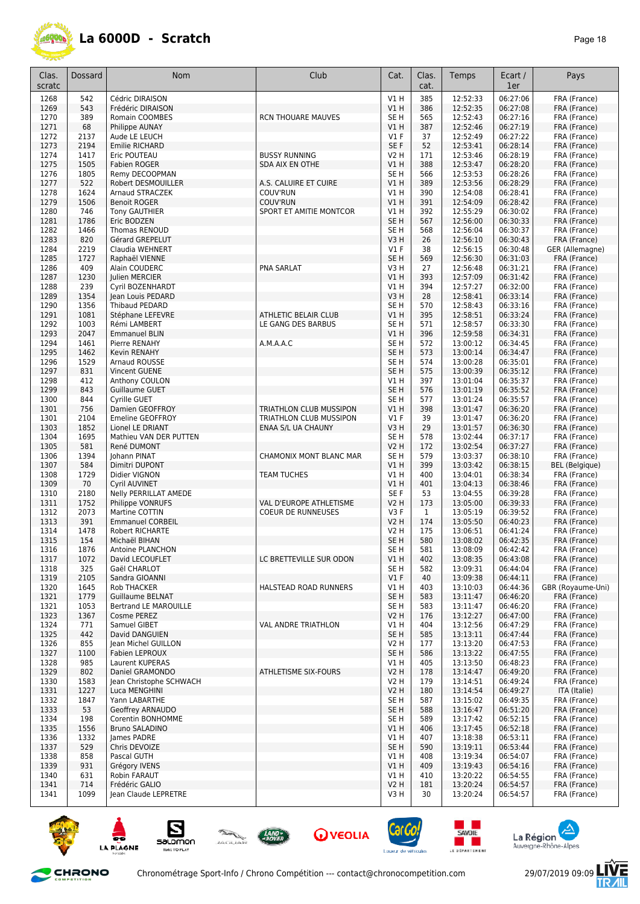# La 6000D - Scratch

| Clas. scratc | Dossard | Nom | Club | Cat. | Clas. cat. | Temps | Ecart / 1er | Pays |
|---|---|---|---|---|---|---|---|---|
| 1268 | 542 | Cédric DIRAISON | | V1 H | 385 | 12:52:33 | 06:27:06 | FRA (France) |
| 1269 | 543 | Frédéric DIRAISON | | V1 H | 386 | 12:52:35 | 06:27:08 | FRA (France) |
| 1270 | 389 | Romain COOMBES | RCN THOUARE MAUVES | SE H | 565 | 12:52:43 | 06:27:16 | FRA (France) |
| 1271 | 68 | Philippe AUNAY | | V1 H | 387 | 12:52:46 | 06:27:19 | FRA (France) |
| 1272 | 2137 | Aude LE LEUCH | | V1 F | 37 | 12:52:49 | 06:27:22 | FRA (France) |
| 1273 | 2194 | Emilie RICHARD | | SE F | 52 | 12:53:41 | 06:28:14 | FRA (France) |
| 1274 | 1417 | Eric POUTEAU | BUSSY RUNNING | V2 H | 171 | 12:53:46 | 06:28:19 | FRA (France) |
| 1275 | 1505 | Fabien ROGER | SDA AIX EN OTHE | V1 H | 388 | 12:53:47 | 06:28:20 | FRA (France) |
| 1276 | 1805 | Remy DECOOPMAN | | SE H | 566 | 12:53:53 | 06:28:26 | FRA (France) |
| 1277 | 522 | Robert DESMOUILLER | A.S. CALUIRE ET CUIRE | V1 H | 389 | 12:53:56 | 06:28:29 | FRA (France) |
| 1278 | 1624 | Arnaud STRACZEK | COUV'RUN | V1 H | 390 | 12:54:08 | 06:28:41 | FRA (France) |
| 1279 | 1506 | Benoit ROGER | COUV'RUN | V1 H | 391 | 12:54:09 | 06:28:42 | FRA (France) |
| 1280 | 746 | Tony GAUTHIER | SPORT ET AMITIE MONTCOR | V1 H | 392 | 12:55:29 | 06:30:02 | FRA (France) |
| 1281 | 1786 | Eric BODZEN | | SE H | 567 | 12:56:00 | 06:30:33 | FRA (France) |
| 1282 | 1466 | Thomas RENOUD | | SE H | 568 | 12:56:04 | 06:30:37 | FRA (France) |
| 1283 | 820 | Gérard GREPELUT | | V3 H | 26 | 12:56:10 | 06:30:43 | FRA (France) |
| 1284 | 2219 | Claudia WEHNERT | | V1 F | 38 | 12:56:15 | 06:30:48 | GER (Allemagne) |
| 1285 | 1727 | Raphaël VIENNE | | SE H | 569 | 12:56:30 | 06:31:03 | FRA (France) |
| 1286 | 409 | Alain COUDERC | PNA SARLAT | V3 H | 27 | 12:56:48 | 06:31:21 | FRA (France) |
| 1287 | 1230 | Julien MERCIER | | V1 H | 393 | 12:57:09 | 06:31:42 | FRA (France) |
| 1288 | 239 | Cyril BOZENHARDT | | V1 H | 394 | 12:57:27 | 06:32:00 | FRA (France) |
| 1289 | 1354 | Jean Louis PEDARD | | V3 H | 28 | 12:58:41 | 06:33:14 | FRA (France) |
| 1290 | 1356 | Thibaud PEDARD | | SE H | 570 | 12:58:43 | 06:33:16 | FRA (France) |
| 1291 | 1081 | Stéphane LEFEVRE | ATHLETIC BELAIR CLUB | V1 H | 395 | 12:58:51 | 06:33:24 | FRA (France) |
| 1292 | 1003 | Rémi LAMBERT | LE GANG DES BARBUS | SE H | 571 | 12:58:57 | 06:33:30 | FRA (France) |
| 1293 | 2047 | Emmanuel BLIN | | V1 H | 396 | 12:59:58 | 06:34:31 | FRA (France) |
| 1294 | 1461 | Pierre RENAHY | A.M.A.A.C | SE H | 572 | 13:00:12 | 06:34:45 | FRA (France) |
| 1295 | 1462 | Kevin RENAHY | | SE H | 573 | 13:00:14 | 06:34:47 | FRA (France) |
| 1296 | 1529 | Arnaud ROUSSE | | SE H | 574 | 13:00:28 | 06:35:01 | FRA (France) |
| 1297 | 831 | Vincent GUENE | | SE H | 575 | 13:00:39 | 06:35:12 | FRA (France) |
| 1298 | 412 | Anthony COULON | | V1 H | 397 | 13:01:04 | 06:35:37 | FRA (France) |
| 1299 | 843 | Guillaume GUET | | SE H | 576 | 13:01:19 | 06:35:52 | FRA (France) |
| 1300 | 844 | Cyrille GUET | | SE H | 577 | 13:01:24 | 06:35:57 | FRA (France) |
| 1301 | 756 | Damien GEOFFROY | TRIATHLON CLUB MUSSIPON | V1 H | 398 | 13:01:47 | 06:36:20 | FRA (France) |
| 1301 | 2104 | Emeline GEOFFROY | TRIATHLON CLUB MUSSIPON | V1 F | 39 | 13:01:47 | 06:36:20 | FRA (France) |
| 1303 | 1852 | Lionel LE DRIANT | ENAA S/L UA CHAUNY | V3 H | 29 | 13:01:57 | 06:36:30 | FRA (France) |
| 1304 | 1695 | Mathieu VAN DER PUTTEN | | SE H | 578 | 13:02:44 | 06:37:17 | FRA (France) |
| 1305 | 581 | René DUMONT | | V2 H | 172 | 13:02:54 | 06:37:27 | FRA (France) |
| 1306 | 1394 | Johann PINAT | CHAMONIX MONT BLANC MAR | SE H | 579 | 13:03:37 | 06:38:10 | FRA (France) |
| 1307 | 584 | Dimitri DUPONT | | V1 H | 399 | 13:03:42 | 06:38:15 | BEL (Belgique) |
| 1308 | 1729 | Didier VIGNON | TEAM TUCHES | V1 H | 400 | 13:04:01 | 06:38:34 | FRA (France) |
| 1309 | 70 | Cyril AUVINET | | V1 H | 401 | 13:04:13 | 06:38:46 | FRA (France) |
| 1310 | 2180 | Nelly PERRILLAT AMEDE | | SE F | 53 | 13:04:55 | 06:39:28 | FRA (France) |
| 1311 | 1752 | Philippe VONRUFS | VAL D'EUROPE ATHLETISME | V2 H | 173 | 13:05:00 | 06:39:33 | FRA (France) |
| 1312 | 2073 | Martine COTTIN | COEUR DE RUNNEUSES | V3 F | 1 | 13:05:19 | 06:39:52 | FRA (France) |
| 1313 | 391 | Emmanuel CORBEIL | | V2 H | 174 | 13:05:50 | 06:40:23 | FRA (France) |
| 1314 | 1478 | Robert RICHARTE | | V2 H | 175 | 13:06:51 | 06:41:24 | FRA (France) |
| 1315 | 154 | Michaël BIHAN | | SE H | 580 | 13:08:02 | 06:42:35 | FRA (France) |
| 1316 | 1876 | Antoine PLANCHON | | SE H | 581 | 13:08:09 | 06:42:42 | FRA (France) |
| 1317 | 1072 | David LECOUFLET | LC BRETTEVILLE SUR ODON | V1 H | 402 | 13:08:35 | 06:43:08 | FRA (France) |
| 1318 | 325 | Gaël CHARLOT | | SE H | 582 | 13:09:31 | 06:44:04 | FRA (France) |
| 1319 | 2105 | Sandra GIOANNI | | V1 F | 40 | 13:09:38 | 06:44:11 | FRA (France) |
| 1320 | 1645 | Rob THACKER | HALSTEAD ROAD RUNNERS | V1 H | 403 | 13:10:03 | 06:44:36 | GBR (Royaume-Uni) |
| 1321 | 1779 | Guillaume BELNAT | | SE H | 583 | 13:11:47 | 06:46:20 | FRA (France) |
| 1321 | 1053 | Bertrand LE MAROUILLE | | SE H | 583 | 13:11:47 | 06:46:20 | FRA (France) |
| 1323 | 1367 | Cosme PEREZ | | V2 H | 176 | 13:12:27 | 06:47:00 | FRA (France) |
| 1324 | 771 | Samuel GIBET | VAL ANDRE TRIATHLON | V1 H | 404 | 13:12:56 | 06:47:29 | FRA (France) |
| 1325 | 442 | David DANGUIEN | | SE H | 585 | 13:13:11 | 06:47:44 | FRA (France) |
| 1326 | 855 | Jean Michel GUILLON | | V2 H | 177 | 13:13:20 | 06:47:53 | FRA (France) |
| 1327 | 1100 | Fabien LEPROUX | | SE H | 586 | 13:13:22 | 06:47:55 | FRA (France) |
| 1328 | 985 | Laurent KUPERAS | | V1 H | 405 | 13:13:50 | 06:48:23 | FRA (France) |
| 1329 | 802 | Daniel GRAMONDO | ATHLETISME SIX-FOURS | V2 H | 178 | 13:14:47 | 06:49:20 | FRA (France) |
| 1330 | 1583 | Jean Christophe SCHWACH | | V2 H | 179 | 13:14:51 | 06:49:24 | FRA (France) |
| 1331 | 1227 | Luca MENGHINI | | V2 H | 180 | 13:14:54 | 06:49:27 | ITA (Italie) |
| 1332 | 1847 | Yann LABARTHE | | SE H | 587 | 13:15:02 | 06:49:35 | FRA (France) |
| 1333 | 53 | Geoffrey ARNAUDO | | SE H | 588 | 13:16:47 | 06:51:20 | FRA (France) |
| 1334 | 198 | Corentin BONHOMME | | SE H | 589 | 13:17:42 | 06:52:15 | FRA (France) |
| 1335 | 1556 | Bruno SALADINO | | V1 H | 406 | 13:17:45 | 06:52:18 | FRA (France) |
| 1336 | 1332 | James PADRE | | V1 H | 407 | 13:18:38 | 06:53:11 | FRA (France) |
| 1337 | 529 | Chris DEVOIZE | | SE H | 590 | 13:19:11 | 06:53:44 | FRA (France) |
| 1338 | 858 | Pascal GUTH | | V1 H | 408 | 13:19:34 | 06:54:07 | FRA (France) |
| 1339 | 931 | Grégory IVENS | | V1 H | 409 | 13:19:43 | 06:54:16 | FRA (France) |
| 1340 | 631 | Robin FARAUT | | V1 H | 410 | 13:20:22 | 06:54:55 | FRA (France) |
| 1341 | 714 | Frédéric GALIO | | V2 H | 181 | 13:20:24 | 06:54:57 | FRA (France) |
| 1341 | 1099 | Jean Claude LEPRETRE | | V3 H | 30 | 13:20:24 | 06:54:57 | FRA (France) |

Chronométrage Sport-Info / Chrono Compétition --- contact@chronocompetition.com

29/07/2019 09:09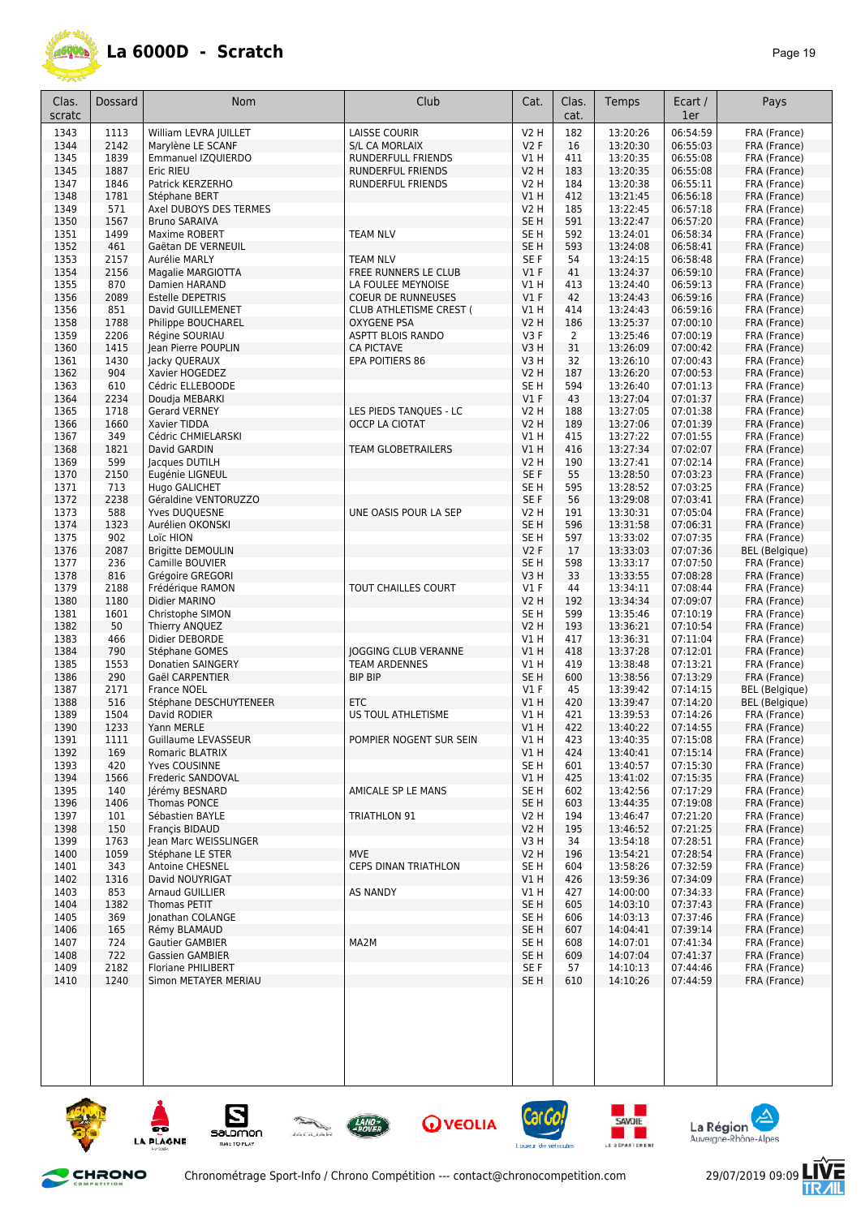# La 6000D - Scratch

| Clas. scratc | Dossard | Nom | Club | Cat. | Clas. cat. | Temps | Ecart / 1er | Pays |
|---|---|---|---|---|---|---|---|---|
| 1343 | 1113 | William LEVRA JUILLET | LAISSE COURIR | V2 H | 182 | 13:20:26 | 06:54:59 | FRA (France) |
| 1344 | 2142 | Marylène LE SCANF | S/L CA MORLAIX | V2 F | 16 | 13:20:30 | 06:55:03 | FRA (France) |
| 1345 | 1839 | Emmanuel IZQUIERDO | RUNDERFULL FRIENDS | V1 H | 411 | 13:20:35 | 06:55:08 | FRA (France) |
| 1345 | 1887 | Eric RIEU | RUNDERFUL FRIENDS | V2 H | 183 | 13:20:35 | 06:55:08 | FRA (France) |
| 1347 | 1846 | Patrick KERZERHO | RUNDERFUL FRIENDS | V2 H | 184 | 13:20:38 | 06:55:11 | FRA (France) |
| 1348 | 1781 | Stéphane BERT | | V1 H | 412 | 13:21:45 | 06:56:18 | FRA (France) |
| 1349 | 571 | Axel DUBOYS DES TERMES | | V2 H | 185 | 13:22:45 | 06:57:18 | FRA (France) |
| 1350 | 1567 | Bruno SARAIVA | | SE H | 591 | 13:22:47 | 06:57:20 | FRA (France) |
| 1351 | 1499 | Maxime ROBERT | TEAM NLV | SE H | 592 | 13:24:01 | 06:58:34 | FRA (France) |
| 1352 | 461 | Gaëtan DE VERNEUIL | | SE H | 593 | 13:24:08 | 06:58:41 | FRA (France) |
| 1353 | 2157 | Aurélie MARLY | TEAM NLV | SE F | 54 | 13:24:15 | 06:58:48 | FRA (France) |
| 1354 | 2156 | Magalie MARGIOTTA | FREE RUNNERS LE CLUB | V1 F | 41 | 13:24:37 | 06:59:10 | FRA (France) |
| 1355 | 870 | Damien HARAND | LA FOULEE MEYNOISE | V1 H | 413 | 13:24:40 | 06:59:13 | FRA (France) |
| 1356 | 2089 | Estelle DEPETRIS | COEUR DE RUNNEUSES | V1 F | 42 | 13:24:43 | 06:59:16 | FRA (France) |
| 1356 | 851 | David GUILLEMENET | CLUB ATHLETISME CREST ( | V1 H | 414 | 13:24:43 | 06:59:16 | FRA (France) |
| 1358 | 1788 | Philippe BOUCHAREL | OXYGENE PSA | V2 H | 186 | 13:25:37 | 07:00:10 | FRA (France) |
| 1359 | 2206 | Régine SOURIAU | ASPTT BLOIS RANDO | V3 F | 2 | 13:25:46 | 07:00:19 | FRA (France) |
| 1360 | 1415 | Jean Pierre POUPLIN | CA PICTAVE | V3 H | 31 | 13:26:09 | 07:00:42 | FRA (France) |
| 1361 | 1430 | Jacky QUERAUX | EPA POITIERS 86 | V3 H | 32 | 13:26:10 | 07:00:43 | FRA (France) |
| 1362 | 904 | Xavier HOGEDEZ | | V2 H | 187 | 13:26:20 | 07:00:53 | FRA (France) |
| 1363 | 610 | Cédric ELLEBOODE | | SE H | 594 | 13:26:40 | 07:01:13 | FRA (France) |
| 1364 | 2234 | Doudja MEBARKI | | V1 F | 43 | 13:27:04 | 07:01:37 | FRA (France) |
| 1365 | 1718 | Gerard VERNEY | LES PIEDS TANQUES - LC | V2 H | 188 | 13:27:05 | 07:01:38 | FRA (France) |
| 1366 | 1660 | Xavier TIDDA | OCCP LA CIOTAT | V2 H | 189 | 13:27:06 | 07:01:39 | FRA (France) |
| 1367 | 349 | Cédric CHMIELARSKI | | V1 H | 415 | 13:27:22 | 07:01:55 | FRA (France) |
| 1368 | 1821 | David GARDIN | TEAM GLOBETRAILERS | V1 H | 416 | 13:27:34 | 07:02:07 | FRA (France) |
| 1369 | 599 | Jacques DUTILH | | V2 H | 190 | 13:27:41 | 07:02:14 | FRA (France) |
| 1370 | 2150 | Eugénie LIGNEUL | | SE F | 55 | 13:28:50 | 07:03:23 | FRA (France) |
| 1371 | 713 | Hugo GALICHET | | SE H | 595 | 13:28:52 | 07:03:25 | FRA (France) |
| 1372 | 2238 | Géraldine VENTORUZZO | | SE F | 56 | 13:29:08 | 07:03:41 | FRA (France) |
| 1373 | 588 | Yves DUQUESNE | UNE OASIS POUR LA SEP | V2 H | 191 | 13:30:31 | 07:05:04 | FRA (France) |
| 1374 | 1323 | Aurélien OKONSKI | | SE H | 596 | 13:31:58 | 07:06:31 | FRA (France) |
| 1375 | 902 | Loïc HION | | SE H | 597 | 13:33:02 | 07:07:35 | FRA (France) |
| 1376 | 2087 | Brigitte DEMOULIN | | V2 F | 17 | 13:33:03 | 07:07:36 | BEL (Belgique) |
| 1377 | 236 | Camille BOUVIER | | SE H | 598 | 13:33:17 | 07:07:50 | FRA (France) |
| 1378 | 816 | Grégoire GREGORI | | V3 H | 33 | 13:33:55 | 07:08:28 | FRA (France) |
| 1379 | 2188 | Frédérique RAMON | TOUT CHAILLES COURT | V1 F | 44 | 13:34:11 | 07:08:44 | FRA (France) |
| 1380 | 1180 | Didier MARINO | | V2 H | 192 | 13:34:34 | 07:09:07 | FRA (France) |
| 1381 | 1601 | Christophe SIMON | | SE H | 599 | 13:35:46 | 07:10:19 | FRA (France) |
| 1382 | 50 | Thierry ANQUEZ | | V2 H | 193 | 13:36:21 | 07:10:54 | FRA (France) |
| 1383 | 466 | Didier DEBORDE | | V1 H | 417 | 13:36:31 | 07:11:04 | FRA (France) |
| 1384 | 790 | Stéphane GOMES | JOGGING CLUB VERANNE | V1 H | 418 | 13:37:28 | 07:12:01 | FRA (France) |
| 1385 | 1553 | Donatien SAINGERY | TEAM ARDENNES | V1 H | 419 | 13:38:48 | 07:13:21 | FRA (France) |
| 1386 | 290 | Gaël CARPENTIER | BIP BIP | SE H | 600 | 13:38:56 | 07:13:29 | FRA (France) |
| 1387 | 2171 | France NOEL | | V1 F | 45 | 13:39:42 | 07:14:15 | BEL (Belgique) |
| 1388 | 516 | Stéphane DESCHUYTENEER | ETC | V1 H | 420 | 13:39:47 | 07:14:20 | BEL (Belgique) |
| 1389 | 1504 | David RODIER | US TOUL ATHLETISME | V1 H | 421 | 13:39:53 | 07:14:26 | FRA (France) |
| 1390 | 1233 | Yann MERLE | | V1 H | 422 | 13:40:22 | 07:14:55 | FRA (France) |
| 1391 | 1111 | Guillaume LEVASSEUR | POMPIER NOGENT SUR SEIN | V1 H | 423 | 13:40:35 | 07:15:08 | FRA (France) |
| 1392 | 169 | Romaric BLATRIX | | V1 H | 424 | 13:40:41 | 07:15:14 | FRA (France) |
| 1393 | 420 | Yves COUSINNE | | SE H | 601 | 13:40:57 | 07:15:30 | FRA (France) |
| 1394 | 1566 | Frederic SANDOVAL | | V1 H | 425 | 13:41:02 | 07:15:35 | FRA (France) |
| 1395 | 140 | Jérémy BESNARD | AMICALE SP LE MANS | SE H | 602 | 13:42:56 | 07:17:29 | FRA (France) |
| 1396 | 1406 | Thomas PONCE | | SE H | 603 | 13:44:35 | 07:19:08 | FRA (France) |
| 1397 | 101 | Sébastien BAYLE | TRIATHLON 91 | V2 H | 194 | 13:46:47 | 07:21:20 | FRA (France) |
| 1398 | 150 | Françis BIDAUD | | V2 H | 195 | 13:46:52 | 07:21:25 | FRA (France) |
| 1399 | 1763 | Jean Marc WEISSLINGER | | V3 H | 34 | 13:54:18 | 07:28:51 | FRA (France) |
| 1400 | 1059 | Stéphane LE STER | MVE | V2 H | 196 | 13:54:21 | 07:28:54 | FRA (France) |
| 1401 | 343 | Antoine CHESNEL | CEPS DINAN TRIATHLON | SE H | 604 | 13:58:26 | 07:32:59 | FRA (France) |
| 1402 | 1316 | David NOUYRIGAT | | V1 H | 426 | 13:59:36 | 07:34:09 | FRA (France) |
| 1403 | 853 | Arnaud GUILLIER | AS NANDY | V1 H | 427 | 14:00:00 | 07:34:33 | FRA (France) |
| 1404 | 1382 | Thomas PETIT | | SE H | 605 | 14:03:10 | 07:37:43 | FRA (France) |
| 1405 | 369 | Jonathan COLANGE | | SE H | 606 | 14:03:13 | 07:37:46 | FRA (France) |
| 1406 | 165 | Rémy BLAMAUD | | SE H | 607 | 14:04:41 | 07:39:14 | FRA (France) |
| 1407 | 724 | Gautier GAMBIER | MA2M | SE H | 608 | 14:07:01 | 07:41:34 | FRA (France) |
| 1408 | 722 | Gassien GAMBIER | | SE H | 609 | 14:07:04 | 07:41:37 | FRA (France) |
| 1409 | 2182 | Floriane PHILIBERT | | SE F | 57 | 14:10:13 | 07:44:46 | FRA (France) |
| 1410 | 1240 | Simon METAYER MERIAU | | SE H | 610 | 14:10:26 | 07:44:59 | FRA (France) |

Chronométrage Sport-Info / Chrono Compétition --- contact@chronocompetition.com

29/07/2019 09:09